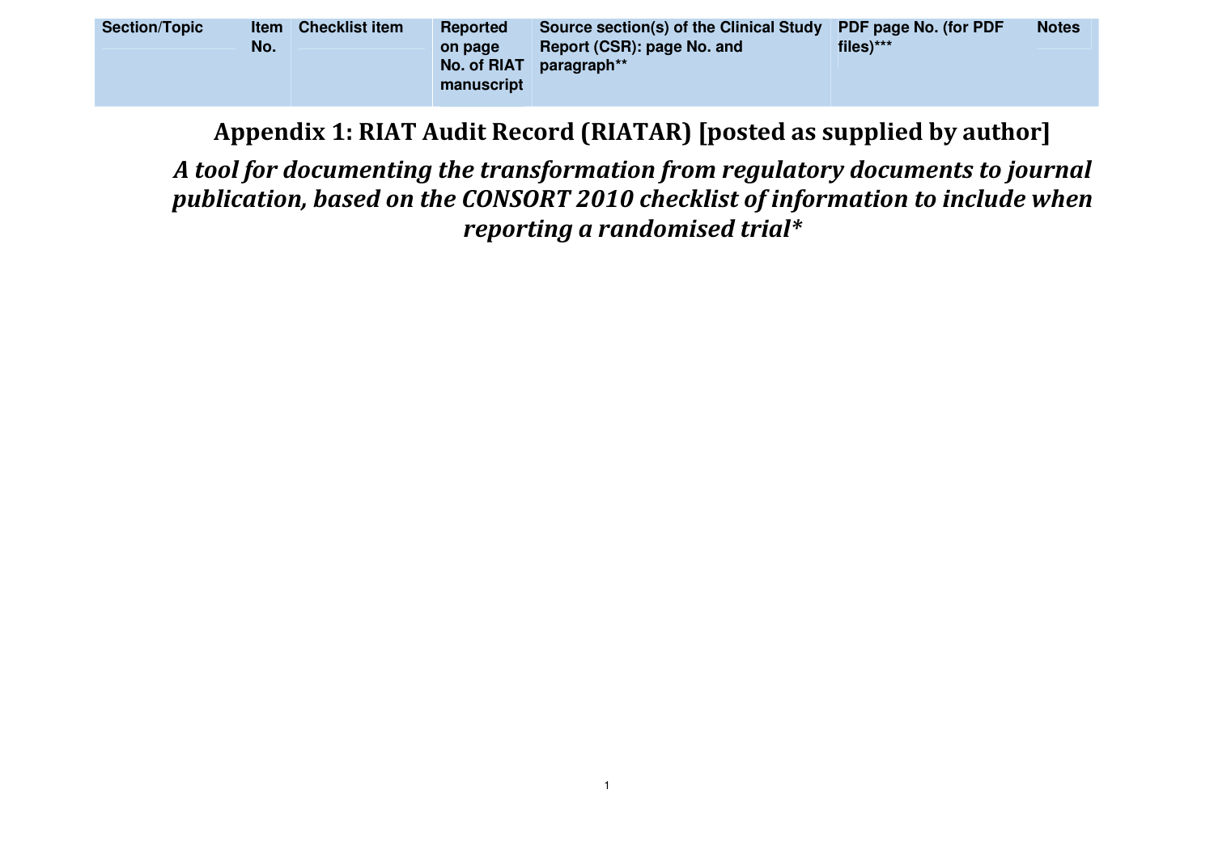| Section/Topic | Item No. | Checklist item | Reported on page No. of RIAT manuscript | Source section(s) of the Clinical Study Report (CSR): page No. and paragraph** | PDF page No. (for PDF files)*** | Notes |
|---|---|---|---|---|---|---|

# Appendix 1: RIAT Audit Record (RIATAR) [posted as supplied by author]

## *A tool for documenting the transformation from regulatory documents to journal publication, based on the CONSORT 2010 checklist of information to include when reporting a randomised trial**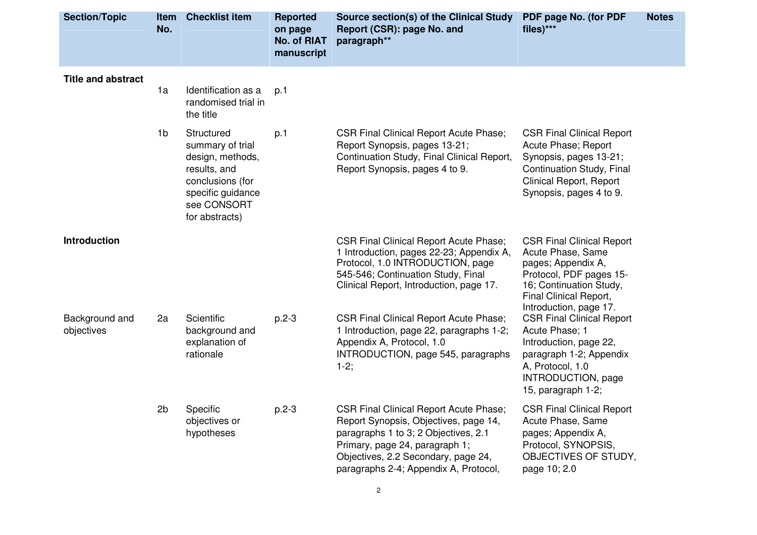| Section/Topic | Item No. | Checklist item | Reported on page No. of RIAT manuscript | Source section(s) of the Clinical Study Report (CSR): page No. and paragraph** | PDF page No. (for PDF files)*** | Notes |
|---|---|---|---|---|---|---|
| **Title and abstract** | | | | | | |
| | 1a | Identification as a randomised trial in the title | p.1 | | | |
| | 1b | Structured summary of trial design, methods, results, and conclusions (for specific guidance see CONSORT for abstracts) | p.1 | CSR Final Clinical Report Acute Phase; Report Synopsis, pages 13-21; Continuation Study, Final Clinical Report, Report Synopsis, pages 4 to 9. | CSR Final Clinical Report Acute Phase; Report Synopsis, pages 13-21; Continuation Study, Final Clinical Report, Report Synopsis, pages 4 to 9. | |
| **Introduction** | | | | CSR Final Clinical Report Acute Phase; 1 Introduction, pages 22-23; Appendix A, Protocol, 1.0 INTRODUCTION, page 545-546; Continuation Study, Final Clinical Report, Introduction, page 17. | CSR Final Clinical Report Acute Phase, Same pages; Appendix A, Protocol, PDF pages 15-16; Continuation Study, Final Clinical Report, Introduction, page 17. | |
| Background and objectives | 2a | Scientific background and explanation of rationale | p.2-3 | CSR Final Clinical Report Acute Phase; 1 Introduction, page 22, paragraphs 1-2; Appendix A, Protocol, 1.0 INTRODUCTION, page 545, paragraphs 1-2; | CSR Final Clinical Report Acute Phase; 1 Introduction, page 22, paragraph 1-2; Appendix A, Protocol, 1.0 INTRODUCTION, page 15, paragraph 1-2; | |
| | 2b | Specific objectives or hypotheses | p.2-3 | CSR Final Clinical Report Acute Phase; Report Synopsis, Objectives, page 14, paragraphs 1 to 3; 2 Objectives, 2.1 Primary, page 24, paragraph 1; Objectives, 2.2 Secondary, page 24, paragraphs 2-4; Appendix A, Protocol, | CSR Final Clinical Report Acute Phase, Same pages; Appendix A, Protocol, SYNOPSIS, OBJECTIVES OF STUDY, page 10; 2.0 | |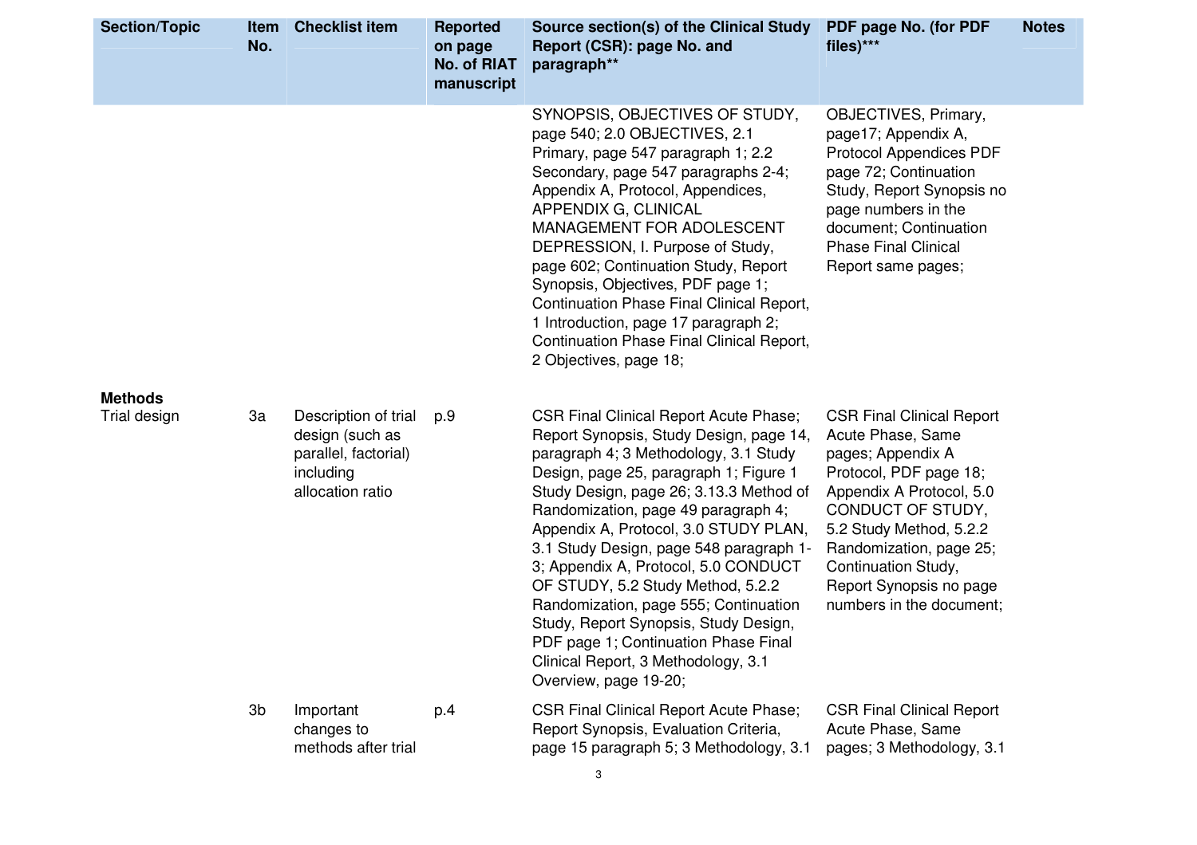| Section/Topic | Item No. | Checklist item | Reported on page No. of RIAT manuscript | Source section(s) of the Clinical Study Report (CSR): page No. and paragraph** | PDF page No. (for PDF files)*** | Notes |
|---|---|---|---|---|---|---|
| | | | | SYNOPSIS, OBJECTIVES OF STUDY, page 540; 2.0 OBJECTIVES, 2.1 Primary, page 547 paragraph 1; 2.2 Secondary, page 547 paragraphs 2-4; Appendix A, Protocol, Appendices, APPENDIX G, CLINICAL MANAGEMENT FOR ADOLESCENT DEPRESSION, I. Purpose of Study, page 602; Continuation Study, Report Synopsis, Objectives, PDF page 1; Continuation Phase Final Clinical Report, 1 Introduction, page 17 paragraph 2; Continuation Phase Final Clinical Report, 2 Objectives, page 18; | OBJECTIVES, Primary, page17; Appendix A, Protocol Appendices PDF page 72; Continuation Study, Report Synopsis no page numbers in the document; Continuation Phase Final Clinical Report same pages; | |
| **Methods** | | | | | | |
| Trial design | 3a | Description of trial design (such as parallel, factorial) including allocation ratio | p.9 | CSR Final Clinical Report Acute Phase; Report Synopsis, Study Design, page 14, paragraph 4; 3 Methodology, 3.1 Study Design, page 25, paragraph 1; Figure 1 Study Design, page 26; 3.13.3 Method of Randomization, page 49 paragraph 4; Appendix A, Protocol, 3.0 STUDY PLAN, 3.1 Study Design, page 548 paragraph 1-3; Appendix A, Protocol, 5.0 CONDUCT OF STUDY, 5.2 Study Method, 5.2.2 Randomization, page 555; Continuation Study, Report Synopsis, Study Design, PDF page 1; Continuation Phase Final Clinical Report, 3 Methodology, 3.1 Overview, page 19-20; | CSR Final Clinical Report Acute Phase, Same pages; Appendix A Protocol, PDF page 18; Appendix A Protocol, 5.0 CONDUCT OF STUDY, 5.2 Study Method, 5.2.2 Randomization, page 25; Continuation Study, Report Synopsis no page numbers in the document; | |
| | 3b | Important changes to methods after trial | p.4 | CSR Final Clinical Report Acute Phase; Report Synopsis, Evaluation Criteria, page 15 paragraph 5; 3 Methodology, 3.1 | CSR Final Clinical Report Acute Phase, Same pages; 3 Methodology, 3.1 | |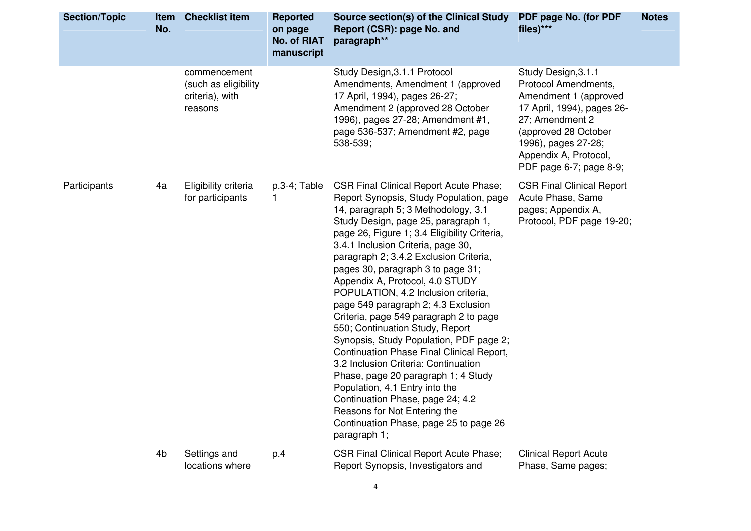| Section/Topic | Item No. | Checklist item | Reported on page No. of RIAT manuscript | Source section(s) of the Clinical Study Report (CSR): page No. and paragraph** | PDF page No. (for PDF files)*** | Notes |
|---|---|---|---|---|---|---|
| | | commencement (such as eligibility criteria), with reasons | | Study Design,3.1.1 Protocol Amendments, Amendment 1 (approved 17 April, 1994), pages 26-27; Amendment 2 (approved 28 October 1996), pages 27-28; Amendment #1, page 536-537; Amendment #2, page 538-539; | Study Design,3.1.1 Protocol Amendments, Amendment 1 (approved 17 April, 1994), pages 26-27; Amendment 2 (approved 28 October 1996), pages 27-28; Appendix A, Protocol, PDF page 6-7; page 8-9; | |
| Participants | 4a | Eligibility criteria for participants | p.3-4; Table 1 | CSR Final Clinical Report Acute Phase; Report Synopsis, Study Population, page 14, paragraph 5; 3 Methodology, 3.1 Study Design, page 25, paragraph 1, page 26, Figure 1; 3.4 Eligibility Criteria, 3.4.1 Inclusion Criteria, page 30, paragraph 2; 3.4.2 Exclusion Criteria, pages 30, paragraph 3 to page 31; Appendix A, Protocol, 4.0 STUDY POPULATION, 4.2 Inclusion criteria, page 549 paragraph 2; 4.3 Exclusion Criteria, page 549 paragraph 2 to page 550; Continuation Study, Report Synopsis, Study Population, PDF page 2; Continuation Phase Final Clinical Report, 3.2 Inclusion Criteria: Continuation Phase, page 20 paragraph 1; 4 Study Population, 4.1 Entry into the Continuation Phase, page 24; 4.2 Reasons for Not Entering the Continuation Phase, page 25 to page 26 paragraph 1; | CSR Final Clinical Report Acute Phase, Same pages; Appendix A, Protocol, PDF page 19-20; | |
| | 4b | Settings and locations where | p.4 | CSR Final Clinical Report Acute Phase; Report Synopsis, Investigators and | Clinical Report Acute Phase, Same pages; | |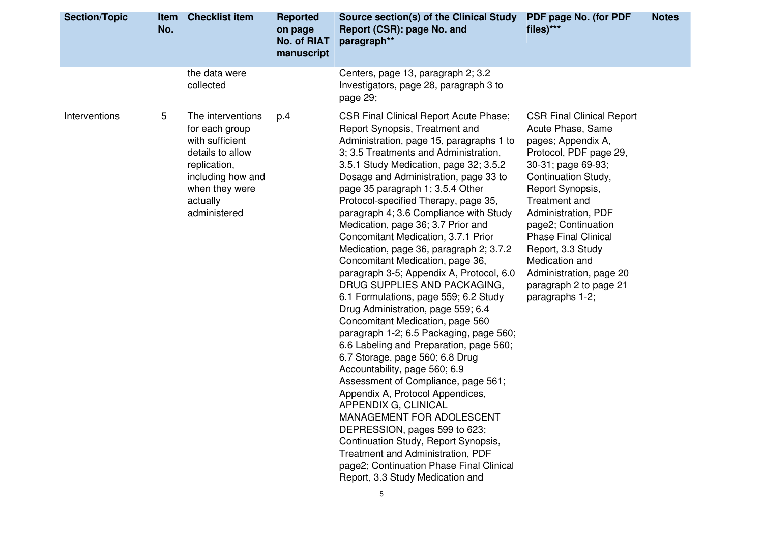| Section/Topic | Item No. | Checklist item | Reported on page No. of RIAT manuscript | Source section(s) of the Clinical Study Report (CSR): page No. and paragraph** | PDF page No. (for PDF files)*** | Notes |
|---|---|---|---|---|---|---|
| | | the data were collected | | Centers, page 13, paragraph 2; 3.2 Investigators, page 28, paragraph 3 to page 29; | | |
| Interventions | 5 | The interventions for each group with sufficient details to allow replication, including how and when they were actually administered | p.4 | CSR Final Clinical Report Acute Phase; Report Synopsis, Treatment and Administration, page 15, paragraphs 1 to 3; 3.5 Treatments and Administration, 3.5.1 Study Medication, page 32; 3.5.2 Dosage and Administration, page 33 to page 35 paragraph 1; 3.5.4 Other Protocol-specified Therapy, page 35, paragraph 4; 3.6 Compliance with Study Medication, page 36; 3.7 Prior and Concomitant Medication, 3.7.1 Prior Medication, page 36, paragraph 2; 3.7.2 Concomitant Medication, page 36, paragraph 3-5; Appendix A, Protocol, 6.0 DRUG SUPPLIES AND PACKAGING, 6.1 Formulations, page 559; 6.2 Study Drug Administration, page 559; 6.4 Concomitant Medication, page 560 paragraph 1-2; 6.5 Packaging, page 560; 6.6 Labeling and Preparation, page 560; 6.7 Storage, page 560; 6.8 Drug Accountability, page 560; 6.9 Assessment of Compliance, page 561; Appendix A, Protocol Appendices, APPENDIX G, CLINICAL MANAGEMENT FOR ADOLESCENT DEPRESSION, pages 599 to 623; Continuation Study, Report Synopsis, Treatment and Administration, PDF page2; Continuation Phase Final Clinical Report, 3.3 Study Medication and | CSR Final Clinical Report Acute Phase, Same pages; Appendix A, Protocol, PDF page 29, 30-31; page 69-93; Continuation Study, Report Synopsis, Treatment and Administration, PDF page2; Continuation Phase Final Clinical Report, 3.3 Study Medication and Administration, page 20 paragraph 2 to page 21 paragraphs 1-2; | |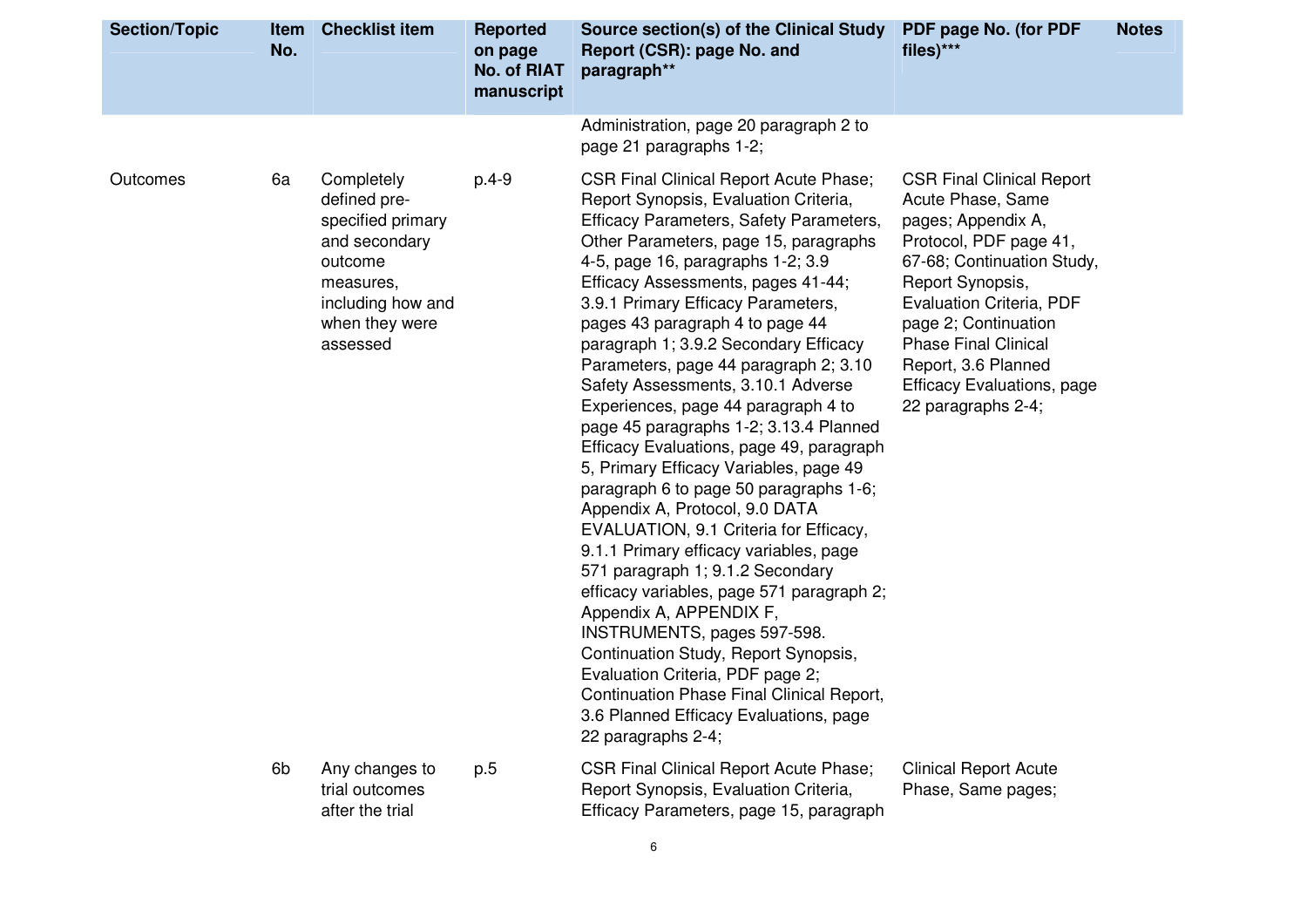| Section/Topic | Item No. | Checklist item | Reported on page No. of RIAT manuscript | Source section(s) of the Clinical Study Report (CSR): page No. and paragraph** | PDF page No. (for PDF files)*** | Notes |
|---|---|---|---|---|---|---|
| | | | | Administration, page 20 paragraph 2 to page 21 paragraphs 1-2; | | |
| Outcomes | 6a | Completely defined pre-specified primary and secondary outcome measures, including how and when they were assessed | p.4-9 | CSR Final Clinical Report Acute Phase; Report Synopsis, Evaluation Criteria, Efficacy Parameters, Safety Parameters, Other Parameters, page 15, paragraphs 4-5, page 16, paragraphs 1-2; 3.9 Efficacy Assessments, pages 41-44; 3.9.1 Primary Efficacy Parameters, pages 43 paragraph 4 to page 44 paragraph 1; 3.9.2 Secondary Efficacy Parameters, page 44 paragraph 2; 3.10 Safety Assessments, 3.10.1 Adverse Experiences, page 44 paragraph 4 to page 45 paragraphs 1-2; 3.13.4 Planned Efficacy Evaluations, page 49, paragraph 5, Primary Efficacy Variables, page 49 paragraph 6 to page 50 paragraphs 1-6; Appendix A, Protocol, 9.0 DATA EVALUATION, 9.1 Criteria for Efficacy, 9.1.1 Primary efficacy variables, page 571 paragraph 1; 9.1.2 Secondary efficacy variables, page 571 paragraph 2; Appendix A, APPENDIX F, INSTRUMENTS, pages 597-598. Continuation Study, Report Synopsis, Evaluation Criteria, PDF page 2; Continuation Phase Final Clinical Report, 3.6 Planned Efficacy Evaluations, page 22 paragraphs 2-4; | CSR Final Clinical Report Acute Phase, Same pages; Appendix A, Protocol, PDF page 41, 67-68; Continuation Study, Report Synopsis, Evaluation Criteria, PDF page 2; Continuation Phase Final Clinical Report, 3.6 Planned Efficacy Evaluations, page 22 paragraphs 2-4; | |
| | 6b | Any changes to trial outcomes after the trial | p.5 | CSR Final Clinical Report Acute Phase; Report Synopsis, Evaluation Criteria, Efficacy Parameters, page 15, paragraph | Clinical Report Acute Phase, Same pages; | |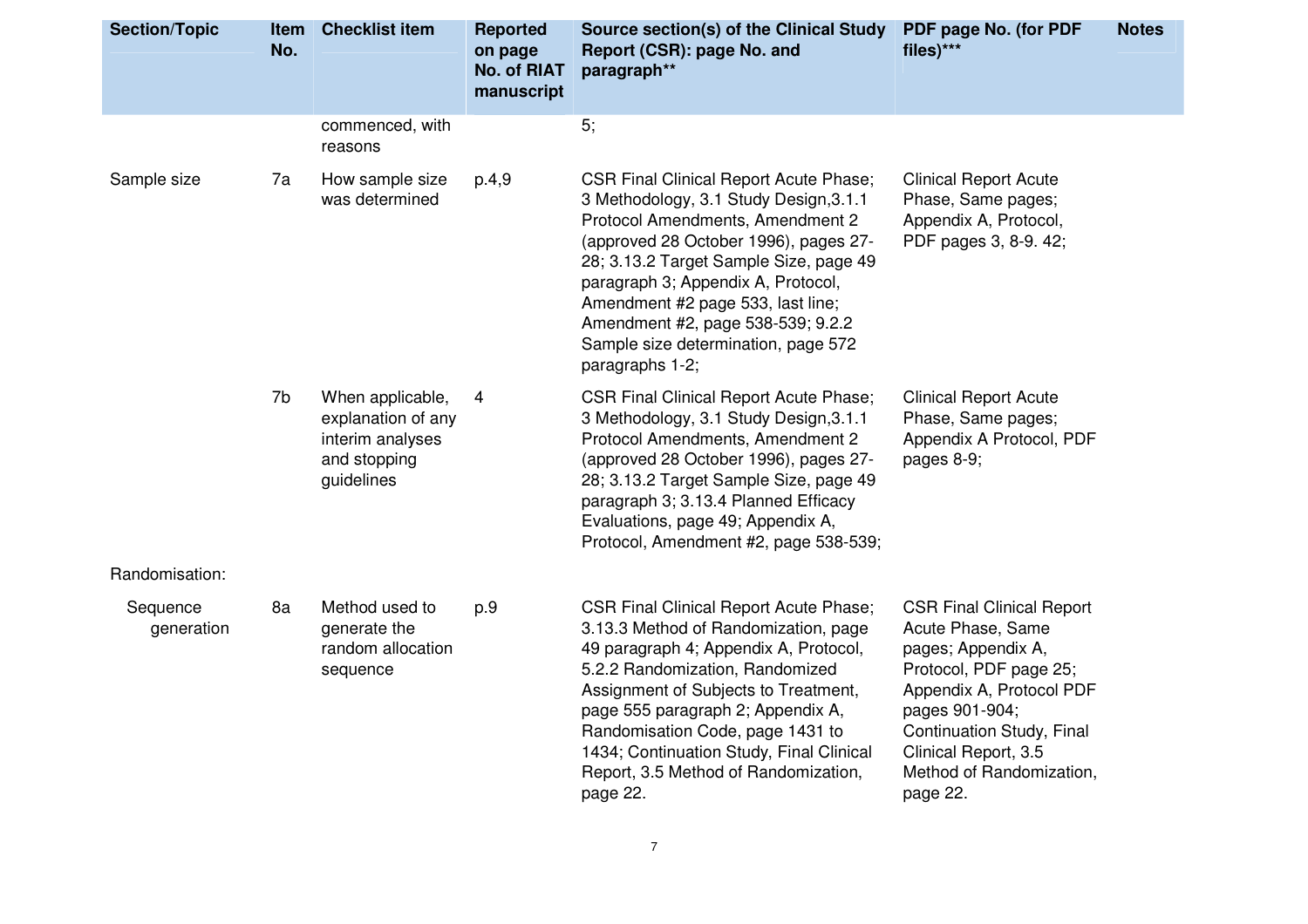| Section/Topic | Item No. | Checklist item | Reported on page No. of RIAT manuscript | Source section(s) of the Clinical Study Report (CSR): page No. and paragraph** | PDF page No. (for PDF files)*** | Notes |
|---|---|---|---|---|---|---|
| | | commenced, with reasons | | 5; | | |
| Sample size | 7a | How sample size was determined | p.4,9 | CSR Final Clinical Report Acute Phase; 3 Methodology, 3.1 Study Design,3.1.1 Protocol Amendments, Amendment 2 (approved 28 October 1996), pages 27-28; 3.13.2 Target Sample Size, page 49 paragraph 3; Appendix A, Protocol, Amendment #2 page 533, last line; Amendment #2, page 538-539; 9.2.2 Sample size determination, page 572 paragraphs 1-2; | Clinical Report Acute Phase, Same pages; Appendix A, Protocol, PDF pages 3, 8-9. 42; | |
| | 7b | When applicable, explanation of any interim analyses and stopping guidelines | 4 | CSR Final Clinical Report Acute Phase; 3 Methodology, 3.1 Study Design,3.1.1 Protocol Amendments, Amendment 2 (approved 28 October 1996), pages 27-28; 3.13.2 Target Sample Size, page 49 paragraph 3; 3.13.4 Planned Efficacy Evaluations, page 49; Appendix A, Protocol, Amendment #2, page 538-539; | Clinical Report Acute Phase, Same pages; Appendix A Protocol, PDF pages 8-9; | |
| Randomisation: | | | | | | |
| Sequence generation | 8a | Method used to generate the random allocation sequence | p.9 | CSR Final Clinical Report Acute Phase; 3.13.3 Method of Randomization, page 49 paragraph 4; Appendix A, Protocol, 5.2.2 Randomization, Randomized Assignment of Subjects to Treatment, page 555 paragraph 2; Appendix A, Randomisation Code, page 1431 to 1434; Continuation Study, Final Clinical Report, 3.5 Method of Randomization, page 22. | CSR Final Clinical Report Acute Phase, Same pages; Appendix A, Protocol, PDF page 25; Appendix A, Protocol PDF pages 901-904; Continuation Study, Final Clinical Report, 3.5 Method of Randomization, page 22. | |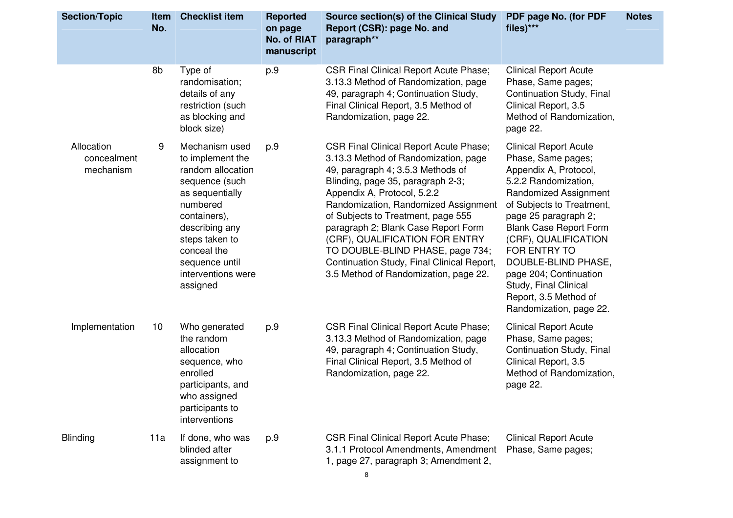| Section/Topic | Item No. | Checklist item | Reported on page No. of RIAT manuscript | Source section(s) of the Clinical Study Report (CSR): page No. and paragraph** | PDF page No. (for PDF files)*** | Notes |
|---|---|---|---|---|---|---|
| | 8b | Type of randomisation; details of any restriction (such as blocking and block size) | p.9 | CSR Final Clinical Report Acute Phase; 3.13.3 Method of Randomization, page 49, paragraph 4; Continuation Study, Final Clinical Report, 3.5 Method of Randomization, page 22. | Clinical Report Acute Phase, Same pages; Continuation Study, Final Clinical Report, 3.5 Method of Randomization, page 22. | |
| Allocation concealment mechanism | 9 | Mechanism used to implement the random allocation sequence (such as sequentially numbered containers), describing any steps taken to conceal the sequence until interventions were assigned | p.9 | CSR Final Clinical Report Acute Phase; 3.13.3 Method of Randomization, page 49, paragraph 4; 3.5.3 Methods of Blinding, page 35, paragraph 2-3; Appendix A, Protocol, 5.2.2 Randomization, Randomized Assignment of Subjects to Treatment, page 555 paragraph 2; Blank Case Report Form (CRF), QUALIFICATION FOR ENTRY TO DOUBLE-BLIND PHASE, page 734; Continuation Study, Final Clinical Report, 3.5 Method of Randomization, page 22. | Clinical Report Acute Phase, Same pages; Appendix A, Protocol, 5.2.2 Randomization, Randomized Assignment of Subjects to Treatment, page 25 paragraph 2; Blank Case Report Form (CRF), QUALIFICATION FOR ENTRY TO DOUBLE-BLIND PHASE, page 204; Continuation Study, Final Clinical Report, 3.5 Method of Randomization, page 22. | |
| Implementation | 10 | Who generated the random allocation sequence, who enrolled participants, and who assigned participants to interventions | p.9 | CSR Final Clinical Report Acute Phase; 3.13.3 Method of Randomization, page 49, paragraph 4; Continuation Study, Final Clinical Report, 3.5 Method of Randomization, page 22. | Clinical Report Acute Phase, Same pages; Continuation Study, Final Clinical Report, 3.5 Method of Randomization, page 22. | |
| Blinding | 11a | If done, who was blinded after assignment to | p.9 | CSR Final Clinical Report Acute Phase; 3.1.1 Protocol Amendments, Amendment 1, page 27, paragraph 3; Amendment 2, | Clinical Report Acute Phase, Same pages; | |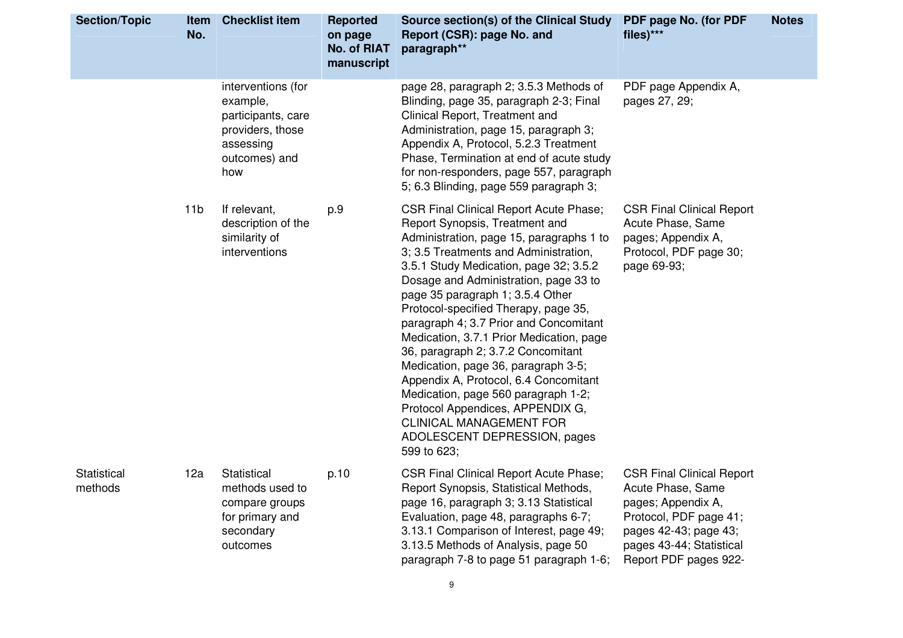| Section/Topic | Item No. | Checklist item | Reported on page No. of RIAT manuscript | Source section(s) of the Clinical Study Report (CSR): page No. and paragraph** | PDF page No. (for PDF files)*** | Notes |
|---|---|---|---|---|---|---|
| | | interventions (for example, participants, care providers, those assessing outcomes) and how | | page 28, paragraph 2; 3.5.3 Methods of Blinding, page 35, paragraph 2-3; Final Clinical Report, Treatment and Administration, page 15, paragraph 3; Appendix A, Protocol, 5.2.3 Treatment Phase, Termination at end of acute study for non-responders, page 557, paragraph 5; 6.3 Blinding, page 559 paragraph 3; | PDF page Appendix A, pages 27, 29; | |
| | 11b | If relevant, description of the similarity of interventions | p.9 | CSR Final Clinical Report Acute Phase; Report Synopsis, Treatment and Administration, page 15, paragraphs 1 to 3; 3.5 Treatments and Administration, 3.5.1 Study Medication, page 32; 3.5.2 Dosage and Administration, page 33 to page 35 paragraph 1; 3.5.4 Other Protocol-specified Therapy, page 35, paragraph 4; 3.7 Prior and Concomitant Medication, 3.7.1 Prior Medication, page 36, paragraph 2; 3.7.2 Concomitant Medication, page 36, paragraph 3-5; Appendix A, Protocol, 6.4 Concomitant Medication, page 560 paragraph 1-2; Protocol Appendices, APPENDIX G, CLINICAL MANAGEMENT FOR ADOLESCENT DEPRESSION, pages 599 to 623; | CSR Final Clinical Report Acute Phase, Same pages; Appendix A, Protocol, PDF page 30; page 69-93; | |
| Statistical methods | 12a | Statistical methods used to compare groups for primary and secondary outcomes | p.10 | CSR Final Clinical Report Acute Phase; Report Synopsis, Statistical Methods, page 16, paragraph 3; 3.13 Statistical Evaluation, page 48, paragraphs 6-7; 3.13.1 Comparison of Interest, page 49; 3.13.5 Methods of Analysis, page 50 paragraph 7-8 to page 51 paragraph 1-6; | CSR Final Clinical Report Acute Phase, Same pages; Appendix A, Protocol, PDF page 41; pages 42-43; page 43; pages 43-44; Statistical Report PDF pages 922- | |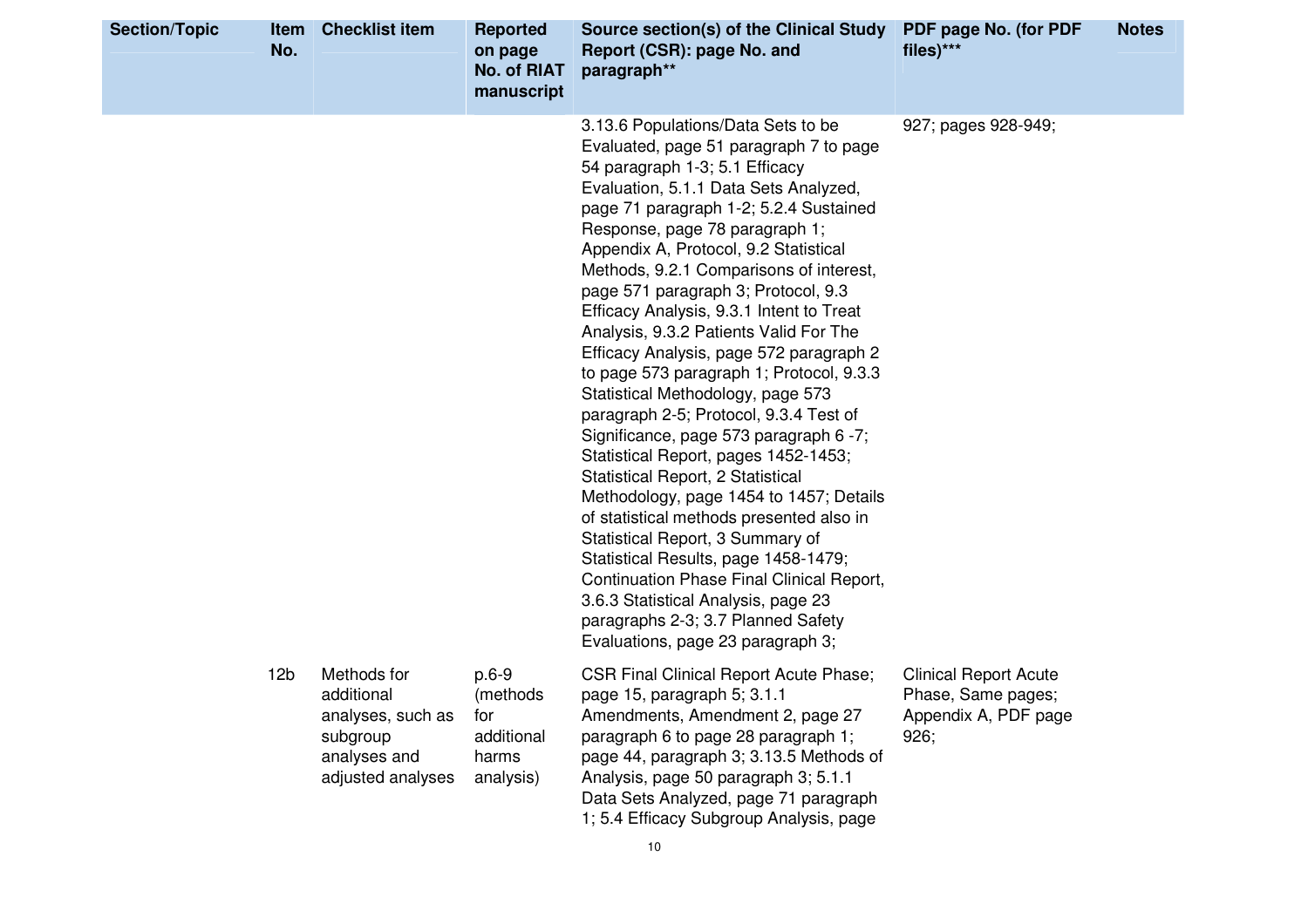| Section/Topic | Item No. | Checklist item | Reported on page No. of RIAT manuscript | Source section(s) of the Clinical Study Report (CSR): page No. and paragraph** | PDF page No. (for PDF files)*** | Notes |
|---|---|---|---|---|---|---|
| | | | | 3.13.6 Populations/Data Sets to be Evaluated, page 51 paragraph 7 to page 54 paragraph 1-3; 5.1 Efficacy Evaluation, 5.1.1 Data Sets Analyzed, page 71 paragraph 1-2; 5.2.4 Sustained Response, page 78 paragraph 1; Appendix A, Protocol, 9.2 Statistical Methods, 9.2.1 Comparisons of interest, page 571 paragraph 3; Protocol, 9.3 Efficacy Analysis, 9.3.1 Intent to Treat Analysis, 9.3.2 Patients Valid For The Efficacy Analysis, page 572 paragraph 2 to page 573 paragraph 1; Protocol, 9.3.3 Statistical Methodology, page 573 paragraph 2-5; Protocol, 9.3.4 Test of Significance, page 573 paragraph 6 -7; Statistical Report, pages 1452-1453; Statistical Report, 2 Statistical Methodology, page 1454 to 1457; Details of statistical methods presented also in Statistical Report, 3 Summary of Statistical Results, page 1458-1479; Continuation Phase Final Clinical Report, 3.6.3 Statistical Analysis, page 23 paragraphs 2-3; 3.7 Planned Safety Evaluations, page 23 paragraph 3; | 927; pages 928-949; | |
| | 12b | Methods for additional analyses, such as subgroup analyses and adjusted analyses | p.6-9 (methods for additional harms analysis) | CSR Final Clinical Report Acute Phase; page 15, paragraph 5; 3.1.1 Amendments, Amendment 2, page 27 paragraph 6 to page 28 paragraph 1; page 44, paragraph 3; 3.13.5 Methods of Analysis, page 50 paragraph 3; 5.1.1 Data Sets Analyzed, page 71 paragraph 1; 5.4 Efficacy Subgroup Analysis, page | Clinical Report Acute Phase, Same pages; Appendix A, PDF page 926; | |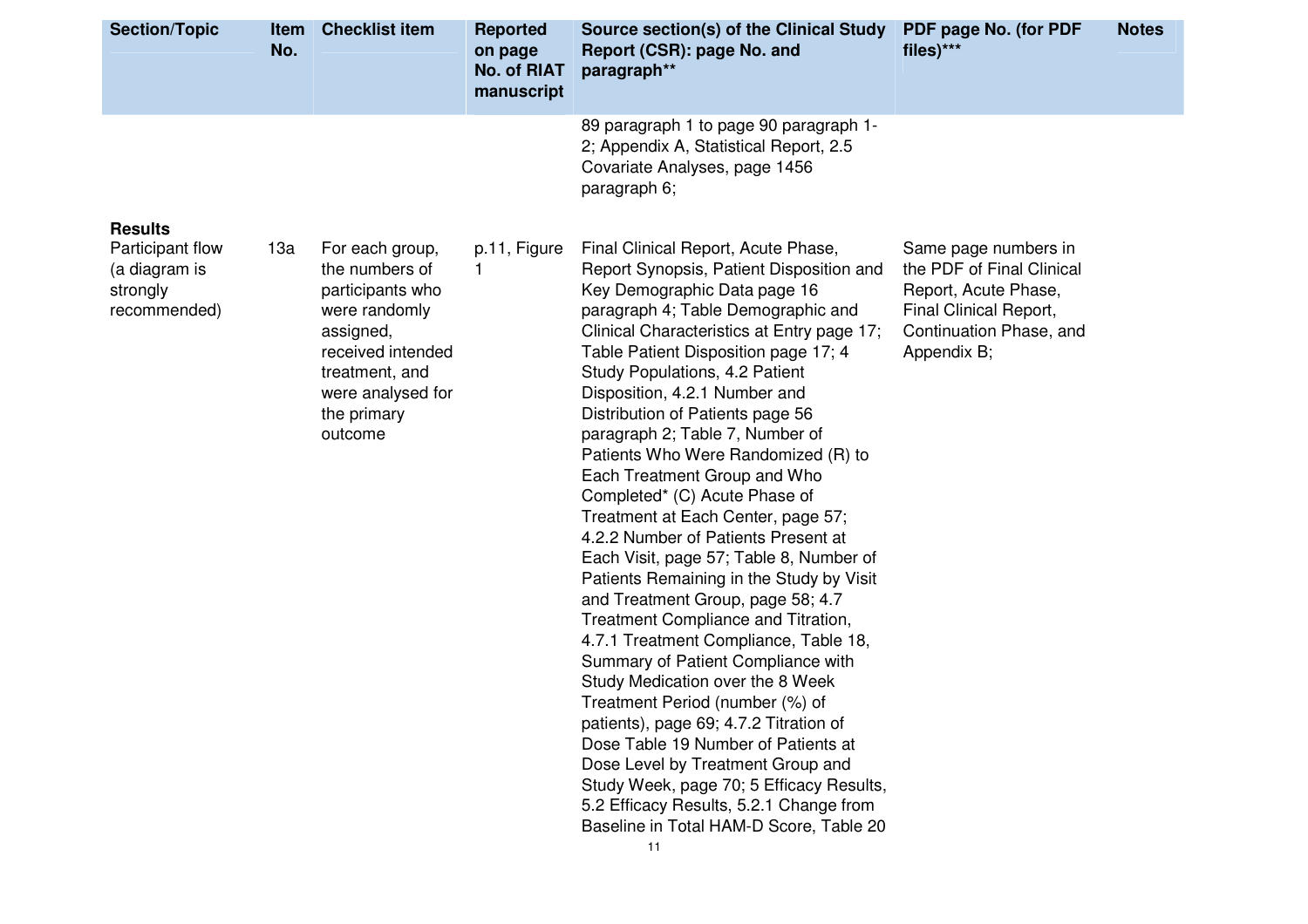| Section/Topic | Item No. | Checklist item | Reported on page No. of RIAT manuscript | Source section(s) of the Clinical Study Report (CSR): page No. and paragraph** | PDF page No. (for PDF files)*** | Notes |
|---|---|---|---|---|---|---|
| | | | | 89 paragraph 1 to page 90 paragraph 1-2; Appendix A, Statistical Report, 2.5 Covariate Analyses, page 1456 paragraph 6; | | |
| **Results** | | | | | | |
| Participant flow (a diagram is strongly recommended) | 13a | For each group, the numbers of participants who were randomly assigned, received intended treatment, and were analysed for the primary outcome | p.11, Figure 1 | Final Clinical Report, Acute Phase, Report Synopsis, Patient Disposition and Key Demographic Data page 16 paragraph 4; Table Demographic and Clinical Characteristics at Entry page 17; Table Patient Disposition page 17; 4 Study Populations, 4.2 Patient Disposition, 4.2.1 Number and Distribution of Patients page 56 paragraph 2; Table 7, Number of Patients Who Were Randomized (R) to Each Treatment Group and Who Completed* (C) Acute Phase of Treatment at Each Center, page 57; 4.2.2 Number of Patients Present at Each Visit, page 57; Table 8, Number of Patients Remaining in the Study by Visit and Treatment Group, page 58; 4.7 Treatment Compliance and Titration, 4.7.1 Treatment Compliance, Table 18, Summary of Patient Compliance with Study Medication over the 8 Week Treatment Period (number (%) of patients), page 69; 4.7.2 Titration of Dose Table 19 Number of Patients at Dose Level by Treatment Group and Study Week, page 70; 5 Efficacy Results, 5.2 Efficacy Results, 5.2.1 Change from Baseline in Total HAM-D Score, Table 20 | Same page numbers in the PDF of Final Clinical Report, Acute Phase, Final Clinical Report, Continuation Phase, and Appendix B; | |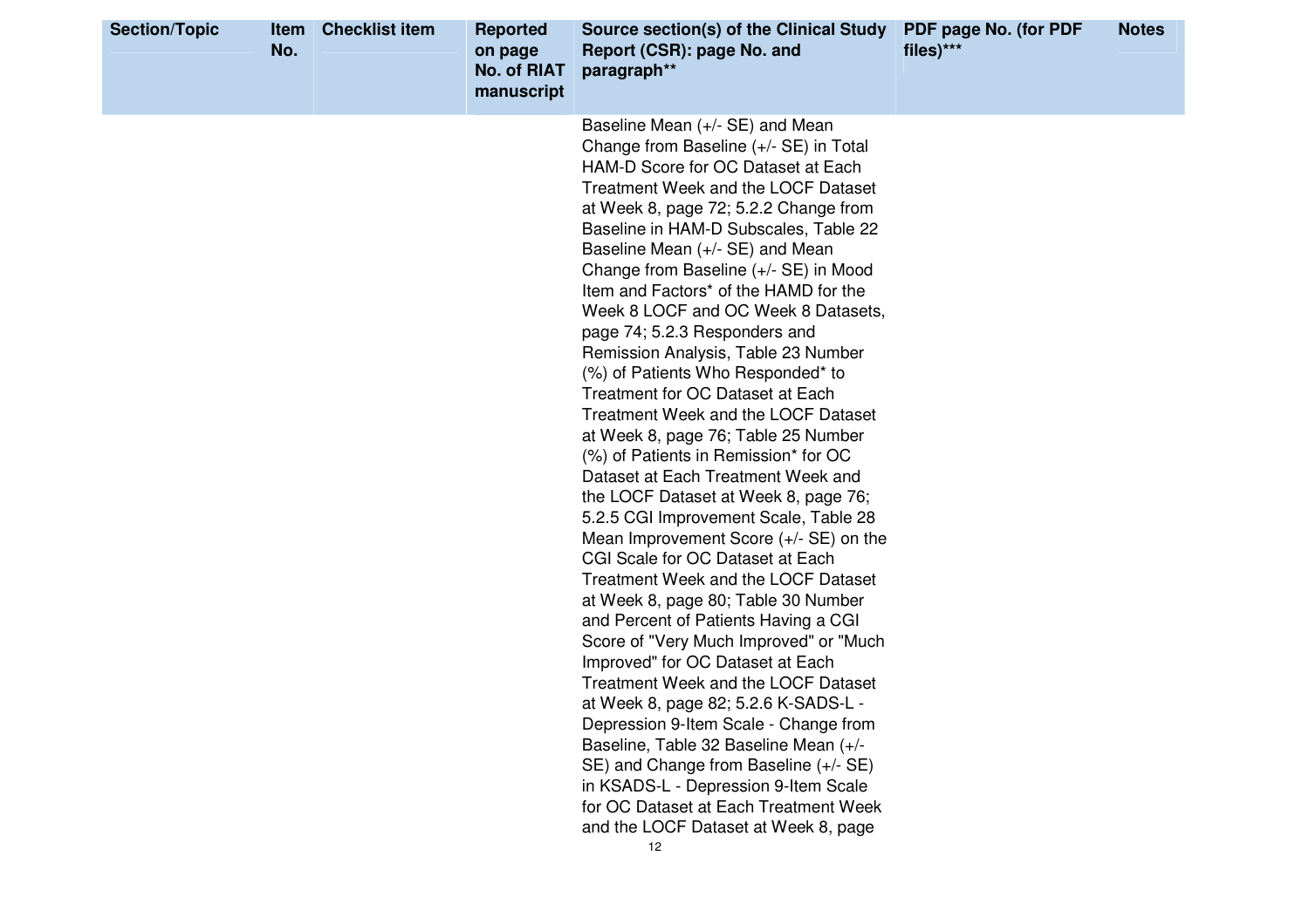| Section/Topic | Item No. | Checklist item | Reported on page No. of RIAT manuscript | Source section(s) of the Clinical Study Report (CSR): page No. and paragraph** | PDF page No. (for PDF files)*** | Notes |
|---|---|---|---|---|---|---|
| | | | | Baseline Mean (+/- SE) and Mean Change from Baseline (+/- SE) in Total HAM-D Score for OC Dataset at Each Treatment Week and the LOCF Dataset at Week 8, page 72; 5.2.2 Change from Baseline in HAM-D Subscales, Table 22 Baseline Mean (+/- SE) and Mean Change from Baseline (+/- SE) in Mood Item and Factors* of the HAMD for the Week 8 LOCF and OC Week 8 Datasets, page 74; 5.2.3 Responders and Remission Analysis, Table 23 Number (%) of Patients Who Responded* to Treatment for OC Dataset at Each Treatment Week and the LOCF Dataset at Week 8, page 76; Table 25 Number (%) of Patients in Remission* for OC Dataset at Each Treatment Week and the LOCF Dataset at Week 8, page 76; 5.2.5 CGI Improvement Scale, Table 28 Mean Improvement Score (+/- SE) on the CGI Scale for OC Dataset at Each Treatment Week and the LOCF Dataset at Week 8, page 80; Table 30 Number and Percent of Patients Having a CGI Score of "Very Much Improved" or "Much Improved" for OC Dataset at Each Treatment Week and the LOCF Dataset at Week 8, page 82; 5.2.6 K-SADS-L - Depression 9-Item Scale - Change from Baseline, Table 32 Baseline Mean (+/- SE) and Change from Baseline (+/- SE) in KSADS-L - Depression 9-Item Scale for OC Dataset at Each Treatment Week and the LOCF Dataset at Week 8, page | | |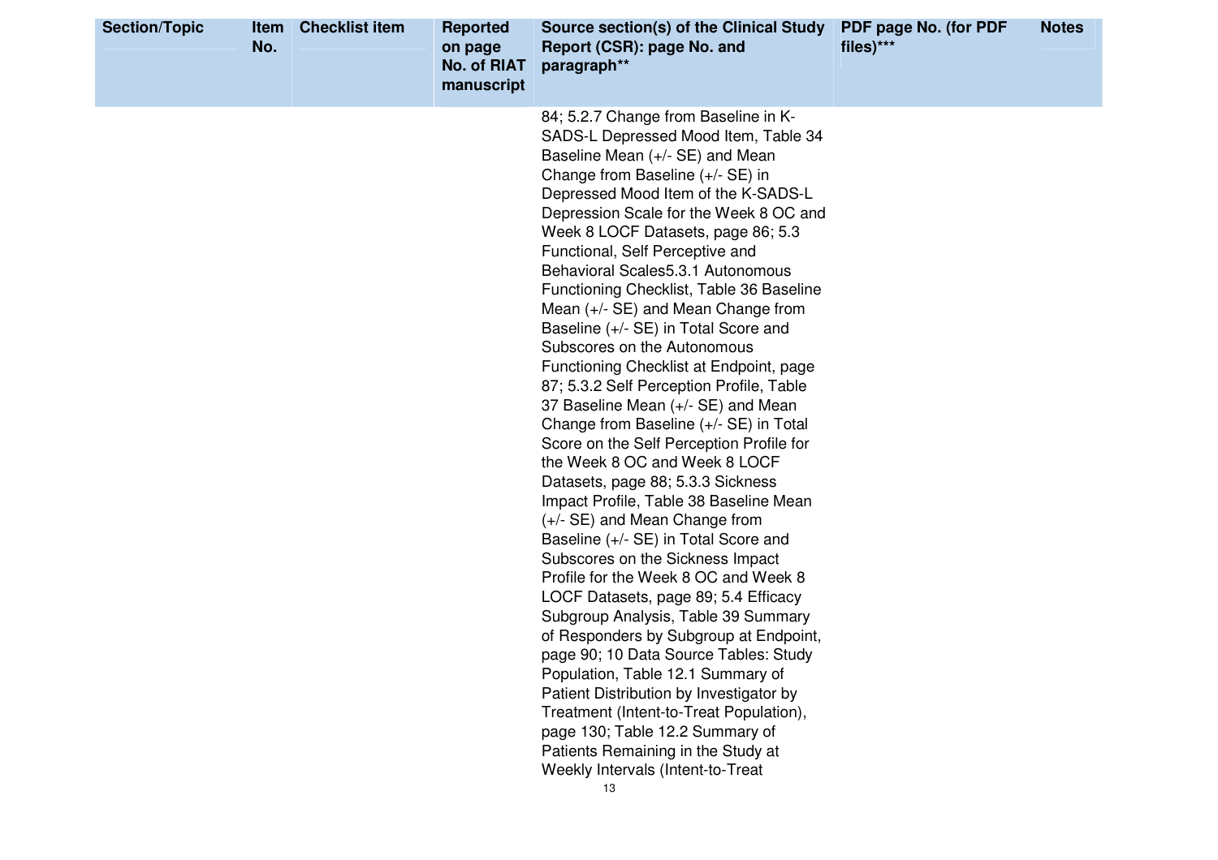| Section/Topic | Item No. | Checklist item | Reported on page No. of RIAT manuscript | Source section(s) of the Clinical Study Report (CSR): page No. and paragraph** | PDF page No. (for PDF files)*** | Notes |
|---|---|---|---|---|---|---|
| | | | | 84; 5.2.7 Change from Baseline in K-SADS-L Depressed Mood Item, Table 34 Baseline Mean (+/- SE) and Mean Change from Baseline (+/- SE) in Depressed Mood Item of the K-SADS-L Depression Scale for the Week 8 OC and Week 8 LOCF Datasets, page 86; 5.3 Functional, Self Perceptive and Behavioral Scales5.3.1 Autonomous Functioning Checklist, Table 36 Baseline Mean (+/- SE) and Mean Change from Baseline (+/- SE) in Total Score and Subscores on the Autonomous Functioning Checklist at Endpoint, page 87; 5.3.2 Self Perception Profile, Table 37 Baseline Mean (+/- SE) and Mean Change from Baseline (+/- SE) in Total Score on the Self Perception Profile for the Week 8 OC and Week 8 LOCF Datasets, page 88; 5.3.3 Sickness Impact Profile, Table 38 Baseline Mean (+/- SE) and Mean Change from Baseline (+/- SE) in Total Score and Subscores on the Sickness Impact Profile for the Week 8 OC and Week 8 LOCF Datasets, page 89; 5.4 Efficacy Subgroup Analysis, Table 39 Summary of Responders by Subgroup at Endpoint, page 90; 10 Data Source Tables: Study Population, Table 12.1 Summary of Patient Distribution by Investigator by Treatment (Intent-to-Treat Population), page 130; Table 12.2 Summary of Patients Remaining in the Study at Weekly Intervals (Intent-to-Treat | | |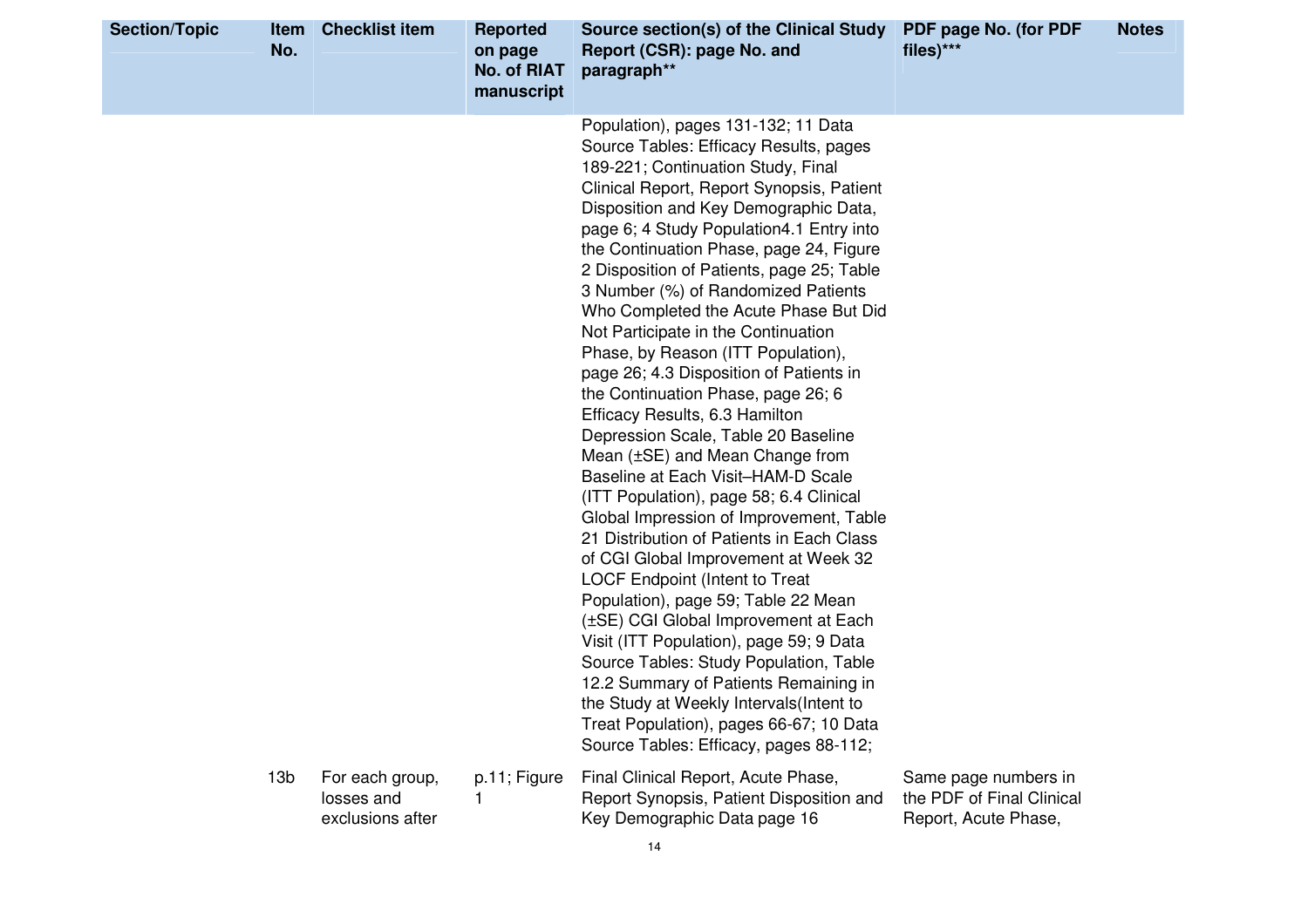| Section/Topic | Item No. | Checklist item | Reported on page No. of RIAT manuscript | Source section(s) of the Clinical Study Report (CSR): page No. and paragraph** | PDF page No. (for PDF files)*** | Notes |
|---|---|---|---|---|---|---|
| | | | | Population), pages 131-132; 11 Data Source Tables: Efficacy Results, pages 189-221; Continuation Study, Final Clinical Report, Report Synopsis, Patient Disposition and Key Demographic Data, page 6; 4 Study Population4.1 Entry into the Continuation Phase, page 24, Figure 2 Disposition of Patients, page 25; Table 3 Number (%) of Randomized Patients Who Completed the Acute Phase But Did Not Participate in the Continuation Phase, by Reason (ITT Population), page 26; 4.3 Disposition of Patients in the Continuation Phase, page 26; 6 Efficacy Results, 6.3 Hamilton Depression Scale, Table 20 Baseline Mean (±SE) and Mean Change from Baseline at Each Visit–HAM-D Scale (ITT Population), page 58; 6.4 Clinical Global Impression of Improvement, Table 21 Distribution of Patients in Each Class of CGI Global Improvement at Week 32 LOCF Endpoint (Intent to Treat Population), page 59; Table 22 Mean (±SE) CGI Global Improvement at Each Visit (ITT Population), page 59; 9 Data Source Tables: Study Population, Table 12.2 Summary of Patients Remaining in the Study at Weekly Intervals(Intent to Treat Population), pages 66-67; 10 Data Source Tables: Efficacy, pages 88-112; | | |
| | 13b | For each group, losses and exclusions after | p.11; Figure 1 | Final Clinical Report, Acute Phase, Report Synopsis, Patient Disposition and Key Demographic Data page 16 | Same page numbers in the PDF of Final Clinical Report, Acute Phase, | |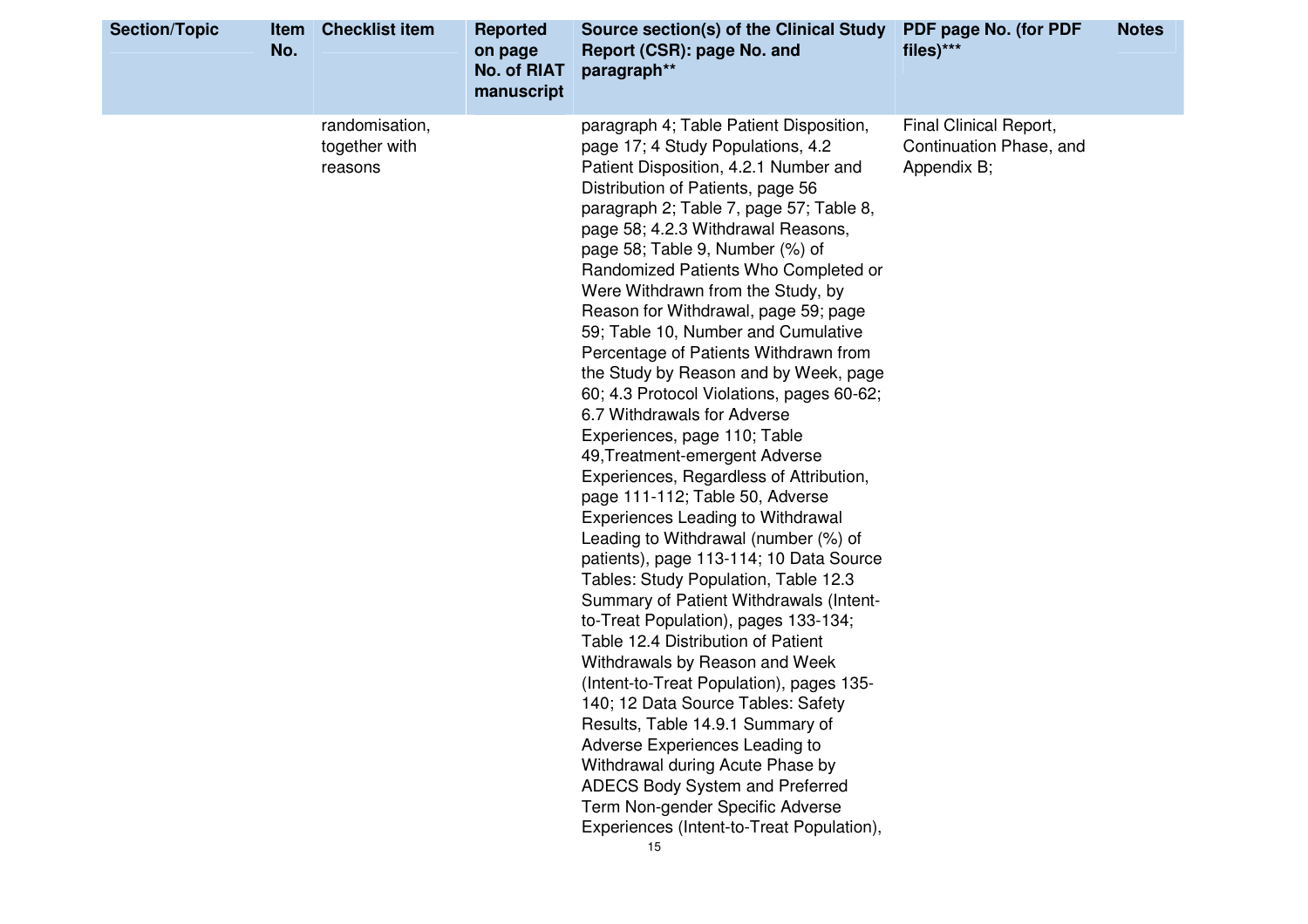| Section/Topic | Item No. | Checklist item | Reported on page No. of RIAT manuscript | Source section(s) of the Clinical Study Report (CSR): page No. and paragraph** | PDF page No. (for PDF files)*** | Notes |
|---|---|---|---|---|---|---|
| | | randomisation, together with reasons | | paragraph 4; Table Patient Disposition, page 17; 4 Study Populations, 4.2 Patient Disposition, 4.2.1 Number and Distribution of Patients, page 56 paragraph 2; Table 7, page 57; Table 8, page 58; 4.2.3 Withdrawal Reasons, page 58; Table 9, Number (%) of Randomized Patients Who Completed or Were Withdrawn from the Study, by Reason for Withdrawal, page 59; page 59; Table 10, Number and Cumulative Percentage of Patients Withdrawn from the Study by Reason and by Week, page 60; 4.3 Protocol Violations, pages 60-62; 6.7 Withdrawals for Adverse Experiences, page 110; Table 49,Treatment-emergent Adverse Experiences, Regardless of Attribution, page 111-112; Table 50, Adverse Experiences Leading to Withdrawal Leading to Withdrawal (number (%) of patients), page 113-114; 10 Data Source Tables: Study Population, Table 12.3 Summary of Patient Withdrawals (Intent-to-Treat Population), pages 133-134; Table 12.4 Distribution of Patient Withdrawals by Reason and Week (Intent-to-Treat Population), pages 135-140; 12 Data Source Tables: Safety Results, Table 14.9.1 Summary of Adverse Experiences Leading to Withdrawal during Acute Phase by ADECS Body System and Preferred Term Non-gender Specific Adverse Experiences (Intent-to-Treat Population), | Final Clinical Report, Continuation Phase, and Appendix B; | |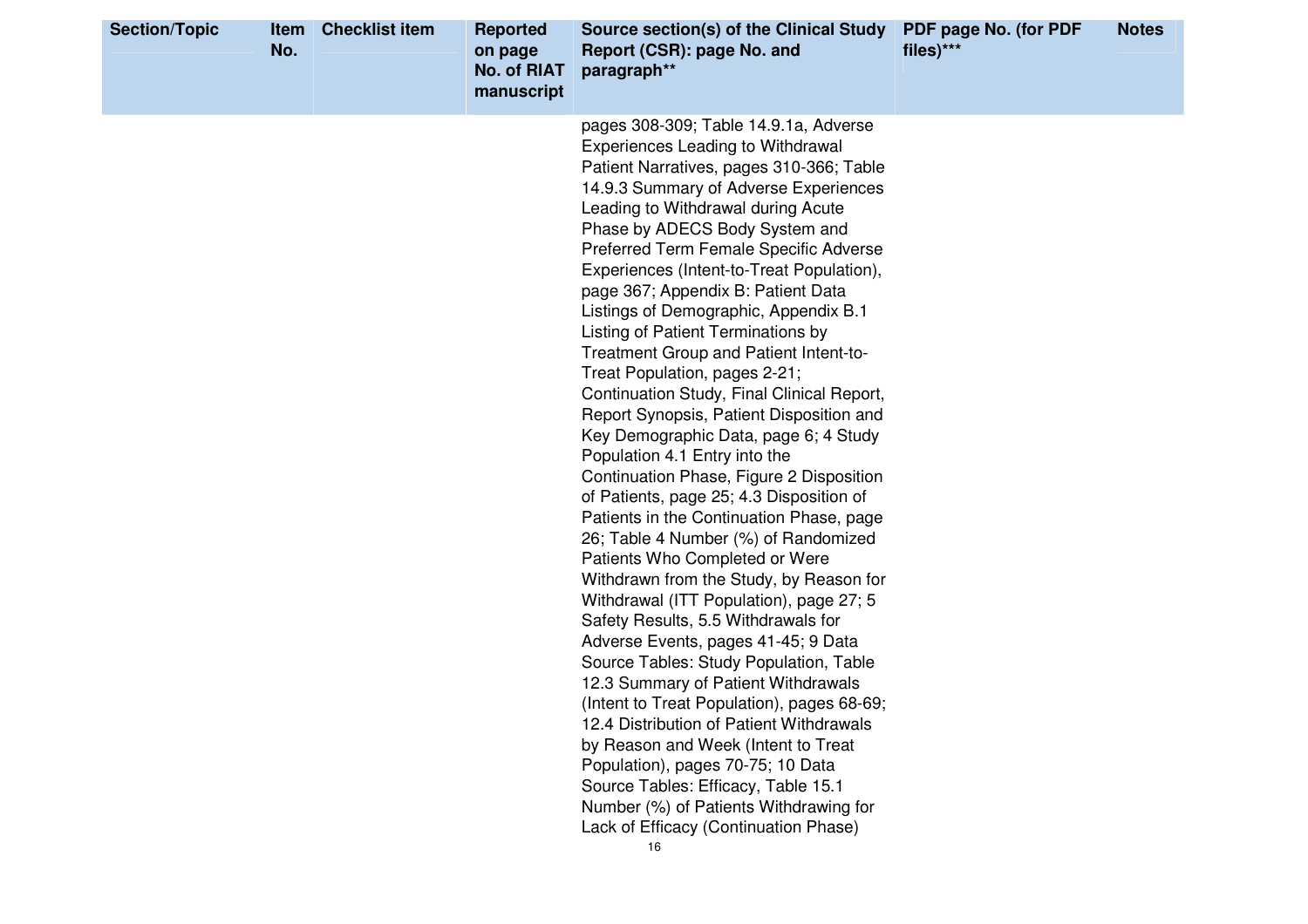| Section/Topic | Item No. | Checklist item | Reported on page No. of RIAT manuscript | Source section(s) of the Clinical Study Report (CSR): page No. and paragraph** | PDF page No. (for PDF files)*** | Notes |
|---|---|---|---|---|---|---|
| | | | | pages 308-309; Table 14.9.1a, Adverse Experiences Leading to Withdrawal Patient Narratives, pages 310-366; Table 14.9.3 Summary of Adverse Experiences Leading to Withdrawal during Acute Phase by ADECS Body System and Preferred Term Female Specific Adverse Experiences (Intent-to-Treat Population), page 367; Appendix B: Patient Data Listings of Demographic, Appendix B.1 Listing of Patient Terminations by Treatment Group and Patient Intent-to-Treat Population, pages 2-21; Continuation Study, Final Clinical Report, Report Synopsis, Patient Disposition and Key Demographic Data, page 6; 4 Study Population 4.1 Entry into the Continuation Phase, Figure 2 Disposition of Patients, page 25; 4.3 Disposition of Patients in the Continuation Phase, page 26; Table 4 Number (%) of Randomized Patients Who Completed or Were Withdrawn from the Study, by Reason for Withdrawal (ITT Population), page 27; 5 Safety Results, 5.5 Withdrawals for Adverse Events, pages 41-45; 9 Data Source Tables: Study Population, Table 12.3 Summary of Patient Withdrawals (Intent to Treat Population), pages 68-69; 12.4 Distribution of Patient Withdrawals by Reason and Week (Intent to Treat Population), pages 70-75; 10 Data Source Tables: Efficacy, Table 15.1 Number (%) of Patients Withdrawing for Lack of Efficacy (Continuation Phase) | | |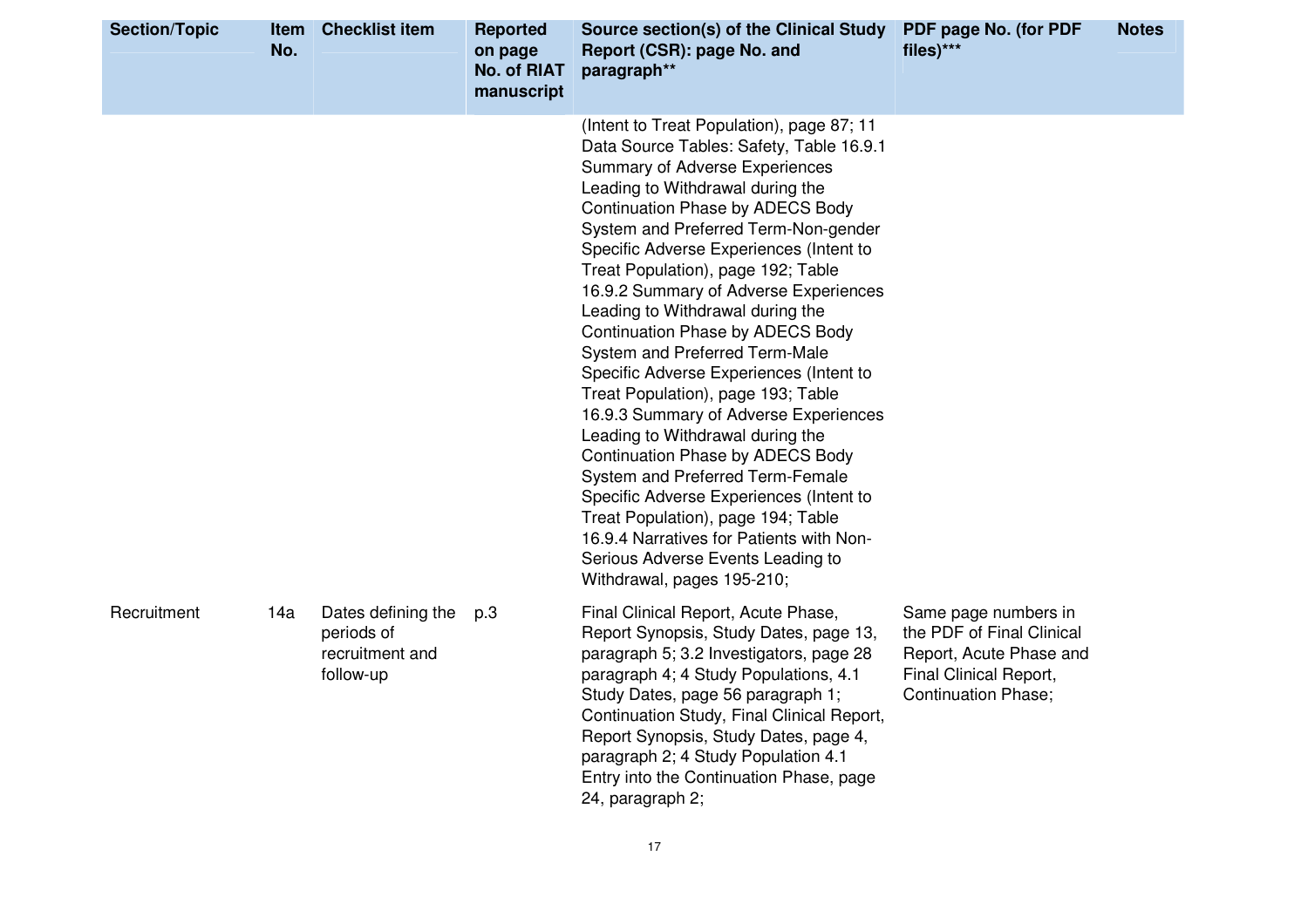| Section/Topic | Item No. | Checklist item | Reported on page No. of RIAT manuscript | Source section(s) of the Clinical Study Report (CSR): page No. and paragraph** | PDF page No. (for PDF files)*** | Notes |
|---|---|---|---|---|---|---|
| | | | | (Intent to Treat Population), page 87; 11 Data Source Tables: Safety, Table 16.9.1 Summary of Adverse Experiences Leading to Withdrawal during the Continuation Phase by ADECS Body System and Preferred Term-Non-gender Specific Adverse Experiences (Intent to Treat Population), page 192; Table 16.9.2 Summary of Adverse Experiences Leading to Withdrawal during the Continuation Phase by ADECS Body System and Preferred Term-Male Specific Adverse Experiences (Intent to Treat Population), page 193; Table 16.9.3 Summary of Adverse Experiences Leading to Withdrawal during the Continuation Phase by ADECS Body System and Preferred Term-Female Specific Adverse Experiences (Intent to Treat Population), page 194; Table 16.9.4 Narratives for Patients with Non-Serious Adverse Events Leading to Withdrawal, pages 195-210; | | |
| Recruitment | 14a | Dates defining the periods of recruitment and follow-up | p.3 | Final Clinical Report, Acute Phase, Report Synopsis, Study Dates, page 13, paragraph 5; 3.2 Investigators, page 28 paragraph 4; 4 Study Populations, 4.1 Study Dates, page 56 paragraph 1; Continuation Study, Final Clinical Report, Report Synopsis, Study Dates, page 4, paragraph 2; 4 Study Population 4.1 Entry into the Continuation Phase, page 24, paragraph 2; | Same page numbers in the PDF of Final Clinical Report, Acute Phase and Final Clinical Report, Continuation Phase; | |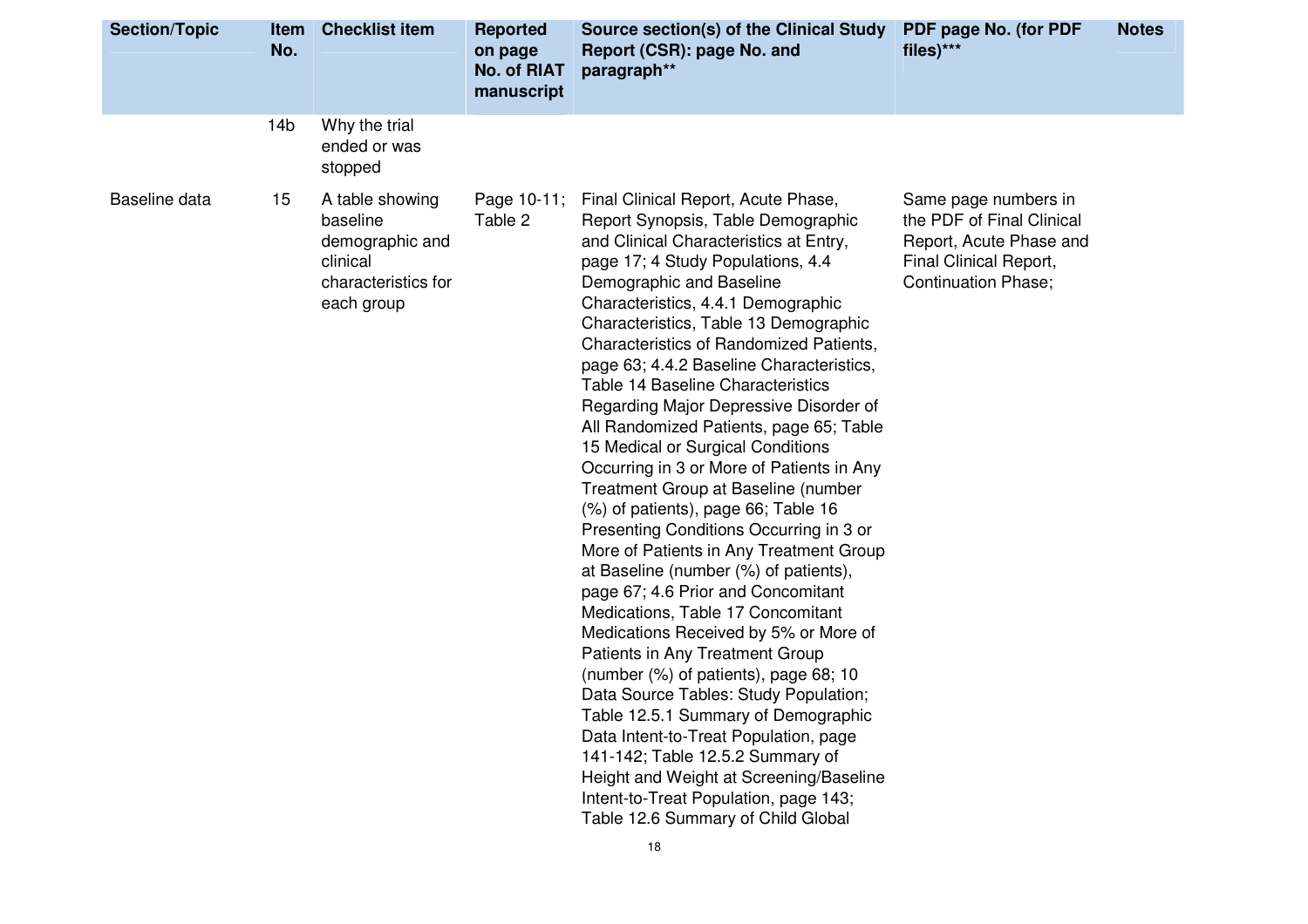| Section/Topic | Item No. | Checklist item | Reported on page No. of RIAT manuscript | Source section(s) of the Clinical Study Report (CSR): page No. and paragraph** | PDF page No. (for PDF files)*** | Notes |
|---|---|---|---|---|---|---|
| | 14b | Why the trial ended or was stopped | | | | |
| Baseline data | 15 | A table showing baseline demographic and clinical characteristics for each group | Page 10-11; Table 2 | Final Clinical Report, Acute Phase, Report Synopsis, Table Demographic and Clinical Characteristics at Entry, page 17; 4 Study Populations, 4.4 Demographic and Baseline Characteristics, 4.4.1 Demographic Characteristics, Table 13 Demographic Characteristics of Randomized Patients, page 63; 4.4.2 Baseline Characteristics, Table 14 Baseline Characteristics Regarding Major Depressive Disorder of All Randomized Patients, page 65; Table 15 Medical or Surgical Conditions Occurring in 3 or More of Patients in Any Treatment Group at Baseline (number (%) of patients), page 66; Table 16 Presenting Conditions Occurring in 3 or More of Patients in Any Treatment Group at Baseline (number (%) of patients), page 67; 4.6 Prior and Concomitant Medications, Table 17 Concomitant Medications Received by 5% or More of Patients in Any Treatment Group (number (%) of patients), page 68; 10 Data Source Tables: Study Population; Table 12.5.1 Summary of Demographic Data Intent-to-Treat Population, page 141-142; Table 12.5.2 Summary of Height and Weight at Screening/Baseline Intent-to-Treat Population, page 143; Table 12.6 Summary of Child Global | Same page numbers in the PDF of Final Clinical Report, Acute Phase and Final Clinical Report, Continuation Phase; | |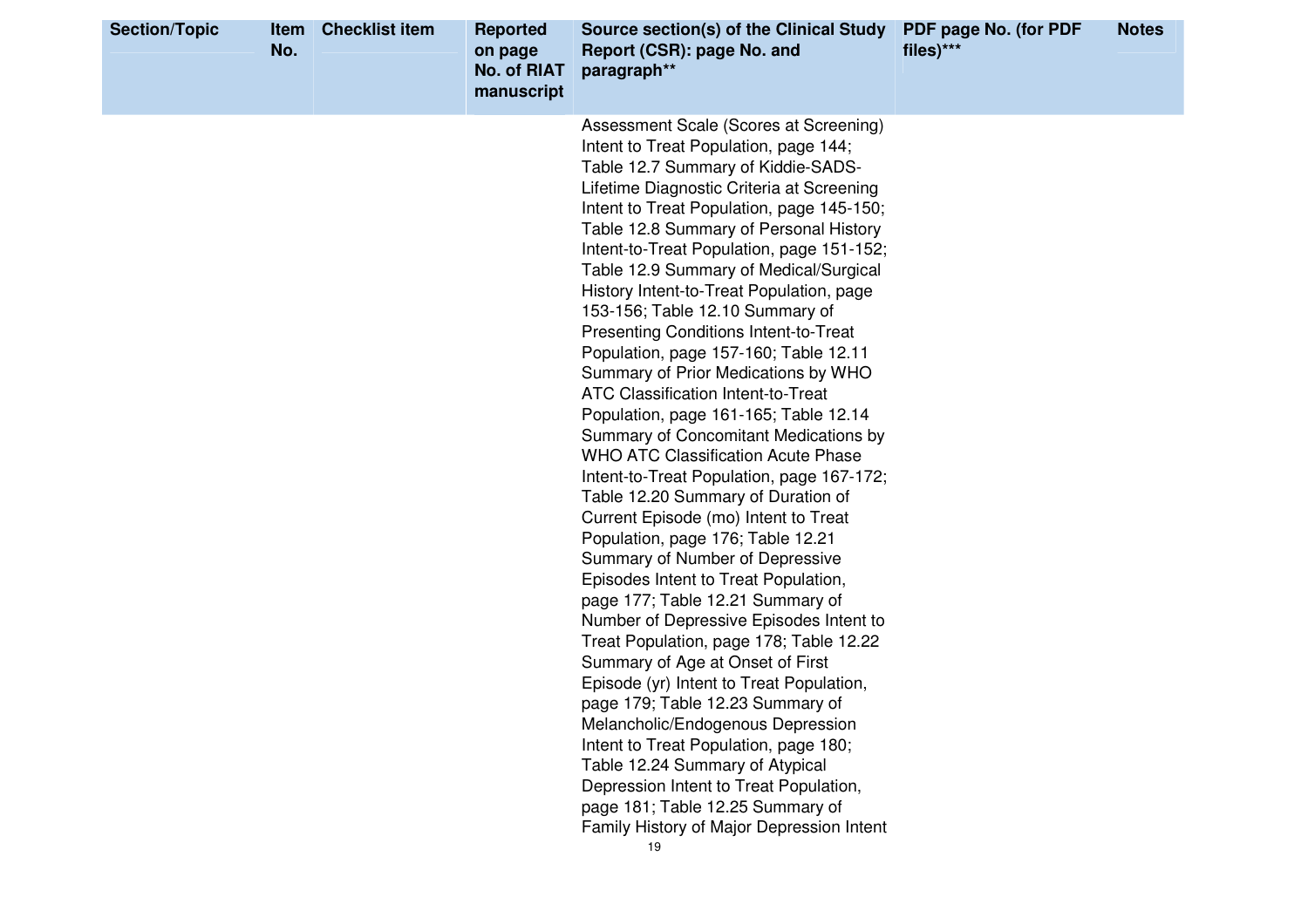| Section/Topic | Item No. | Checklist item | Reported on page No. of RIAT manuscript | Source section(s) of the Clinical Study Report (CSR): page No. and paragraph** | PDF page No. (for PDF files)*** | Notes |
|---|---|---|---|---|---|---|
| | | | | Assessment Scale (Scores at Screening) Intent to Treat Population, page 144; Table 12.7 Summary of Kiddie-SADS-Lifetime Diagnostic Criteria at Screening Intent to Treat Population, page 145-150; Table 12.8 Summary of Personal History Intent-to-Treat Population, page 151-152; Table 12.9 Summary of Medical/Surgical History Intent-to-Treat Population, page 153-156; Table 12.10 Summary of Presenting Conditions Intent-to-Treat Population, page 157-160; Table 12.11 Summary of Prior Medications by WHO ATC Classification Intent-to-Treat Population, page 161-165; Table 12.14 Summary of Concomitant Medications by WHO ATC Classification Acute Phase Intent-to-Treat Population, page 167-172; Table 12.20 Summary of Duration of Current Episode (mo) Intent to Treat Population, page 176; Table 12.21 Summary of Number of Depressive Episodes Intent to Treat Population, page 177; Table 12.21 Summary of Number of Depressive Episodes Intent to Treat Population, page 178; Table 12.22 Summary of Age at Onset of First Episode (yr) Intent to Treat Population, page 179; Table 12.23 Summary of Melancholic/Endogenous Depression Intent to Treat Population, page 180; Table 12.24 Summary of Atypical Depression Intent to Treat Population, page 181; Table 12.25 Summary of Family History of Major Depression Intent | | |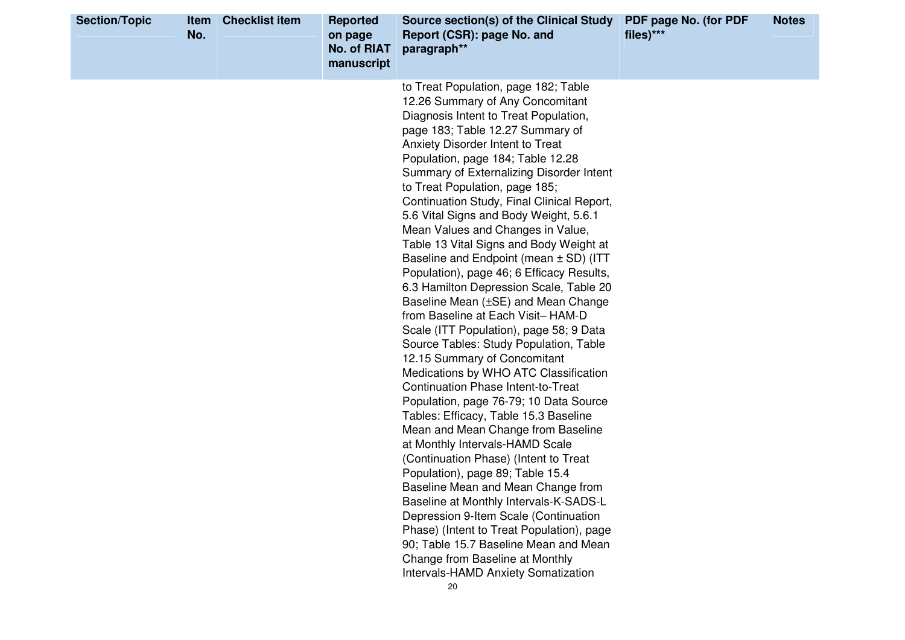| Section/Topic | Item No. | Checklist item | Reported on page No. of RIAT manuscript | Source section(s) of the Clinical Study Report (CSR): page No. and paragraph** | PDF page No. (for PDF files)*** | Notes |
|---|---|---|---|---|---|---|
| | | | | to Treat Population, page 182; Table 12.26 Summary of Any Concomitant Diagnosis Intent to Treat Population, page 183; Table 12.27 Summary of Anxiety Disorder Intent to Treat Population, page 184; Table 12.28 Summary of Externalizing Disorder Intent to Treat Population, page 185; Continuation Study, Final Clinical Report, 5.6 Vital Signs and Body Weight, 5.6.1 Mean Values and Changes in Value, Table 13 Vital Signs and Body Weight at Baseline and Endpoint (mean ± SD) (ITT Population), page 46; 6 Efficacy Results, 6.3 Hamilton Depression Scale, Table 20 Baseline Mean (±SE) and Mean Change from Baseline at Each Visit– HAM-D Scale (ITT Population), page 58; 9 Data Source Tables: Study Population, Table 12.15 Summary of Concomitant Medications by WHO ATC Classification Continuation Phase Intent-to-Treat Population, page 76-79; 10 Data Source Tables: Efficacy, Table 15.3 Baseline Mean and Mean Change from Baseline at Monthly Intervals-HAMD Scale (Continuation Phase) (Intent to Treat Population), page 89; Table 15.4 Baseline Mean and Mean Change from Baseline at Monthly Intervals-K-SADS-L Depression 9-Item Scale (Continuation Phase) (Intent to Treat Population), page 90; Table 15.7 Baseline Mean and Mean Change from Baseline at Monthly Intervals-HAMD Anxiety Somatization | | |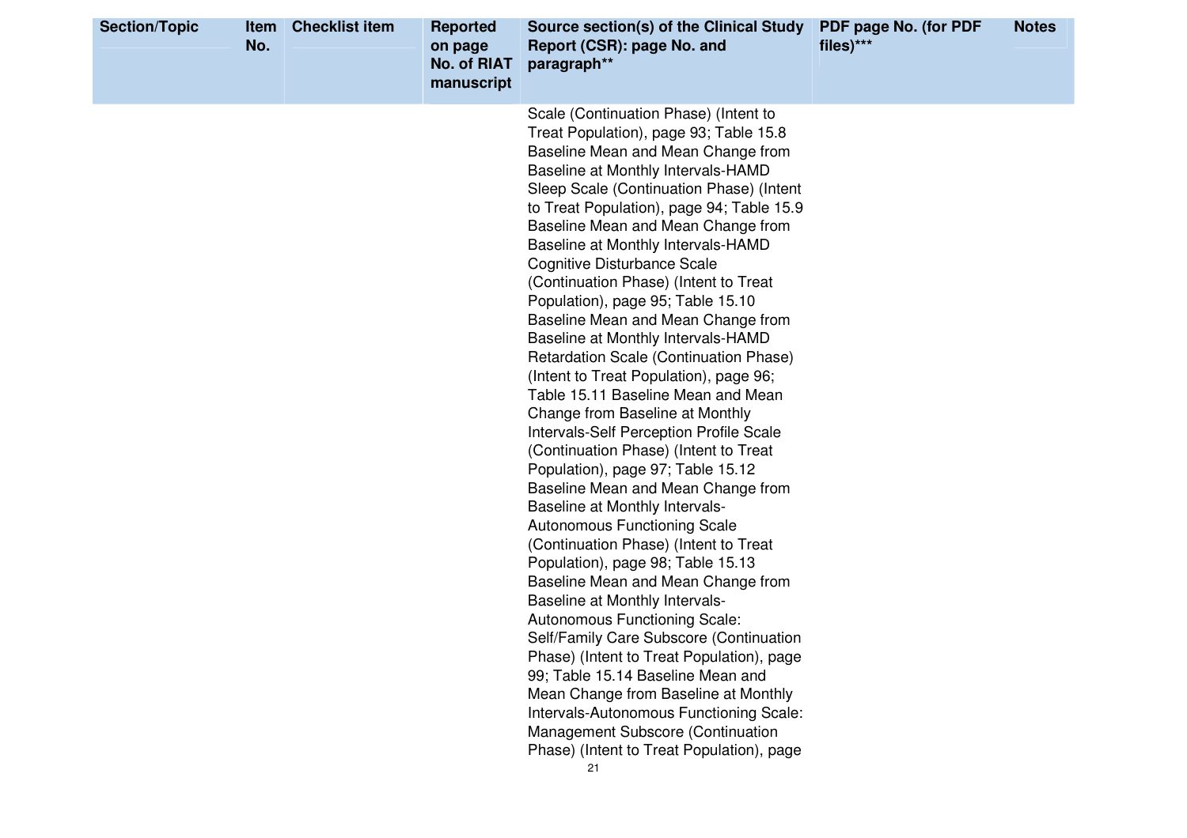| Section/Topic | Item No. | Checklist item | Reported on page No. of RIAT manuscript | Source section(s) of the Clinical Study Report (CSR): page No. and paragraph** | PDF page No. (for PDF files)*** | Notes |
|---|---|---|---|---|---|---|
| | | | | Scale (Continuation Phase) (Intent to Treat Population), page 93; Table 15.8 Baseline Mean and Mean Change from Baseline at Monthly Intervals-HAMD Sleep Scale (Continuation Phase) (Intent to Treat Population), page 94; Table 15.9 Baseline Mean and Mean Change from Baseline at Monthly Intervals-HAMD Cognitive Disturbance Scale (Continuation Phase) (Intent to Treat Population), page 95; Table 15.10 Baseline Mean and Mean Change from Baseline at Monthly Intervals-HAMD Retardation Scale (Continuation Phase) (Intent to Treat Population), page 96; Table 15.11 Baseline Mean and Mean Change from Baseline at Monthly Intervals-Self Perception Profile Scale (Continuation Phase) (Intent to Treat Population), page 97; Table 15.12 Baseline Mean and Mean Change from Baseline at Monthly Intervals-Autonomous Functioning Scale (Continuation Phase) (Intent to Treat Population), page 98; Table 15.13 Baseline Mean and Mean Change from Baseline at Monthly Intervals-Autonomous Functioning Scale: Self/Family Care Subscore (Continuation Phase) (Intent to Treat Population), page 99; Table 15.14 Baseline Mean and Mean Change from Baseline at Monthly Intervals-Autonomous Functioning Scale: Management Subscore (Continuation Phase) (Intent to Treat Population), page | | |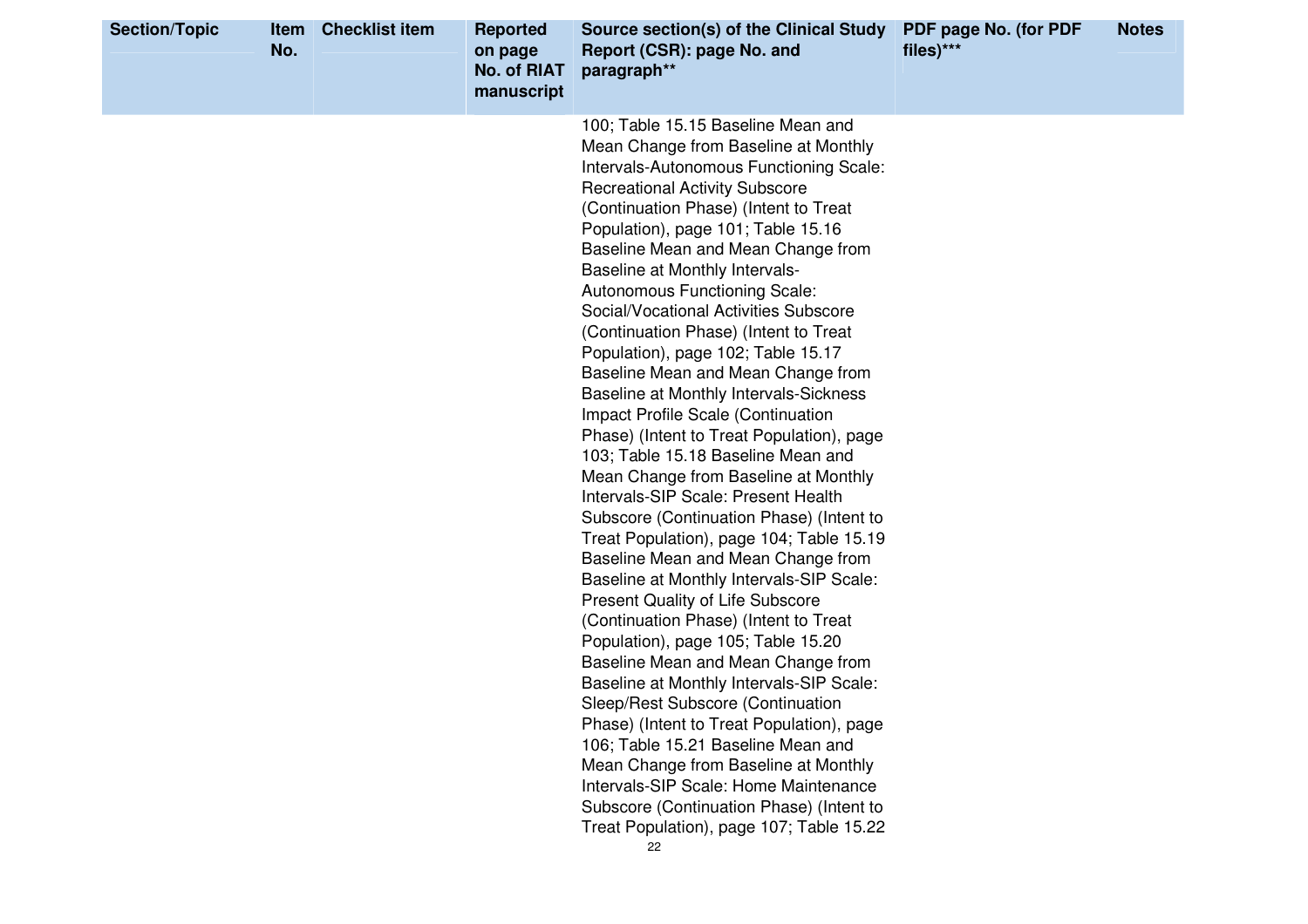| Section/Topic | Item No. | Checklist item | Reported on page No. of RIAT manuscript | Source section(s) of the Clinical Study Report (CSR): page No. and paragraph** | PDF page No. (for PDF files)*** | Notes |
|---|---|---|---|---|---|---|
| | | | | 100; Table 15.15 Baseline Mean and Mean Change from Baseline at Monthly Intervals-Autonomous Functioning Scale: Recreational Activity Subscore (Continuation Phase) (Intent to Treat Population), page 101; Table 15.16 Baseline Mean and Mean Change from Baseline at Monthly Intervals-Autonomous Functioning Scale: Social/Vocational Activities Subscore (Continuation Phase) (Intent to Treat Population), page 102; Table 15.17 Baseline Mean and Mean Change from Baseline at Monthly Intervals-Sickness Impact Profile Scale (Continuation Phase) (Intent to Treat Population), page 103; Table 15.18 Baseline Mean and Mean Change from Baseline at Monthly Intervals-SIP Scale: Present Health Subscore (Continuation Phase) (Intent to Treat Population), page 104; Table 15.19 Baseline Mean and Mean Change from Baseline at Monthly Intervals-SIP Scale: Present Quality of Life Subscore (Continuation Phase) (Intent to Treat Population), page 105; Table 15.20 Baseline Mean and Mean Change from Baseline at Monthly Intervals-SIP Scale: Sleep/Rest Subscore (Continuation Phase) (Intent to Treat Population), page 106; Table 15.21 Baseline Mean and Mean Change from Baseline at Monthly Intervals-SIP Scale: Home Maintenance Subscore (Continuation Phase) (Intent to Treat Population), page 107; Table 15.22 | | |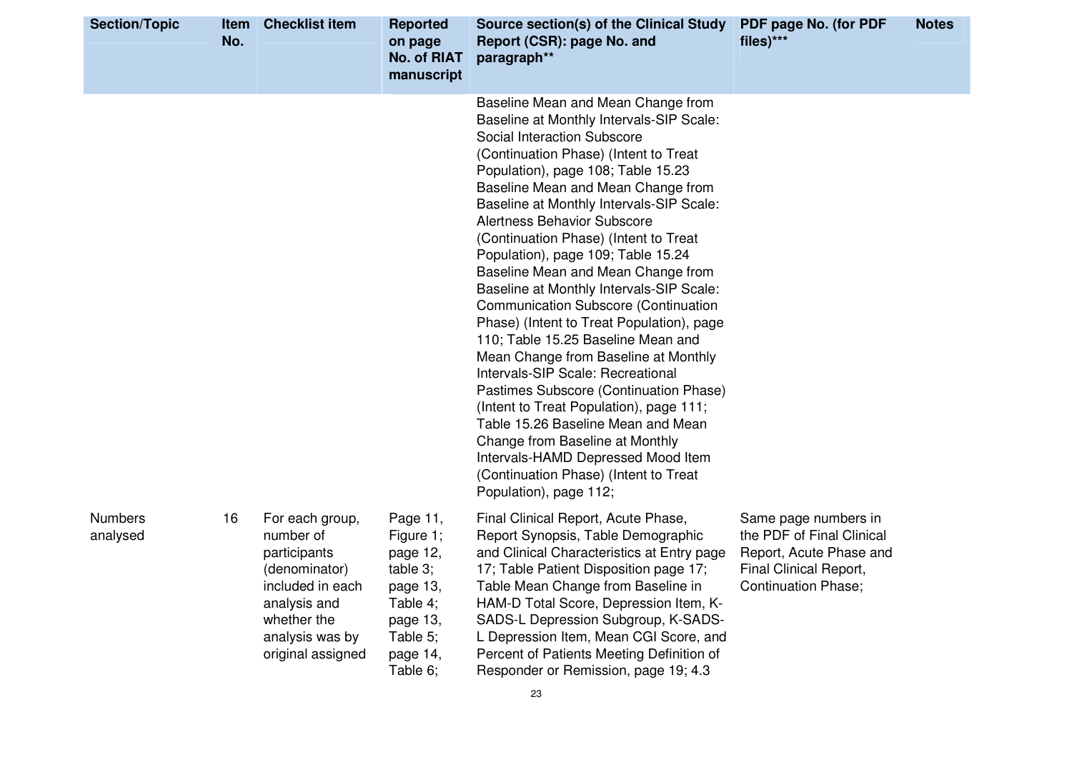| Section/Topic | Item No. | Checklist item | Reported on page No. of RIAT manuscript | Source section(s) of the Clinical Study Report (CSR): page No. and paragraph** | PDF page No. (for PDF files)*** | Notes |
|---|---|---|---|---|---|---|
| | | | | Baseline Mean and Mean Change from Baseline at Monthly Intervals-SIP Scale: Social Interaction Subscore (Continuation Phase) (Intent to Treat Population), page 108; Table 15.23 Baseline Mean and Mean Change from Baseline at Monthly Intervals-SIP Scale: Alertness Behavior Subscore (Continuation Phase) (Intent to Treat Population), page 109; Table 15.24 Baseline Mean and Mean Change from Baseline at Monthly Intervals-SIP Scale: Communication Subscore (Continuation Phase) (Intent to Treat Population), page 110; Table 15.25 Baseline Mean and Mean Change from Baseline at Monthly Intervals-SIP Scale: Recreational Pastimes Subscore (Continuation Phase) (Intent to Treat Population), page 111; Table 15.26 Baseline Mean and Mean Change from Baseline at Monthly Intervals-HAMD Depressed Mood Item (Continuation Phase) (Intent to Treat Population), page 112; | | |
| Numbers analysed | 16 | For each group, number of participants (denominator) included in each analysis and whether the analysis was by original assigned | Page 11, Figure 1; page 12, table 3; page 13, Table 4; page 13, Table 5; page 14, Table 6; | Final Clinical Report, Acute Phase, Report Synopsis, Table Demographic and Clinical Characteristics at Entry page 17; Table Patient Disposition page 17; Table Mean Change from Baseline in HAM-D Total Score, Depression Item, K-SADS-L Depression Subgroup, K-SADS-L Depression Item, Mean CGI Score, and Percent of Patients Meeting Definition of Responder or Remission, page 19; 4.3 | Same page numbers in the PDF of Final Clinical Report, Acute Phase and Final Clinical Report, Continuation Phase; | |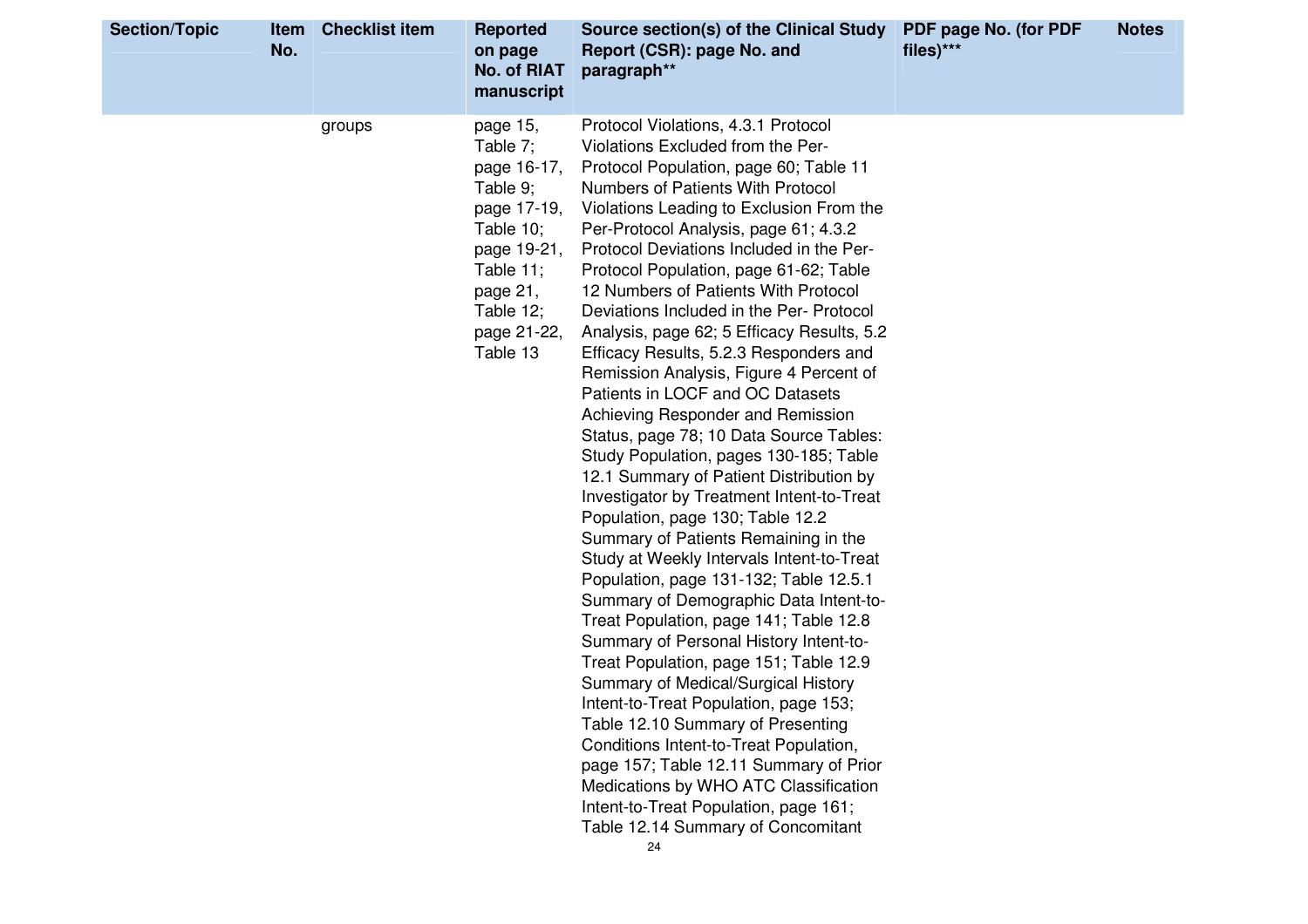| Section/Topic | Item No. | Checklist item | Reported on page No. of RIAT manuscript | Source section(s) of the Clinical Study Report (CSR): page No. and paragraph** | PDF page No. (for PDF files)*** | Notes |
|---|---|---|---|---|---|---|
| | | groups | page 15, Table 7; page 16-17, Table 9; page 17-19, Table 10; page 19-21, Table 11; page 21, Table 12; page 21-22, Table 13 | Protocol Violations, 4.3.1 Protocol Violations Excluded from the Per-Protocol Population, page 60; Table 11 Numbers of Patients With Protocol Violations Leading to Exclusion From the Per-Protocol Analysis, page 61; 4.3.2 Protocol Deviations Included in the Per-Protocol Population, page 61-62; Table 12 Numbers of Patients With Protocol Deviations Included in the Per- Protocol Analysis, page 62; 5 Efficacy Results, 5.2 Efficacy Results, 5.2.3 Responders and Remission Analysis, Figure 4 Percent of Patients in LOCF and OC Datasets Achieving Responder and Remission Status, page 78; 10 Data Source Tables: Study Population, pages 130-185; Table 12.1 Summary of Patient Distribution by Investigator by Treatment Intent-to-Treat Population, page 130; Table 12.2 Summary of Patients Remaining in the Study at Weekly Intervals Intent-to-Treat Population, page 131-132; Table 12.5.1 Summary of Demographic Data Intent-to-Treat Population, page 141; Table 12.8 Summary of Personal History Intent-to-Treat Population, page 151; Table 12.9 Summary of Medical/Surgical History Intent-to-Treat Population, page 153; Table 12.10 Summary of Presenting Conditions Intent-to-Treat Population, page 157; Table 12.11 Summary of Prior Medications by WHO ATC Classification Intent-to-Treat Population, page 161; Table 12.14 Summary of Concomitant | | |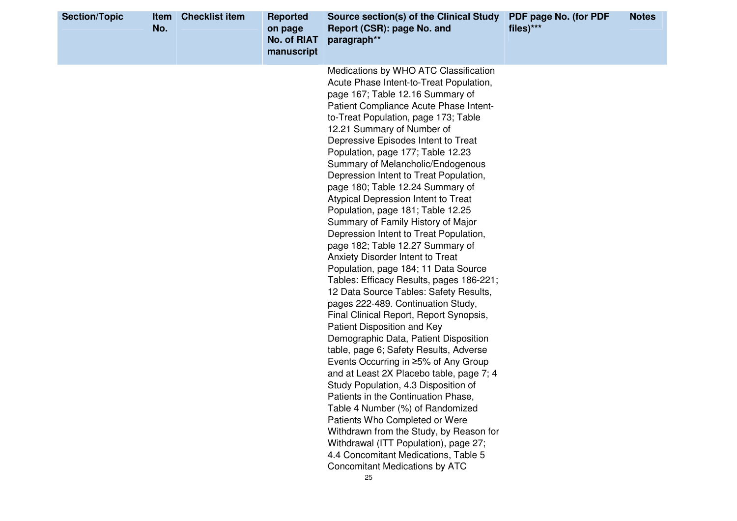| Section/Topic | Item No. | Checklist item | Reported on page No. of RIAT manuscript | Source section(s) of the Clinical Study Report (CSR): page No. and paragraph** | PDF page No. (for PDF files)*** | Notes |
|---|---|---|---|---|---|---|
| | | | | Medications by WHO ATC Classification Acute Phase Intent-to-Treat Population, page 167; Table 12.16 Summary of Patient Compliance Acute Phase Intent-to-Treat Population, page 173; Table 12.21 Summary of Number of Depressive Episodes Intent to Treat Population, page 177; Table 12.23 Summary of Melancholic/Endogenous Depression Intent to Treat Population, page 180; Table 12.24 Summary of Atypical Depression Intent to Treat Population, page 181; Table 12.25 Summary of Family History of Major Depression Intent to Treat Population, page 182; Table 12.27 Summary of Anxiety Disorder Intent to Treat Population, page 184; 11 Data Source Tables: Efficacy Results, pages 186-221; 12 Data Source Tables: Safety Results, pages 222-489. Continuation Study, Final Clinical Report, Report Synopsis, Patient Disposition and Key Demographic Data, Patient Disposition table, page 6; Safety Results, Adverse Events Occurring in ≥5% of Any Group and at Least 2X Placebo table, page 7; 4 Study Population, 4.3 Disposition of Patients in the Continuation Phase, Table 4 Number (%) of Randomized Patients Who Completed or Were Withdrawn from the Study, by Reason for Withdrawal (ITT Population), page 27; 4.4 Concomitant Medications, Table 5 Concomitant Medications by ATC | | |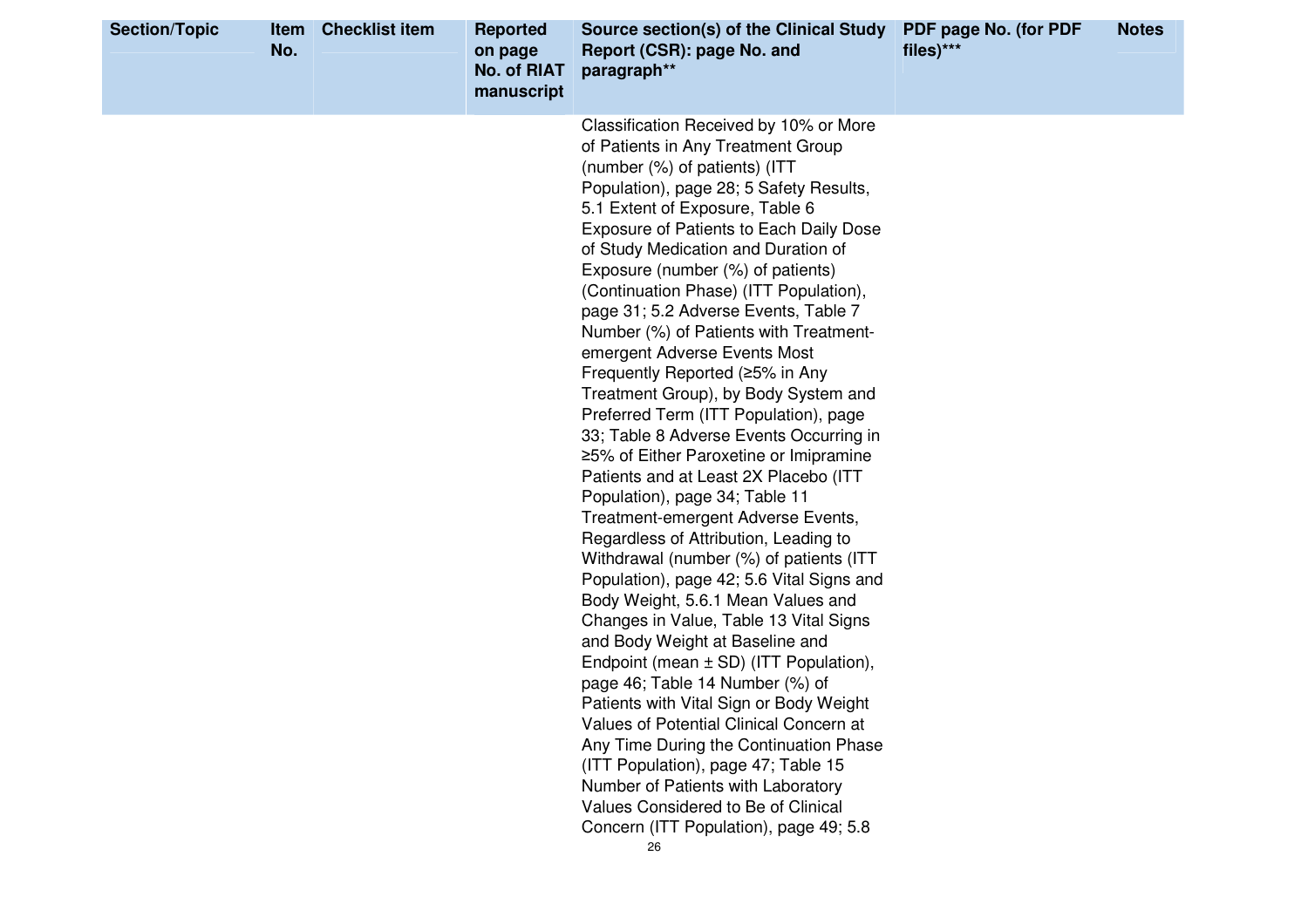| Section/Topic | Item No. | Checklist item | Reported on page No. of RIAT manuscript | Source section(s) of the Clinical Study Report (CSR): page No. and paragraph** | PDF page No. (for PDF files)*** | Notes |
|---|---|---|---|---|---|---|
| | | | | Classification Received by 10% or More of Patients in Any Treatment Group (number (%) of patients) (ITT Population), page 28; 5 Safety Results, 5.1 Extent of Exposure, Table 6 Exposure of Patients to Each Daily Dose of Study Medication and Duration of Exposure (number (%) of patients) (Continuation Phase) (ITT Population), page 31; 5.2 Adverse Events, Table 7 Number (%) of Patients with Treatment-emergent Adverse Events Most Frequently Reported (≥5% in Any Treatment Group), by Body System and Preferred Term (ITT Population), page 33; Table 8 Adverse Events Occurring in ≥5% of Either Paroxetine or Imipramine Patients and at Least 2X Placebo (ITT Population), page 34; Table 11 Treatment-emergent Adverse Events, Regardless of Attribution, Leading to Withdrawal (number (%) of patients (ITT Population), page 42; 5.6 Vital Signs and Body Weight, 5.6.1 Mean Values and Changes in Value, Table 13 Vital Signs and Body Weight at Baseline and Endpoint (mean ± SD) (ITT Population), page 46; Table 14 Number (%) of Patients with Vital Sign or Body Weight Values of Potential Clinical Concern at Any Time During the Continuation Phase (ITT Population), page 47; Table 15 Number of Patients with Laboratory Values Considered to Be of Clinical Concern (ITT Population), page 49; 5.8 | | |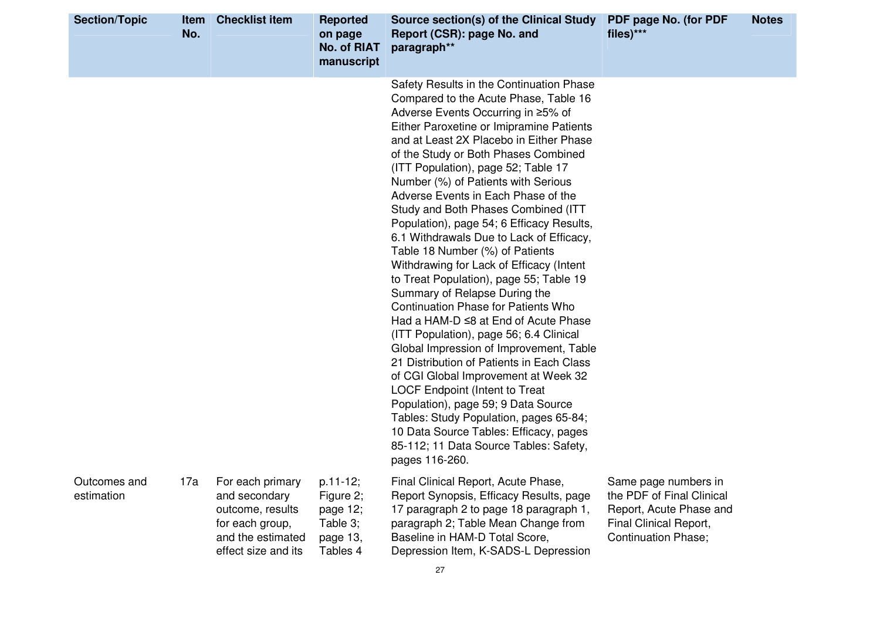| Section/Topic | Item No. | Checklist item | Reported on page No. of RIAT manuscript | Source section(s) of the Clinical Study Report (CSR): page No. and paragraph** | PDF page No. (for PDF files)*** | Notes |
|---|---|---|---|---|---|---|
| | | | | Safety Results in the Continuation Phase Compared to the Acute Phase, Table 16 Adverse Events Occurring in ≥5% of Either Paroxetine or Imipramine Patients and at Least 2X Placebo in Either Phase of the Study or Both Phases Combined (ITT Population), page 52; Table 17 Number (%) of Patients with Serious Adverse Events in Each Phase of the Study and Both Phases Combined (ITT Population), page 54; 6 Efficacy Results, 6.1 Withdrawals Due to Lack of Efficacy, Table 18 Number (%) of Patients Withdrawing for Lack of Efficacy (Intent to Treat Population), page 55; Table 19 Summary of Relapse During the Continuation Phase for Patients Who Had a HAM-D ≤8 at End of Acute Phase (ITT Population), page 56; 6.4 Clinical Global Impression of Improvement, Table 21 Distribution of Patients in Each Class of CGI Global Improvement at Week 32 LOCF Endpoint (Intent to Treat Population), page 59; 9 Data Source Tables: Study Population, pages 65-84; 10 Data Source Tables: Efficacy, pages 85-112; 11 Data Source Tables: Safety, pages 116-260. | | |
| Outcomes and estimation | 17a | For each primary and secondary outcome, results for each group, and the estimated effect size and its | p.11-12; Figure 2; page 12; Table 3; page 13, Tables 4 | Final Clinical Report, Acute Phase, Report Synopsis, Efficacy Results, page 17 paragraph 2 to page 18 paragraph 1, paragraph 2; Table Mean Change from Baseline in HAM-D Total Score, Depression Item, K-SADS-L Depression | Same page numbers in the PDF of Final Clinical Report, Acute Phase and Final Clinical Report, Continuation Phase; | |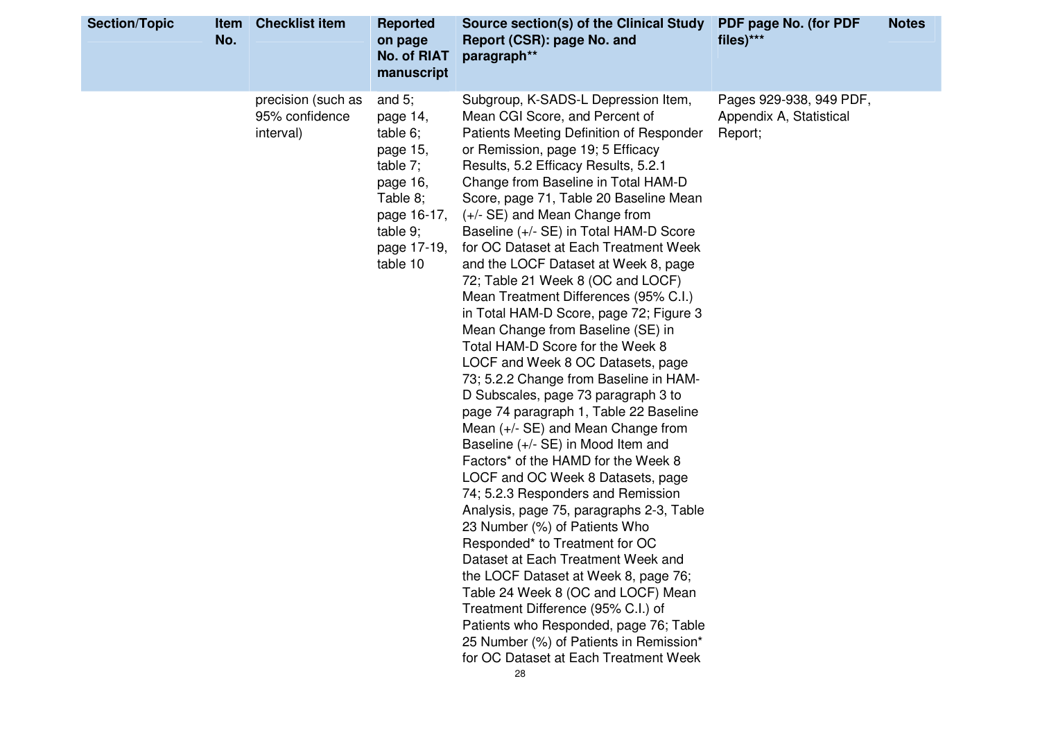| Section/Topic | Item No. | Checklist item | Reported on page No. of RIAT manuscript | Source section(s) of the Clinical Study Report (CSR): page No. and paragraph** | PDF page No. (for PDF files)*** | Notes |
|---|---|---|---|---|---|---|
| | | precision (such as 95% confidence interval) | and 5; page 14, table 6; page 15, table 7; page 16, Table 8; page 16-17, table 9; page 17-19, table 10 | Subgroup, K-SADS-L Depression Item, Mean CGI Score, and Percent of Patients Meeting Definition of Responder or Remission, page 19; 5 Efficacy Results, 5.2 Efficacy Results, 5.2.1 Change from Baseline in Total HAM-D Score, page 71, Table 20 Baseline Mean (+/- SE) and Mean Change from Baseline (+/- SE) in Total HAM-D Score for OC Dataset at Each Treatment Week and the LOCF Dataset at Week 8, page 72; Table 21 Week 8 (OC and LOCF) Mean Treatment Differences (95% C.I.) in Total HAM-D Score, page 72; Figure 3 Mean Change from Baseline (SE) in Total HAM-D Score for the Week 8 LOCF and Week 8 OC Datasets, page 73; 5.2.2 Change from Baseline in HAM-D Subscales, page 73 paragraph 3 to page 74 paragraph 1, Table 22 Baseline Mean (+/- SE) and Mean Change from Baseline (+/- SE) in Mood Item and Factors* of the HAMD for the Week 8 LOCF and OC Week 8 Datasets, page 74; 5.2.3 Responders and Remission Analysis, page 75, paragraphs 2-3, Table 23 Number (%) of Patients Who Responded* to Treatment for OC Dataset at Each Treatment Week and the LOCF Dataset at Week 8, page 76; Table 24 Week 8 (OC and LOCF) Mean Treatment Difference (95% C.I.) of Patients who Responded, page 76; Table 25 Number (%) of Patients in Remission* for OC Dataset at Each Treatment Week | Pages 929-938, 949 PDF, Appendix A, Statistical Report; | |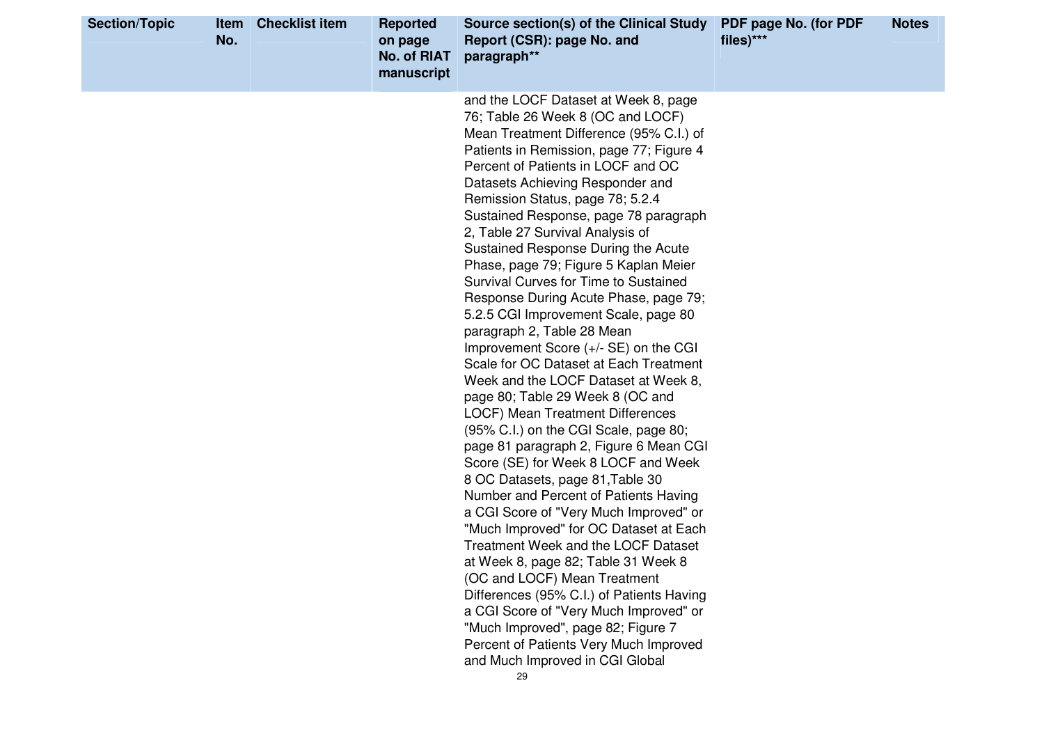| Section/Topic | Item No. | Checklist item | Reported on page No. of RIAT manuscript | Source section(s) of the Clinical Study Report (CSR): page No. and paragraph** | PDF page No. (for PDF files)*** | Notes |
|---|---|---|---|---|---|---|
| | | | | and the LOCF Dataset at Week 8, page 76; Table 26 Week 8 (OC and LOCF) Mean Treatment Difference (95% C.I.) of Patients in Remission, page 77; Figure 4 Percent of Patients in LOCF and OC Datasets Achieving Responder and Remission Status, page 78; 5.2.4 Sustained Response, page 78 paragraph 2, Table 27 Survival Analysis of Sustained Response During the Acute Phase, page 79; Figure 5 Kaplan Meier Survival Curves for Time to Sustained Response During Acute Phase, page 79; 5.2.5 CGI Improvement Scale, page 80 paragraph 2, Table 28 Mean Improvement Score (+/- SE) on the CGI Scale for OC Dataset at Each Treatment Week and the LOCF Dataset at Week 8, page 80; Table 29 Week 8 (OC and LOCF) Mean Treatment Differences (95% C.I.) on the CGI Scale, page 80; page 81 paragraph 2, Figure 6 Mean CGI Score (SE) for Week 8 LOCF and Week 8 OC Datasets, page 81,Table 30 Number and Percent of Patients Having a CGI Score of "Very Much Improved" or "Much Improved" for OC Dataset at Each Treatment Week and the LOCF Dataset at Week 8, page 82; Table 31 Week 8 (OC and LOCF) Mean Treatment Differences (95% C.I.) of Patients Having a CGI Score of "Very Much Improved" or "Much Improved", page 82; Figure 7 Percent of Patients Very Much Improved and Much Improved in CGI Global | | |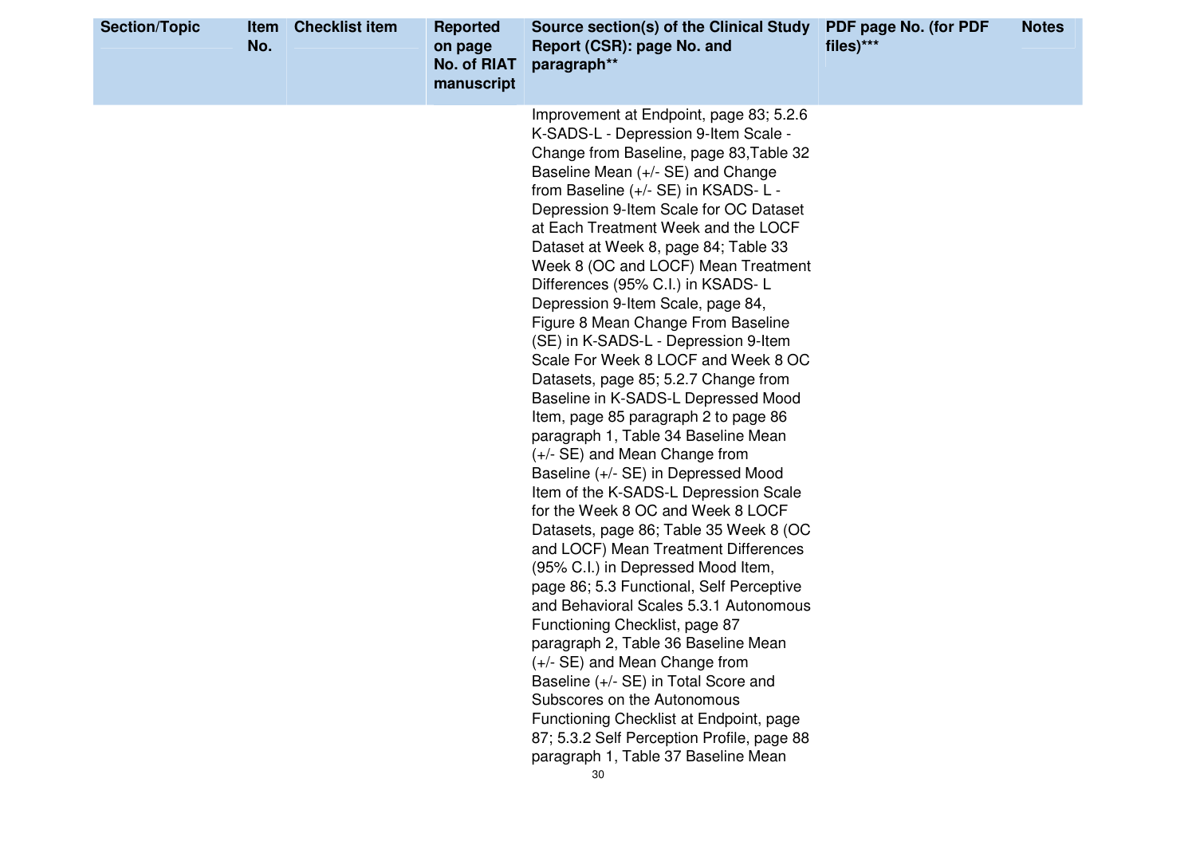| Section/Topic | Item No. | Checklist item | Reported on page No. of RIAT manuscript | Source section(s) of the Clinical Study Report (CSR): page No. and paragraph** | PDF page No. (for PDF files)*** | Notes |
|---|---|---|---|---|---|---|
| | | | | Improvement at Endpoint, page 83; 5.2.6 K-SADS-L - Depression 9-Item Scale - Change from Baseline, page 83,Table 32 Baseline Mean (+/- SE) and Change from Baseline (+/- SE) in KSADS- L - Depression 9-Item Scale for OC Dataset at Each Treatment Week and the LOCF Dataset at Week 8, page 84; Table 33 Week 8 (OC and LOCF) Mean Treatment Differences (95% C.I.) in KSADS- L Depression 9-Item Scale, page 84, Figure 8 Mean Change From Baseline (SE) in K-SADS-L - Depression 9-Item Scale For Week 8 LOCF and Week 8 OC Datasets, page 85; 5.2.7 Change from Baseline in K-SADS-L Depressed Mood Item, page 85 paragraph 2 to page 86 paragraph 1, Table 34 Baseline Mean (+/- SE) and Mean Change from Baseline (+/- SE) in Depressed Mood Item of the K-SADS-L Depression Scale for the Week 8 OC and Week 8 LOCF Datasets, page 86; Table 35 Week 8 (OC and LOCF) Mean Treatment Differences (95% C.I.) in Depressed Mood Item, page 86; 5.3 Functional, Self Perceptive and Behavioral Scales 5.3.1 Autonomous Functioning Checklist, page 87 paragraph 2, Table 36 Baseline Mean (+/- SE) and Mean Change from Baseline (+/- SE) in Total Score and Subscores on the Autonomous Functioning Checklist at Endpoint, page 87; 5.3.2 Self Perception Profile, page 88 paragraph 1, Table 37 Baseline Mean | | |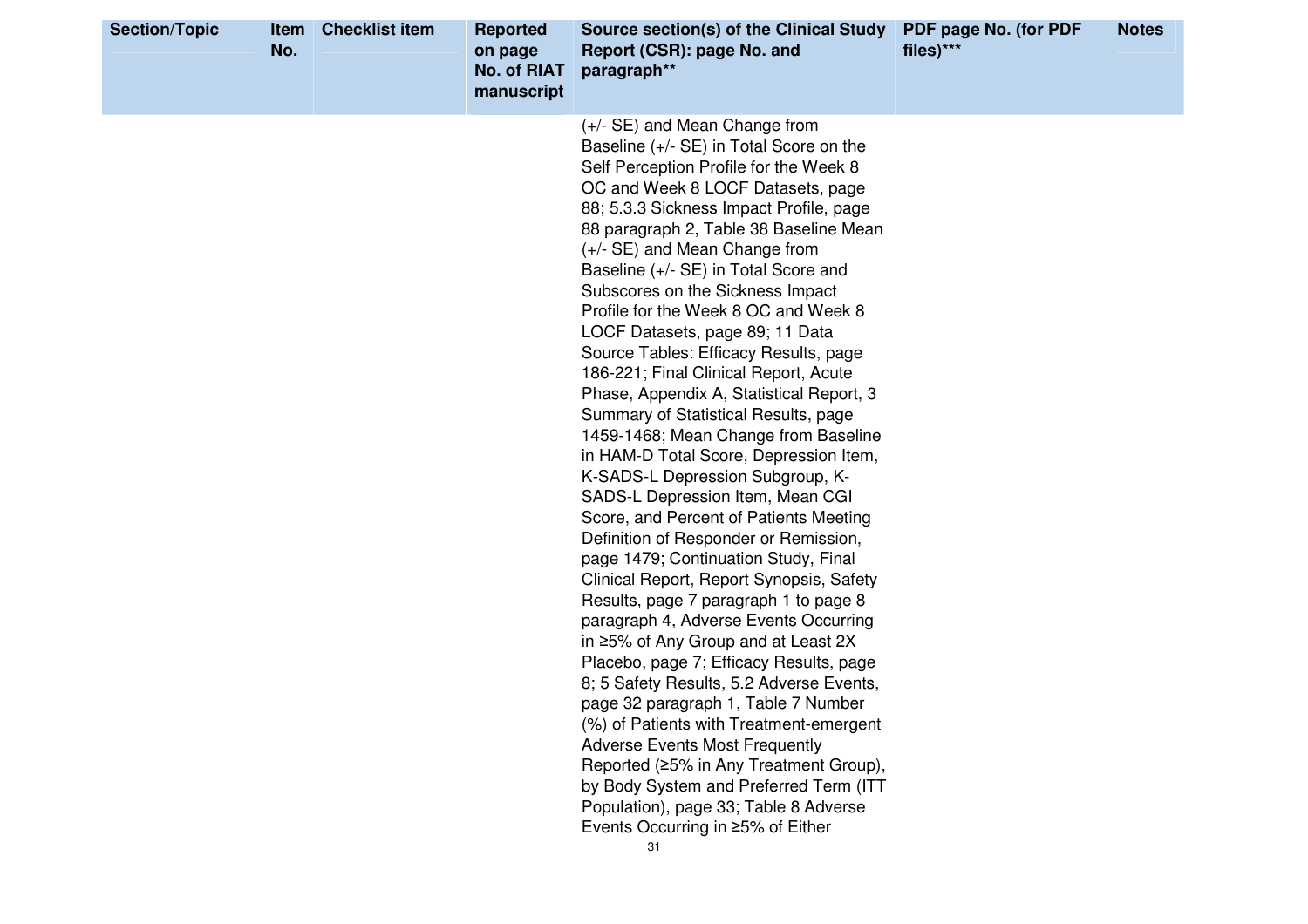| Section/Topic | Item No. | Checklist item | Reported on page No. of RIAT manuscript | Source section(s) of the Clinical Study Report (CSR): page No. and paragraph** | PDF page No. (for PDF files)*** | Notes |
|---|---|---|---|---|---|---|
| | | | | (+/- SE) and Mean Change from Baseline (+/- SE) in Total Score on the Self Perception Profile for the Week 8 OC and Week 8 LOCF Datasets, page 88; 5.3.3 Sickness Impact Profile, page 88 paragraph 2, Table 38 Baseline Mean (+/- SE) and Mean Change from Baseline (+/- SE) in Total Score and Subscores on the Sickness Impact Profile for the Week 8 OC and Week 8 LOCF Datasets, page 89; 11 Data Source Tables: Efficacy Results, page 186-221; Final Clinical Report, Acute Phase, Appendix A, Statistical Report, 3 Summary of Statistical Results, page 1459-1468; Mean Change from Baseline in HAM-D Total Score, Depression Item, K-SADS-L Depression Subgroup, K-SADS-L Depression Item, Mean CGI Score, and Percent of Patients Meeting Definition of Responder or Remission, page 1479; Continuation Study, Final Clinical Report, Report Synopsis, Safety Results, page 7 paragraph 1 to page 8 paragraph 4, Adverse Events Occurring in ≥5% of Any Group and at Least 2X Placebo, page 7; Efficacy Results, page 8; 5 Safety Results, 5.2 Adverse Events, page 32 paragraph 1, Table 7 Number (%) of Patients with Treatment-emergent Adverse Events Most Frequently Reported (≥5% in Any Treatment Group), by Body System and Preferred Term (ITT Population), page 33; Table 8 Adverse Events Occurring in ≥5% of Either | | |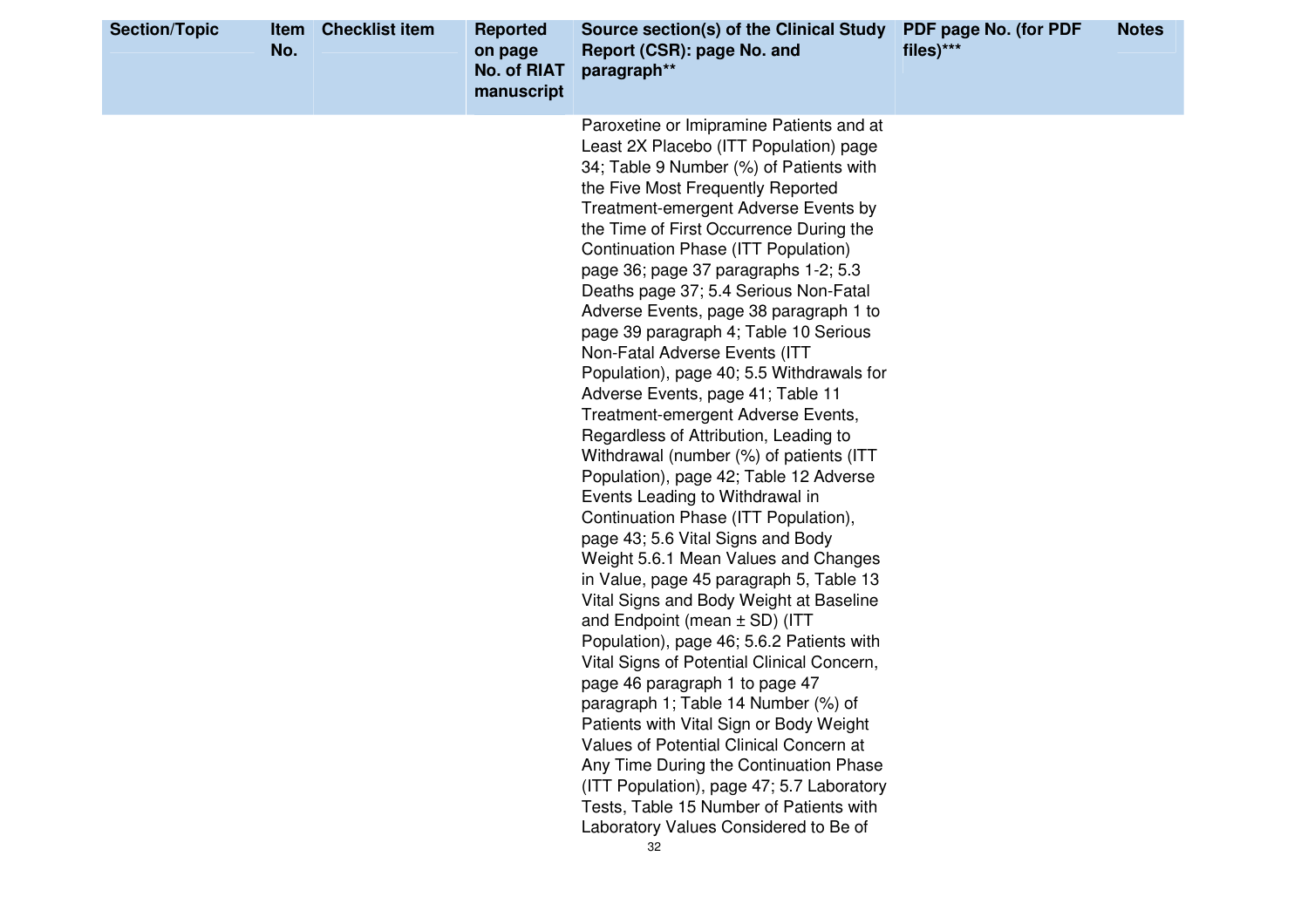| Section/Topic | Item No. | Checklist item | Reported on page No. of RIAT manuscript | Source section(s) of the Clinical Study Report (CSR): page No. and paragraph** | PDF page No. (for PDF files)*** | Notes |
|---|---|---|---|---|---|---|
| | | | | Paroxetine or Imipramine Patients and at Least 2X Placebo (ITT Population) page 34; Table 9 Number (%) of Patients with the Five Most Frequently Reported Treatment-emergent Adverse Events by the Time of First Occurrence During the Continuation Phase (ITT Population) page 36; page 37 paragraphs 1-2; 5.3 Deaths page 37; 5.4 Serious Non-Fatal Adverse Events, page 38 paragraph 1 to page 39 paragraph 4; Table 10 Serious Non-Fatal Adverse Events (ITT Population), page 40; 5.5 Withdrawals for Adverse Events, page 41; Table 11 Treatment-emergent Adverse Events, Regardless of Attribution, Leading to Withdrawal (number (%) of patients (ITT Population), page 42; Table 12 Adverse Events Leading to Withdrawal in Continuation Phase (ITT Population), page 43; 5.6 Vital Signs and Body Weight 5.6.1 Mean Values and Changes in Value, page 45 paragraph 5, Table 13 Vital Signs and Body Weight at Baseline and Endpoint (mean ± SD) (ITT Population), page 46; 5.6.2 Patients with Vital Signs of Potential Clinical Concern, page 46 paragraph 1 to page 47 paragraph 1; Table 14 Number (%) of Patients with Vital Sign or Body Weight Values of Potential Clinical Concern at Any Time During the Continuation Phase (ITT Population), page 47; 5.7 Laboratory Tests, Table 15 Number of Patients with Laboratory Values Considered to Be of | | |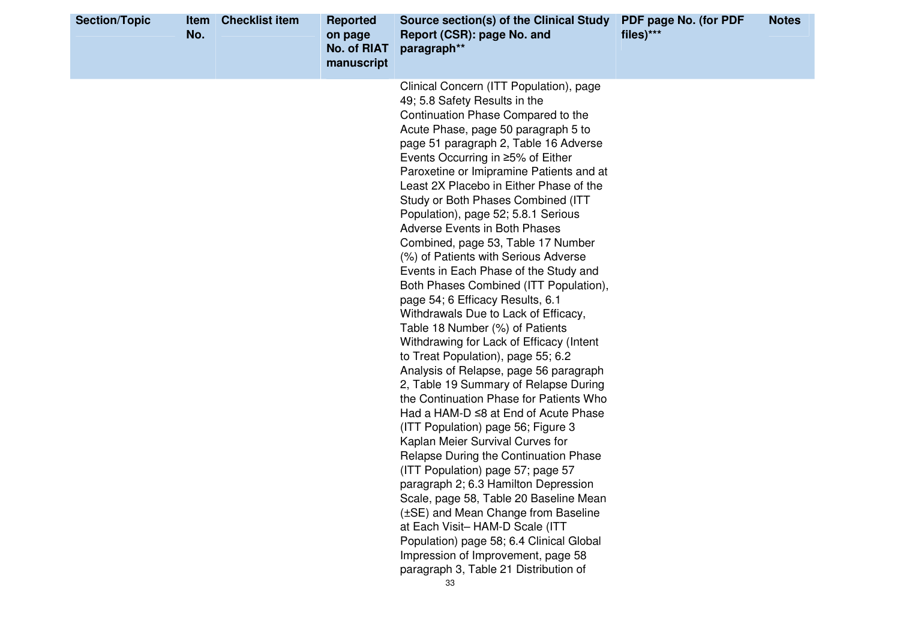| Section/Topic | Item No. | Checklist item | Reported on page No. of RIAT manuscript | Source section(s) of the Clinical Study Report (CSR): page No. and paragraph** | PDF page No. (for PDF files)*** | Notes |
|---|---|---|---|---|---|---|
| | | | | Clinical Concern (ITT Population), page 49; 5.8 Safety Results in the Continuation Phase Compared to the Acute Phase, page 50 paragraph 5 to page 51 paragraph 2, Table 16 Adverse Events Occurring in ≥5% of Either Paroxetine or Imipramine Patients and at Least 2X Placebo in Either Phase of the Study or Both Phases Combined (ITT Population), page 52; 5.8.1 Serious Adverse Events in Both Phases Combined, page 53, Table 17 Number (%) of Patients with Serious Adverse Events in Each Phase of the Study and Both Phases Combined (ITT Population), page 54; 6 Efficacy Results, 6.1 Withdrawals Due to Lack of Efficacy, Table 18 Number (%) of Patients Withdrawing for Lack of Efficacy (Intent to Treat Population), page 55; 6.2 Analysis of Relapse, page 56 paragraph 2, Table 19 Summary of Relapse During the Continuation Phase for Patients Who Had a HAM-D ≤8 at End of Acute Phase (ITT Population) page 56; Figure 3 Kaplan Meier Survival Curves for Relapse During the Continuation Phase (ITT Population) page 57; page 57 paragraph 2; 6.3 Hamilton Depression Scale, page 58, Table 20 Baseline Mean (±SE) and Mean Change from Baseline at Each Visit– HAM-D Scale (ITT Population) page 58; 6.4 Clinical Global Impression of Improvement, page 58 paragraph 3, Table 21 Distribution of | | |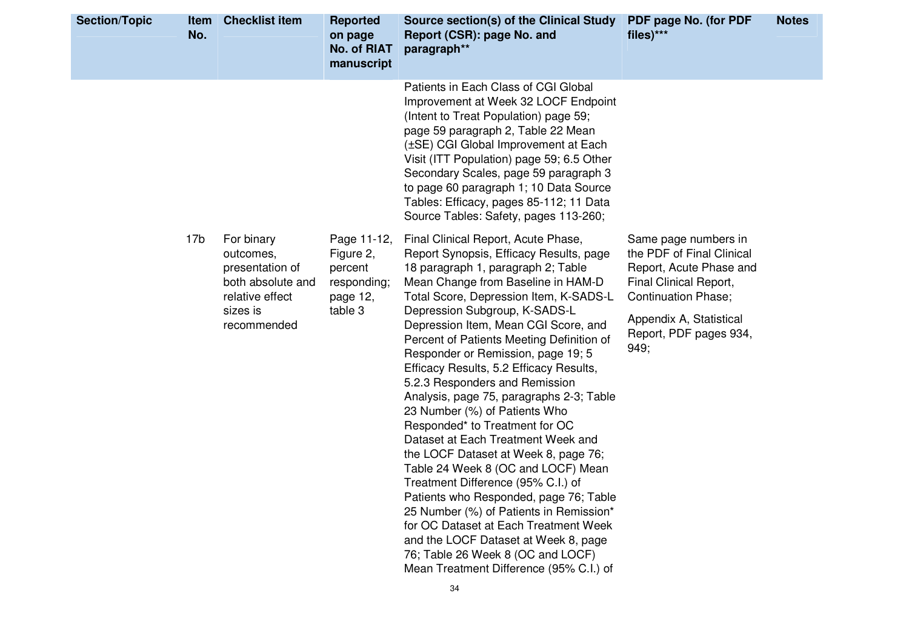| Section/Topic | Item No. | Checklist item | Reported on page No. of RIAT manuscript | Source section(s) of the Clinical Study Report (CSR): page No. and paragraph** | PDF page No. (for PDF files)*** | Notes |
|---|---|---|---|---|---|---|
| | | | | Patients in Each Class of CGI Global Improvement at Week 32 LOCF Endpoint (Intent to Treat Population) page 59; page 59 paragraph 2, Table 22 Mean (±SE) CGI Global Improvement at Each Visit (ITT Population) page 59; 6.5 Other Secondary Scales, page 59 paragraph 3 to page 60 paragraph 1; 10 Data Source Tables: Efficacy, pages 85-112; 11 Data Source Tables: Safety, pages 113-260; | | |
| | 17b | For binary outcomes, presentation of both absolute and relative effect sizes is recommended | Page 11-12, Figure 2, percent responding; page 12, table 3 | Final Clinical Report, Acute Phase, Report Synopsis, Efficacy Results, page 18 paragraph 1, paragraph 2; Table Mean Change from Baseline in HAM-D Total Score, Depression Item, K-SADS-L Depression Subgroup, K-SADS-L Depression Item, Mean CGI Score, and Percent of Patients Meeting Definition of Responder or Remission, page 19; 5 Efficacy Results, 5.2 Efficacy Results, 5.2.3 Responders and Remission Analysis, page 75, paragraphs 2-3; Table 23 Number (%) of Patients Who Responded* to Treatment for OC Dataset at Each Treatment Week and the LOCF Dataset at Week 8, page 76; Table 24 Week 8 (OC and LOCF) Mean Treatment Difference (95% C.I.) of Patients who Responded, page 76; Table 25 Number (%) of Patients in Remission* for OC Dataset at Each Treatment Week and the LOCF Dataset at Week 8, page 76; Table 26 Week 8 (OC and LOCF) Mean Treatment Difference (95% C.I.) of | Same page numbers in the PDF of Final Clinical Report, Acute Phase and Final Clinical Report, Continuation Phase; Appendix A, Statistical Report, PDF pages 934, 949; | |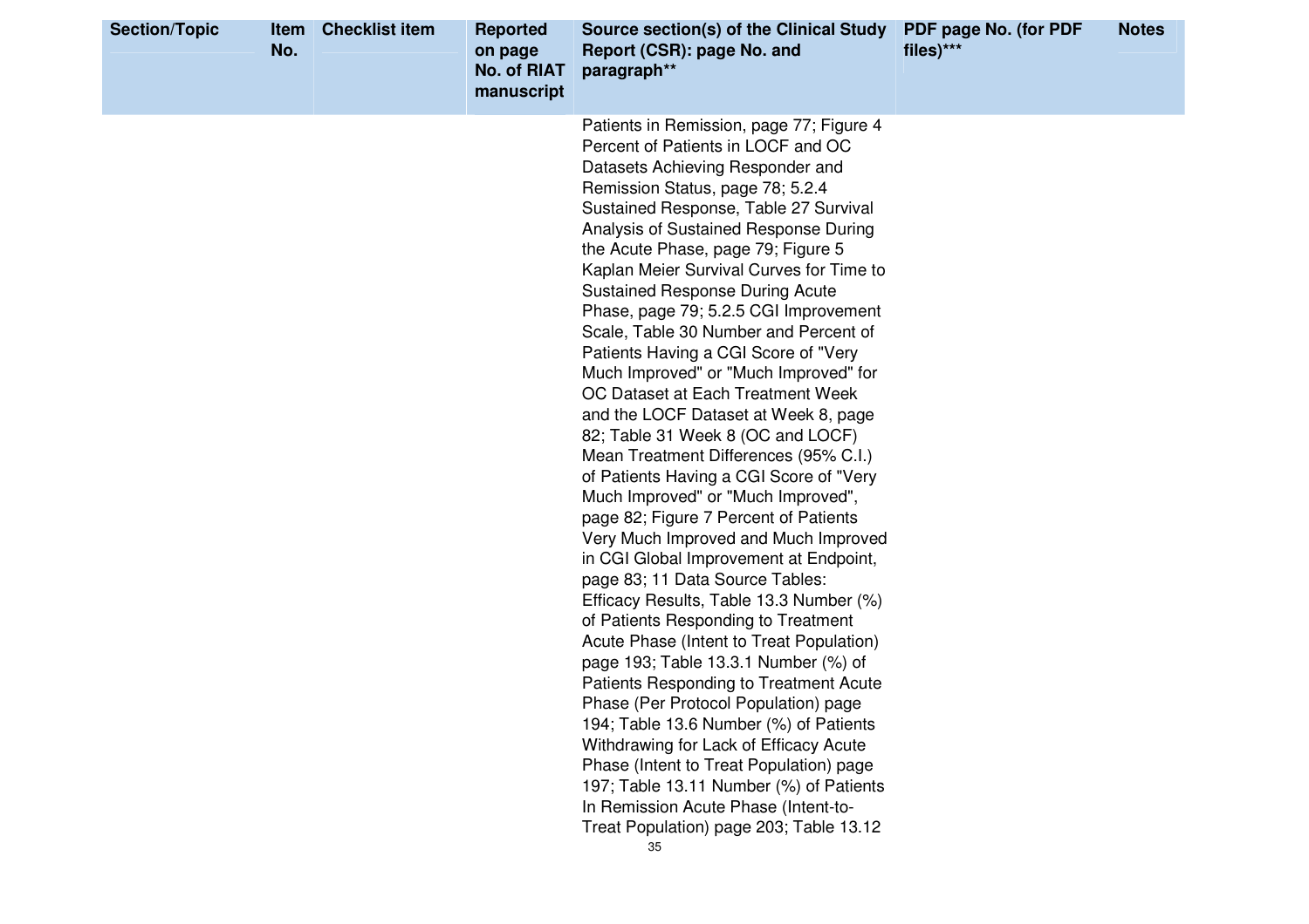| Section/Topic | Item No. | Checklist item | Reported on page No. of RIAT manuscript | Source section(s) of the Clinical Study Report (CSR): page No. and paragraph** | PDF page No. (for PDF files)*** | Notes |
|---|---|---|---|---|---|---|
| | | | | Patients in Remission, page 77; Figure 4 Percent of Patients in LOCF and OC Datasets Achieving Responder and Remission Status, page 78; 5.2.4 Sustained Response, Table 27 Survival Analysis of Sustained Response During the Acute Phase, page 79; Figure 5 Kaplan Meier Survival Curves for Time to Sustained Response During Acute Phase, page 79; 5.2.5 CGI Improvement Scale, Table 30 Number and Percent of Patients Having a CGI Score of "Very Much Improved" or "Much Improved" for OC Dataset at Each Treatment Week and the LOCF Dataset at Week 8, page 82; Table 31 Week 8 (OC and LOCF) Mean Treatment Differences (95% C.I.) of Patients Having a CGI Score of "Very Much Improved" or "Much Improved", page 82; Figure 7 Percent of Patients Very Much Improved and Much Improved in CGI Global Improvement at Endpoint, page 83; 11 Data Source Tables: Efficacy Results, Table 13.3 Number (%) of Patients Responding to Treatment Acute Phase (Intent to Treat Population) page 193; Table 13.3.1 Number (%) of Patients Responding to Treatment Acute Phase (Per Protocol Population) page 194; Table 13.6 Number (%) of Patients Withdrawing for Lack of Efficacy Acute Phase (Intent to Treat Population) page 197; Table 13.11 Number (%) of Patients In Remission Acute Phase (Intent-to-Treat Population) page 203; Table 13.12 | | |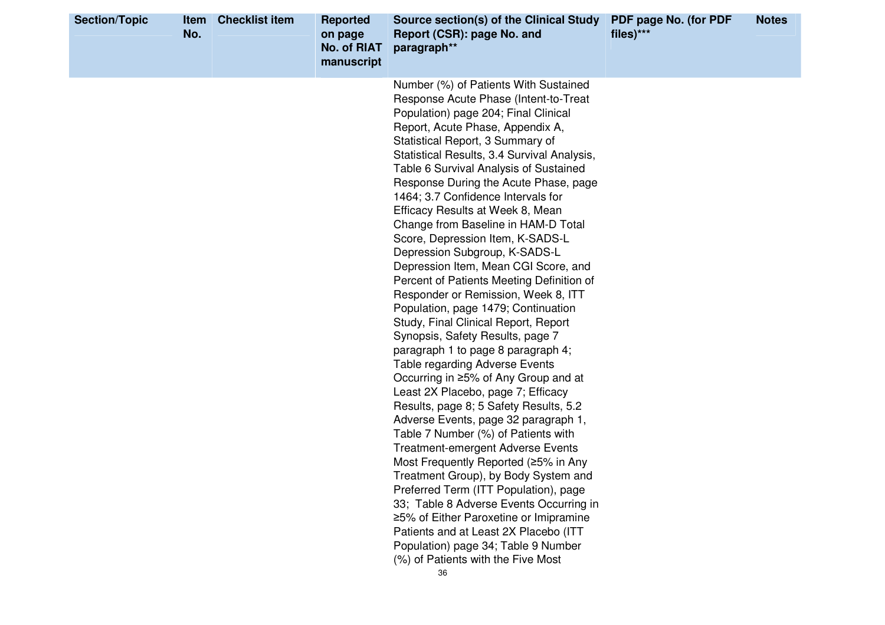| Section/Topic | Item No. | Checklist item | Reported on page No. of RIAT manuscript | Source section(s) of the Clinical Study Report (CSR): page No. and paragraph** | PDF page No. (for PDF files)*** | Notes |
|---|---|---|---|---|---|---|
| | | | | Number (%) of Patients With Sustained Response Acute Phase (Intent-to-Treat Population) page 204; Final Clinical Report, Acute Phase, Appendix A, Statistical Report, 3 Summary of Statistical Results, 3.4 Survival Analysis, Table 6 Survival Analysis of Sustained Response During the Acute Phase, page 1464; 3.7 Confidence Intervals for Efficacy Results at Week 8, Mean Change from Baseline in HAM-D Total Score, Depression Item, K-SADS-L Depression Subgroup, K-SADS-L Depression Item, Mean CGI Score, and Percent of Patients Meeting Definition of Responder or Remission, Week 8, ITT Population, page 1479; Continuation Study, Final Clinical Report, Report Synopsis, Safety Results, page 7 paragraph 1 to page 8 paragraph 4; Table regarding Adverse Events Occurring in ≥5% of Any Group and at Least 2X Placebo, page 7; Efficacy Results, page 8; 5 Safety Results, 5.2 Adverse Events, page 32 paragraph 1, Table 7 Number (%) of Patients with Treatment-emergent Adverse Events Most Frequently Reported (≥5% in Any Treatment Group), by Body System and Preferred Term (ITT Population), page 33; Table 8 Adverse Events Occurring in ≥5% of Either Paroxetine or Imipramine Patients and at Least 2X Placebo (ITT Population) page 34; Table 9 Number (%) of Patients with the Five Most | | |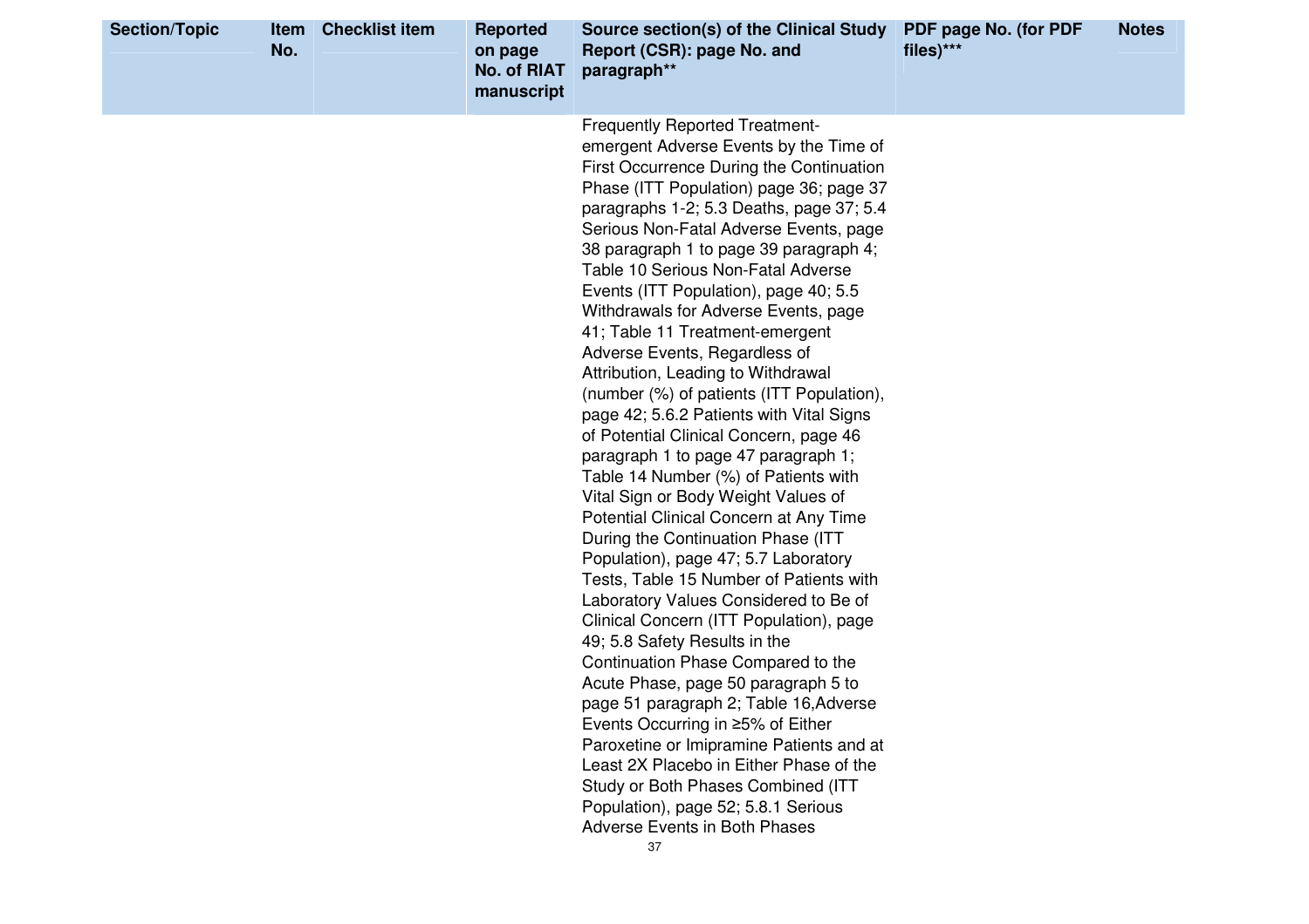| Section/Topic | Item No. | Checklist item | Reported on page No. of RIAT manuscript | Source section(s) of the Clinical Study Report (CSR): page No. and paragraph** | PDF page No. (for PDF files)*** | Notes |
|---|---|---|---|---|---|---|
| | | | | Frequently Reported Treatment-emergent Adverse Events by the Time of First Occurrence During the Continuation Phase (ITT Population) page 36; page 37 paragraphs 1-2; 5.3 Deaths, page 37; 5.4 Serious Non-Fatal Adverse Events, page 38 paragraph 1 to page 39 paragraph 4; Table 10 Serious Non-Fatal Adverse Events (ITT Population), page 40; 5.5 Withdrawals for Adverse Events, page 41; Table 11 Treatment-emergent Adverse Events, Regardless of Attribution, Leading to Withdrawal (number (%) of patients (ITT Population), page 42; 5.6.2 Patients with Vital Signs of Potential Clinical Concern, page 46 paragraph 1 to page 47 paragraph 1; Table 14 Number (%) of Patients with Vital Sign or Body Weight Values of Potential Clinical Concern at Any Time During the Continuation Phase (ITT Population), page 47; 5.7 Laboratory Tests, Table 15 Number of Patients with Laboratory Values Considered to Be of Clinical Concern (ITT Population), page 49; 5.8 Safety Results in the Continuation Phase Compared to the Acute Phase, page 50 paragraph 5 to page 51 paragraph 2; Table 16,Adverse Events Occurring in ≥5% of Either Paroxetine or Imipramine Patients and at Least 2X Placebo in Either Phase of the Study or Both Phases Combined (ITT Population), page 52; 5.8.1 Serious Adverse Events in Both Phases | | |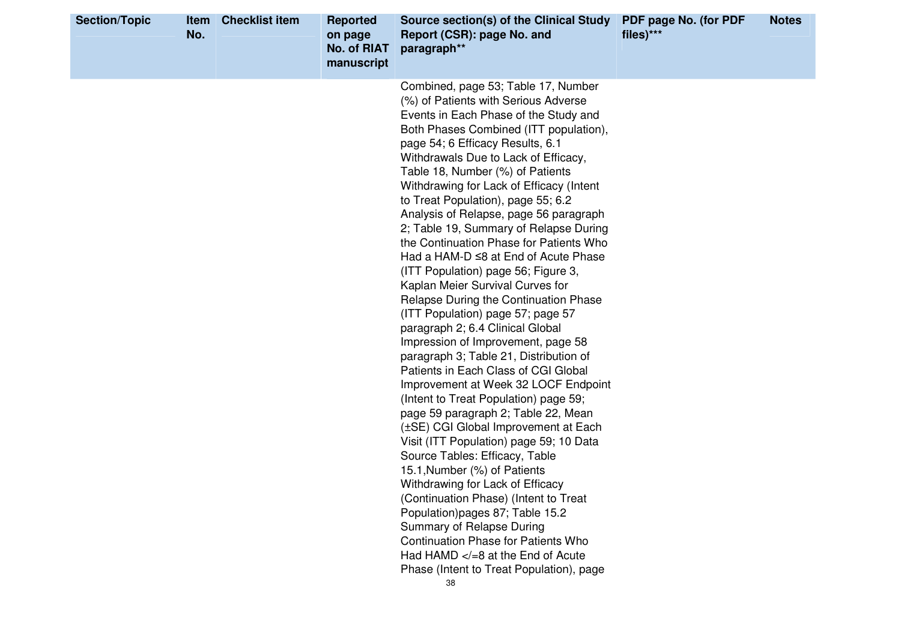| Section/Topic | Item No. | Checklist item | Reported on page No. of RIAT manuscript | Source section(s) of the Clinical Study Report (CSR): page No. and paragraph** | PDF page No. (for PDF files)*** | Notes |
|---|---|---|---|---|---|---|
| | | | | Combined, page 53; Table 17, Number (%) of Patients with Serious Adverse Events in Each Phase of the Study and Both Phases Combined (ITT population), page 54; 6 Efficacy Results, 6.1 Withdrawals Due to Lack of Efficacy, Table 18, Number (%) of Patients Withdrawing for Lack of Efficacy (Intent to Treat Population), page 55; 6.2 Analysis of Relapse, page 56 paragraph 2; Table 19, Summary of Relapse During the Continuation Phase for Patients Who Had a HAM-D ≤8 at End of Acute Phase (ITT Population) page 56; Figure 3, Kaplan Meier Survival Curves for Relapse During the Continuation Phase (ITT Population) page 57; page 57 paragraph 2; 6.4 Clinical Global Impression of Improvement, page 58 paragraph 3; Table 21, Distribution of Patients in Each Class of CGI Global Improvement at Week 32 LOCF Endpoint (Intent to Treat Population) page 59; page 59 paragraph 2; Table 22, Mean (±SE) CGI Global Improvement at Each Visit (ITT Population) page 59; 10 Data Source Tables: Efficacy, Table 15.1,Number (%) of Patients Withdrawing for Lack of Efficacy (Continuation Phase) (Intent to Treat Population)pages 87; Table 15.2 Summary of Relapse During Continuation Phase for Patients Who Had HAMD </=8 at the End of Acute Phase (Intent to Treat Population), page | | |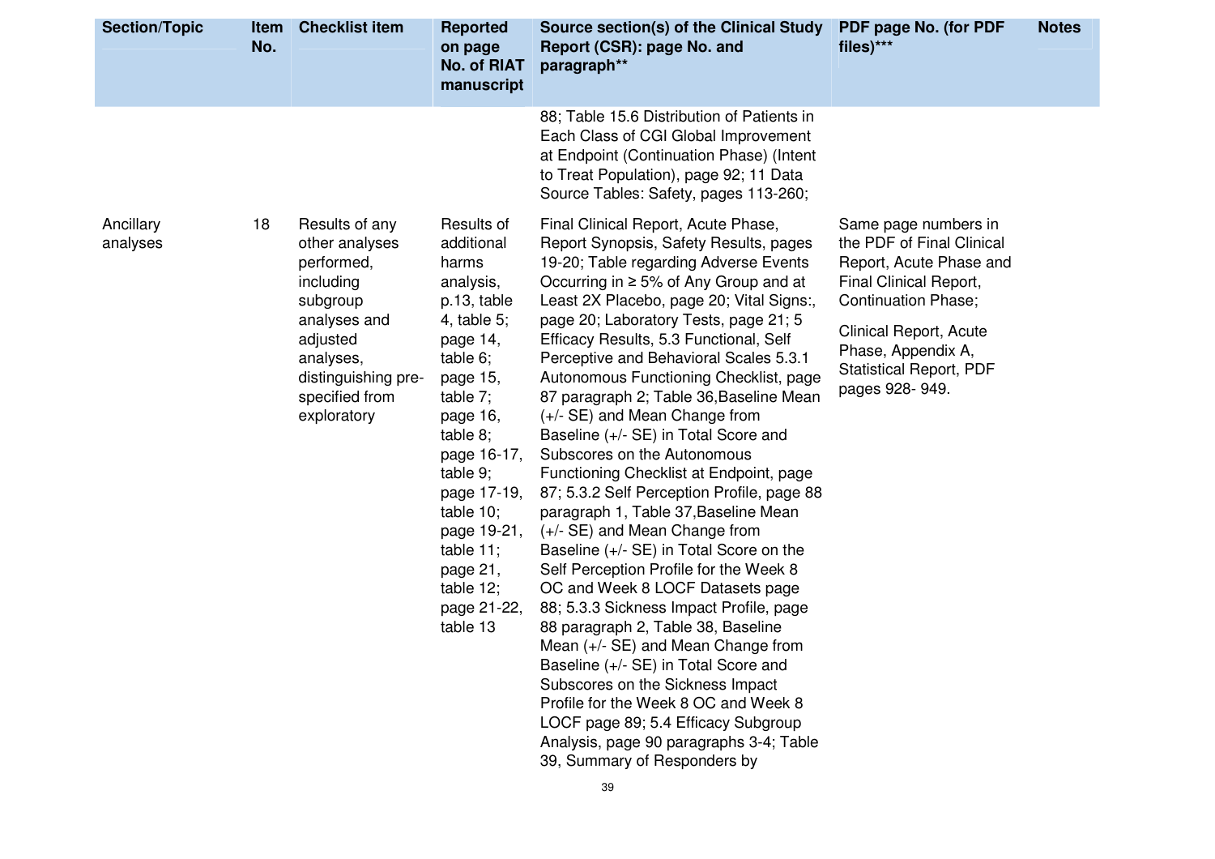| Section/Topic | Item No. | Checklist item | Reported on page No. of RIAT manuscript | Source section(s) of the Clinical Study Report (CSR): page No. and paragraph** | PDF page No. (for PDF files)*** | Notes |
|---|---|---|---|---|---|---|
| | | | | 88; Table 15.6 Distribution of Patients in Each Class of CGI Global Improvement at Endpoint (Continuation Phase) (Intent to Treat Population), page 92; 11 Data Source Tables: Safety, pages 113-260; | | |
| Ancillary analyses | 18 | Results of any other analyses performed, including subgroup analyses and adjusted analyses, distinguishing pre-specified from exploratory | Results of additional harms analysis, p.13, table 4, table 5; page 14, table 6; page 15, table 7; page 16, table 8; page 16-17, table 9; page 17-19, table 10; page 19-21, table 11; page 21, table 12; page 21-22, table 13 | Final Clinical Report, Acute Phase, Report Synopsis, Safety Results, pages 19-20; Table regarding Adverse Events Occurring in ≥ 5% of Any Group and at Least 2X Placebo, page 20; Vital Signs:, page 20; Laboratory Tests, page 21; 5 Efficacy Results, 5.3 Functional, Self Perceptive and Behavioral Scales 5.3.1 Autonomous Functioning Checklist, page 87 paragraph 2; Table 36,Baseline Mean (+/- SE) and Mean Change from Baseline (+/- SE) in Total Score and Subscores on the Autonomous Functioning Checklist at Endpoint, page 87; 5.3.2 Self Perception Profile, page 88 paragraph 1, Table 37,Baseline Mean (+/- SE) and Mean Change from Baseline (+/- SE) in Total Score on the Self Perception Profile for the Week 8 OC and Week 8 LOCF Datasets page 88; 5.3.3 Sickness Impact Profile, page 88 paragraph 2, Table 38, Baseline Mean (+/- SE) and Mean Change from Baseline (+/- SE) in Total Score and Subscores on the Sickness Impact Profile for the Week 8 OC and Week 8 LOCF page 89; 5.4 Efficacy Subgroup Analysis, page 90 paragraphs 3-4; Table 39, Summary of Responders by | Same page numbers in the PDF of Final Clinical Report, Acute Phase and Final Clinical Report, Continuation Phase;<br><br>Clinical Report, Acute Phase, Appendix A, Statistical Report, PDF pages 928- 949. | |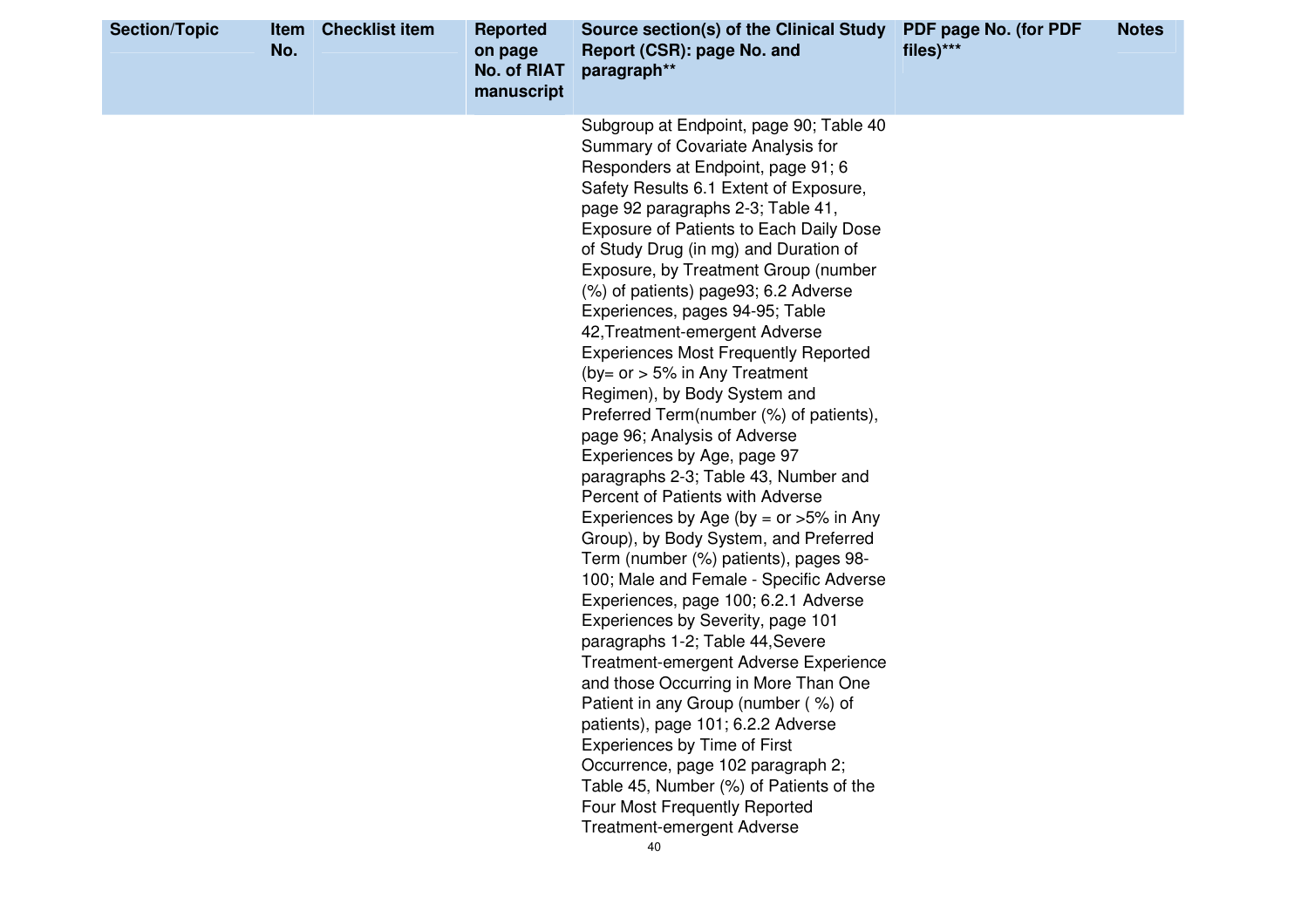| Section/Topic | Item No. | Checklist item | Reported on page No. of RIAT manuscript | Source section(s) of the Clinical Study Report (CSR): page No. and paragraph** | PDF page No. (for PDF files)*** | Notes |
|---|---|---|---|---|---|---|
| | | | | Subgroup at Endpoint, page 90; Table 40 Summary of Covariate Analysis for Responders at Endpoint, page 91; 6 Safety Results 6.1 Extent of Exposure, page 92 paragraphs 2-3; Table 41, Exposure of Patients to Each Daily Dose of Study Drug (in mg) and Duration of Exposure, by Treatment Group (number (%) of patients) page93; 6.2 Adverse Experiences, pages 94-95; Table 42,Treatment-emergent Adverse Experiences Most Frequently Reported (by= or > 5% in Any Treatment Regimen), by Body System and Preferred Term(number (%) of patients), page 96; Analysis of Adverse Experiences by Age, page 97 paragraphs 2-3; Table 43, Number and Percent of Patients with Adverse Experiences by Age (by = or >5% in Any Group), by Body System, and Preferred Term (number (%) patients), pages 98-100; Male and Female - Specific Adverse Experiences, page 100; 6.2.1 Adverse Experiences by Severity, page 101 paragraphs 1-2; Table 44,Severe Treatment-emergent Adverse Experience and those Occurring in More Than One Patient in any Group (number ( %) of patients), page 101; 6.2.2 Adverse Experiences by Time of First Occurrence, page 102 paragraph 2; Table 45, Number (%) of Patients of the Four Most Frequently Reported Treatment-emergent Adverse | | |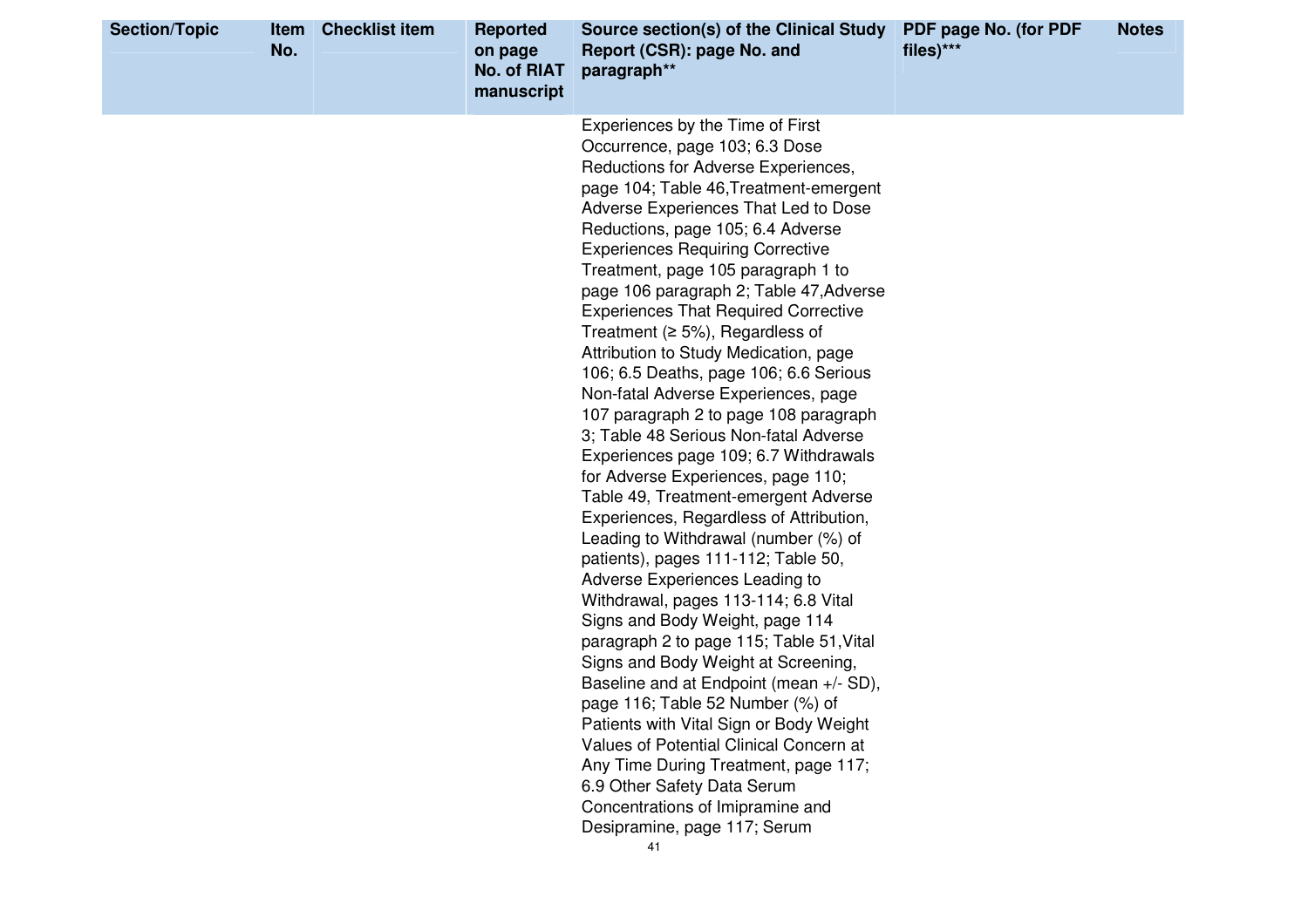| Section/Topic | Item No. | Checklist item | Reported on page No. of RIAT manuscript | Source section(s) of the Clinical Study Report (CSR): page No. and paragraph** | PDF page No. (for PDF files)*** | Notes |
|---|---|---|---|---|---|---|
| | | | | Experiences by the Time of First Occurrence, page 103; 6.3 Dose Reductions for Adverse Experiences, page 104; Table 46,Treatment-emergent Adverse Experiences That Led to Dose Reductions, page 105; 6.4 Adverse Experiences Requiring Corrective Treatment, page 105 paragraph 1 to page 106 paragraph 2; Table 47,Adverse Experiences That Required Corrective Treatment (≥ 5%), Regardless of Attribution to Study Medication, page 106; 6.5 Deaths, page 106; 6.6 Serious Non-fatal Adverse Experiences, page 107 paragraph 2 to page 108 paragraph 3; Table 48 Serious Non-fatal Adverse Experiences page 109; 6.7 Withdrawals for Adverse Experiences, page 110; Table 49, Treatment-emergent Adverse Experiences, Regardless of Attribution, Leading to Withdrawal (number (%) of patients), pages 111-112; Table 50, Adverse Experiences Leading to Withdrawal, pages 113-114; 6.8 Vital Signs and Body Weight, page 114 paragraph 2 to page 115; Table 51,Vital Signs and Body Weight at Screening, Baseline and at Endpoint (mean +/- SD), page 116; Table 52 Number (%) of Patients with Vital Sign or Body Weight Values of Potential Clinical Concern at Any Time During Treatment, page 117; 6.9 Other Safety Data Serum Concentrations of Imipramine and Desipramine, page 117; Serum | | |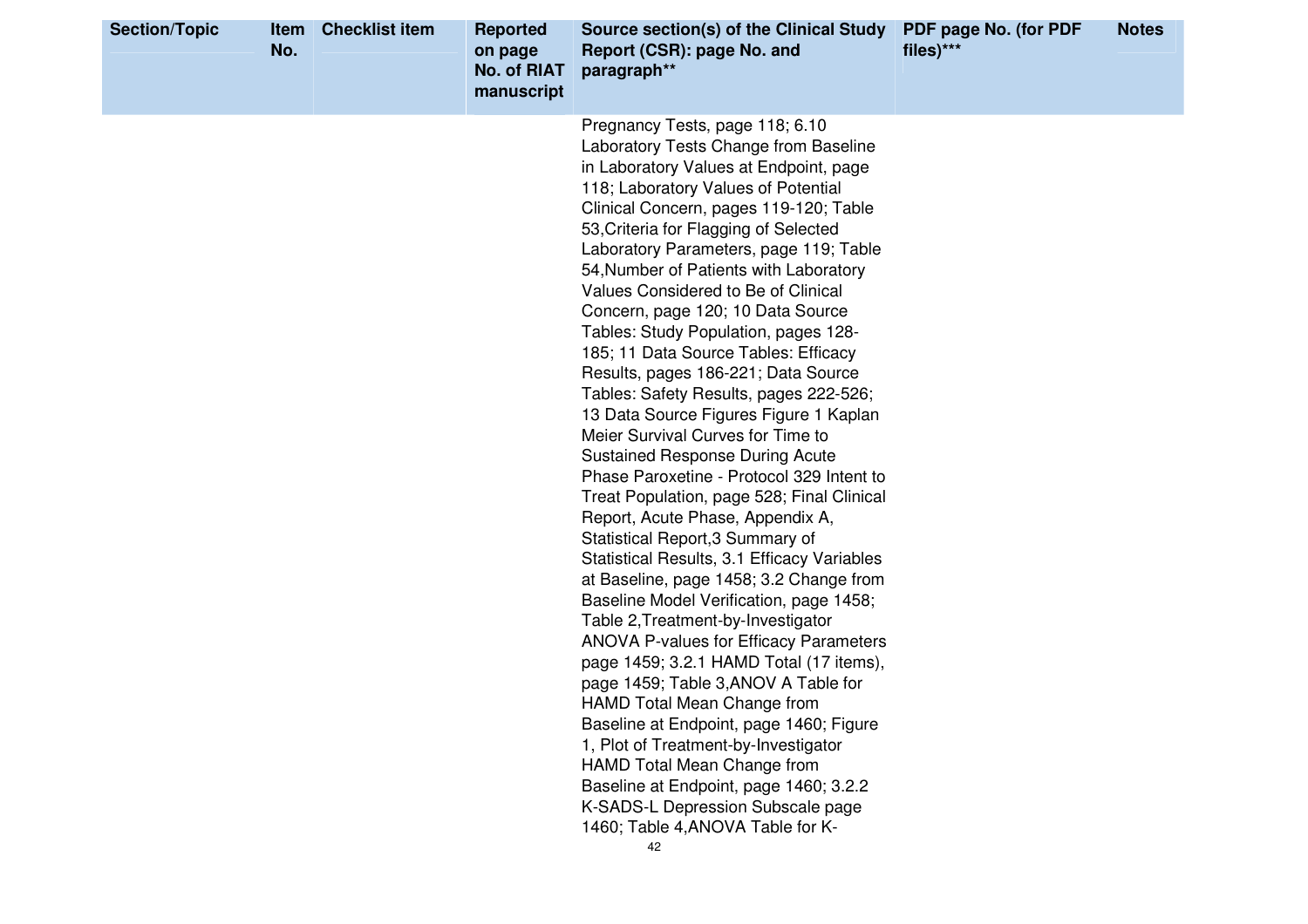| Section/Topic | Item No. | Checklist item | Reported on page No. of RIAT manuscript | Source section(s) of the Clinical Study Report (CSR): page No. and paragraph** | PDF page No. (for PDF files)*** | Notes |
|---|---|---|---|---|---|---|
| | | | | Pregnancy Tests, page 118; 6.10 Laboratory Tests Change from Baseline in Laboratory Values at Endpoint, page 118; Laboratory Values of Potential Clinical Concern, pages 119-120; Table 53,Criteria for Flagging of Selected Laboratory Parameters, page 119; Table 54,Number of Patients with Laboratory Values Considered to Be of Clinical Concern, page 120; 10 Data Source Tables: Study Population, pages 128-185; 11 Data Source Tables: Efficacy Results, pages 186-221; Data Source Tables: Safety Results, pages 222-526; 13 Data Source Figures Figure 1 Kaplan Meier Survival Curves for Time to Sustained Response During Acute Phase Paroxetine - Protocol 329 Intent to Treat Population, page 528; Final Clinical Report, Acute Phase, Appendix A, Statistical Report,3 Summary of Statistical Results, 3.1 Efficacy Variables at Baseline, page 1458; 3.2 Change from Baseline Model Verification, page 1458; Table 2,Treatment-by-Investigator ANOVA P-values for Efficacy Parameters page 1459; 3.2.1 HAMD Total (17 items), page 1459; Table 3,ANOV A Table for HAMD Total Mean Change from Baseline at Endpoint, page 1460; Figure 1, Plot of Treatment-by-Investigator HAMD Total Mean Change from Baseline at Endpoint, page 1460; 3.2.2 K-SADS-L Depression Subscale page 1460; Table 4,ANOVA Table for K- | | |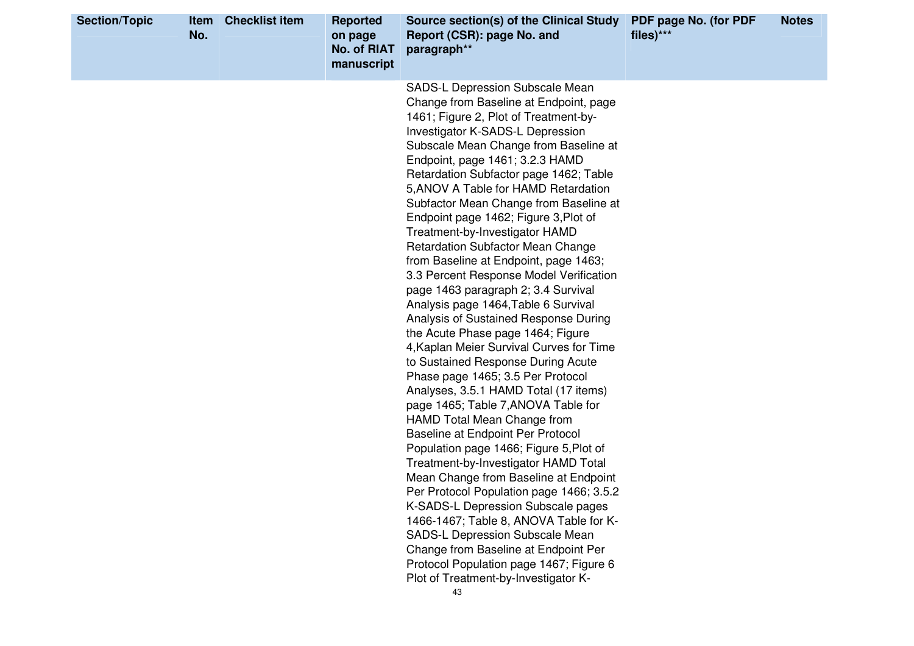| Section/Topic | Item No. | Checklist item | Reported on page No. of RIAT manuscript | Source section(s) of the Clinical Study Report (CSR): page No. and paragraph** | PDF page No. (for PDF files)*** | Notes |
|---|---|---|---|---|---|---|
| | | | | SADS-L Depression Subscale Mean Change from Baseline at Endpoint, page 1461; Figure 2, Plot of Treatment-by-Investigator K-SADS-L Depression Subscale Mean Change from Baseline at Endpoint, page 1461; 3.2.3 HAMD Retardation Subfactor page 1462; Table 5,ANOV A Table for HAMD Retardation Subfactor Mean Change from Baseline at Endpoint page 1462; Figure 3,Plot of Treatment-by-Investigator HAMD Retardation Subfactor Mean Change from Baseline at Endpoint, page 1463; 3.3 Percent Response Model Verification page 1463 paragraph 2; 3.4 Survival Analysis page 1464,Table 6 Survival Analysis of Sustained Response During the Acute Phase page 1464; Figure 4,Kaplan Meier Survival Curves for Time to Sustained Response During Acute Phase page 1465; 3.5 Per Protocol Analyses, 3.5.1 HAMD Total (17 items) page 1465; Table 7,ANOVA Table for HAMD Total Mean Change from Baseline at Endpoint Per Protocol Population page 1466; Figure 5,Plot of Treatment-by-Investigator HAMD Total Mean Change from Baseline at Endpoint Per Protocol Population page 1466; 3.5.2 K-SADS-L Depression Subscale pages 1466-1467; Table 8, ANOVA Table for K-SADS-L Depression Subscale Mean Change from Baseline at Endpoint Per Protocol Population page 1467; Figure 6 Plot of Treatment-by-Investigator K- | | |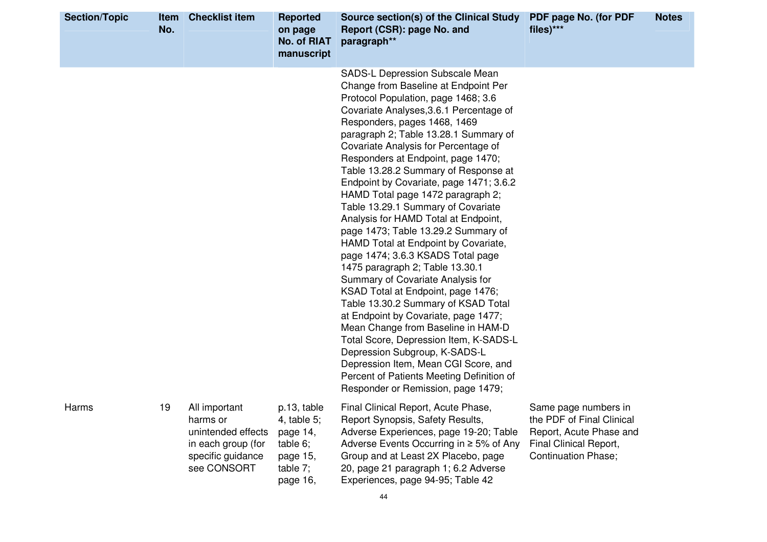| Section/Topic | Item No. | Checklist item | Reported on page No. of RIAT manuscript | Source section(s) of the Clinical Study Report (CSR): page No. and paragraph** | PDF page No. (for PDF files)*** | Notes |
|---|---|---|---|---|---|---|
| | | | | SADS-L Depression Subscale Mean Change from Baseline at Endpoint Per Protocol Population, page 1468; 3.6 Covariate Analyses,3.6.1 Percentage of Responders, pages 1468, 1469 paragraph 2; Table 13.28.1 Summary of Covariate Analysis for Percentage of Responders at Endpoint, page 1470; Table 13.28.2 Summary of Response at Endpoint by Covariate, page 1471; 3.6.2 HAMD Total page 1472 paragraph 2; Table 13.29.1 Summary of Covariate Analysis for HAMD Total at Endpoint, page 1473; Table 13.29.2 Summary of HAMD Total at Endpoint by Covariate, page 1474; 3.6.3 KSADS Total page 1475 paragraph 2; Table 13.30.1 Summary of Covariate Analysis for KSAD Total at Endpoint, page 1476; Table 13.30.2 Summary of KSAD Total at Endpoint by Covariate, page 1477; Mean Change from Baseline in HAM-D Total Score, Depression Item, K-SADS-L Depression Subgroup, K-SADS-L Depression Item, Mean CGI Score, and Percent of Patients Meeting Definition of Responder or Remission, page 1479; | | |
| Harms | 19 | All important harms or unintended effects in each group (for specific guidance see CONSORT | p.13, table 4, table 5; page 14, table 6; page 15, table 7; page 16, | Final Clinical Report, Acute Phase, Report Synopsis, Safety Results, Adverse Experiences, page 19-20; Table Adverse Events Occurring in ≥ 5% of Any Group and at Least 2X Placebo, page 20, page 21 paragraph 1; 6.2 Adverse Experiences, page 94-95; Table 42 | Same page numbers in the PDF of Final Clinical Report, Acute Phase and Final Clinical Report, Continuation Phase; | |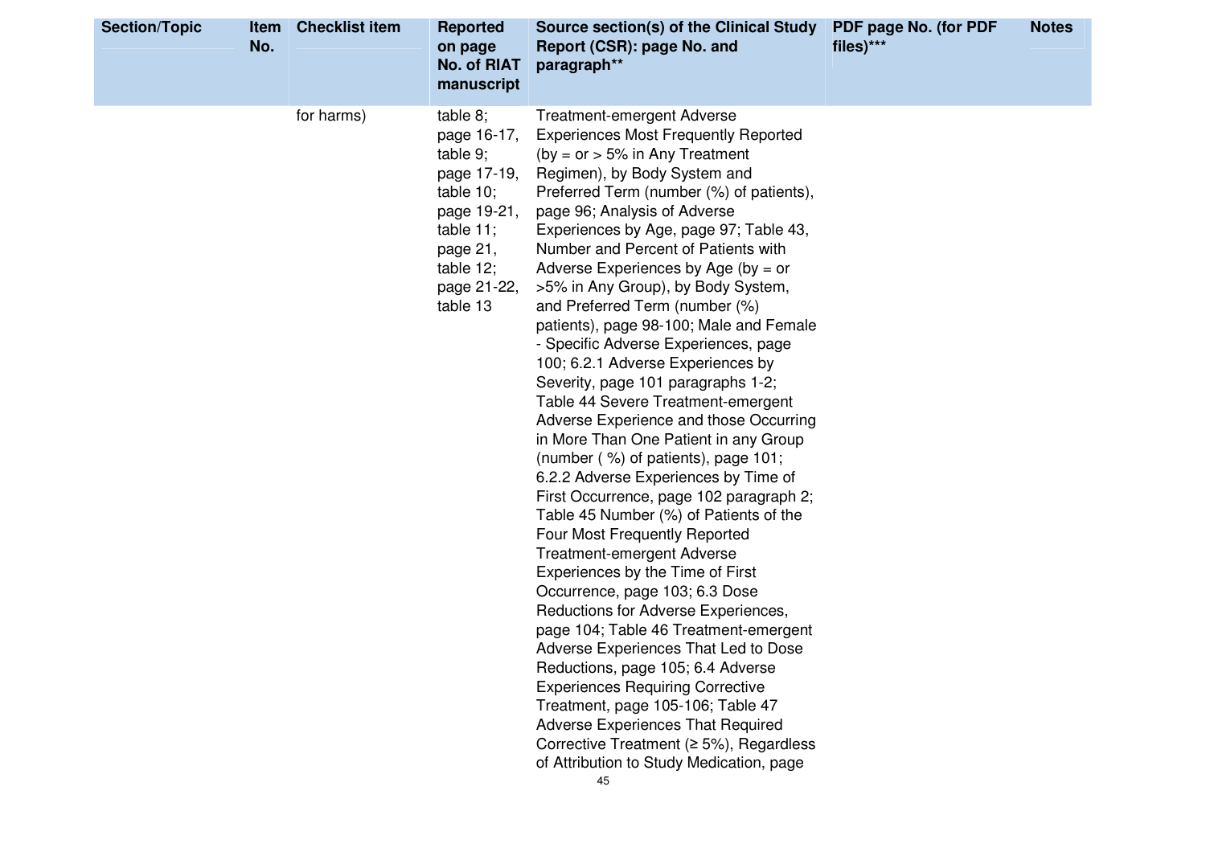| Section/Topic | Item No. | Checklist item | Reported on page No. of RIAT manuscript | Source section(s) of the Clinical Study Report (CSR): page No. and paragraph** | PDF page No. (for PDF files)*** | Notes |
|---|---|---|---|---|---|---|
| | | for harms) | table 8; page 16-17, table 9; page 17-19, table 10; page 19-21, table 11; page 21, table 12; page 21-22, table 13 | Treatment-emergent Adverse Experiences Most Frequently Reported (by = or > 5% in Any Treatment Regimen), by Body System and Preferred Term (number (%) of patients), page 96; Analysis of Adverse Experiences by Age, page 97; Table 43, Number and Percent of Patients with Adverse Experiences by Age (by = or >5% in Any Group), by Body System, and Preferred Term (number (%) patients), page 98-100; Male and Female - Specific Adverse Experiences, page 100; 6.2.1 Adverse Experiences by Severity, page 101 paragraphs 1-2; Table 44 Severe Treatment-emergent Adverse Experience and those Occurring in More Than One Patient in any Group (number ( %) of patients), page 101; 6.2.2 Adverse Experiences by Time of First Occurrence, page 102 paragraph 2; Table 45 Number (%) of Patients of the Four Most Frequently Reported Treatment-emergent Adverse Experiences by the Time of First Occurrence, page 103; 6.3 Dose Reductions for Adverse Experiences, page 104; Table 46 Treatment-emergent Adverse Experiences That Led to Dose Reductions, page 105; 6.4 Adverse Experiences Requiring Corrective Treatment, page 105-106; Table 47 Adverse Experiences That Required Corrective Treatment (≥ 5%), Regardless of Attribution to Study Medication, page | | |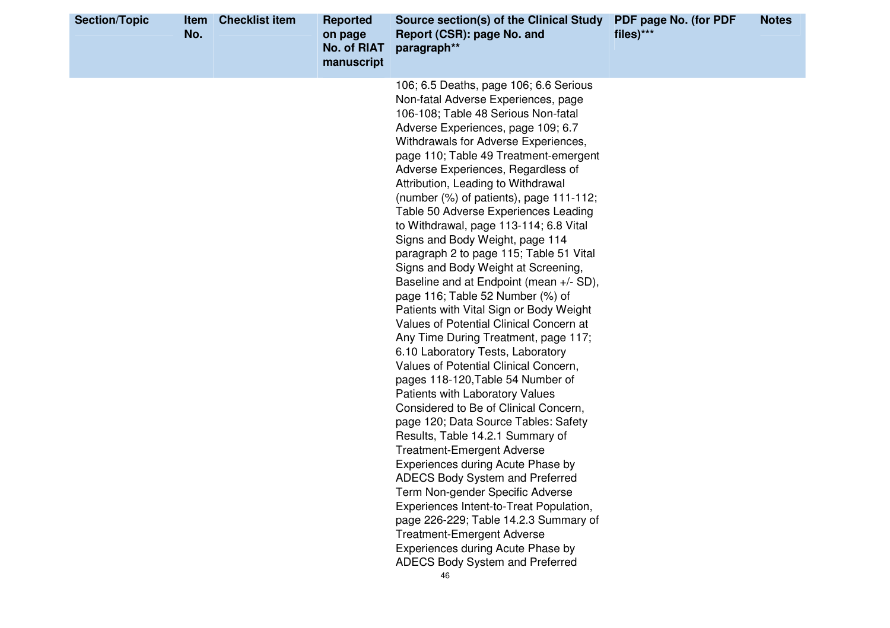| Section/Topic | Item No. | Checklist item | Reported on page No. of RIAT manuscript | Source section(s) of the Clinical Study Report (CSR): page No. and paragraph** | PDF page No. (for PDF files)*** | Notes |
|---|---|---|---|---|---|---|
| | | | | 106; 6.5 Deaths, page 106; 6.6 Serious Non-fatal Adverse Experiences, page 106-108; Table 48 Serious Non-fatal Adverse Experiences, page 109; 6.7 Withdrawals for Adverse Experiences, page 110; Table 49 Treatment-emergent Adverse Experiences, Regardless of Attribution, Leading to Withdrawal (number (%) of patients), page 111-112; Table 50 Adverse Experiences Leading to Withdrawal, page 113-114; 6.8 Vital Signs and Body Weight, page 114 paragraph 2 to page 115; Table 51 Vital Signs and Body Weight at Screening, Baseline and at Endpoint (mean +/- SD), page 116; Table 52 Number (%) of Patients with Vital Sign or Body Weight Values of Potential Clinical Concern at Any Time During Treatment, page 117; 6.10 Laboratory Tests, Laboratory Values of Potential Clinical Concern, pages 118-120,Table 54 Number of Patients with Laboratory Values Considered to Be of Clinical Concern, page 120; Data Source Tables: Safety Results, Table 14.2.1 Summary of Treatment-Emergent Adverse Experiences during Acute Phase by ADECS Body System and Preferred Term Non-gender Specific Adverse Experiences Intent-to-Treat Population, page 226-229; Table 14.2.3 Summary of Treatment-Emergent Adverse Experiences during Acute Phase by ADECS Body System and Preferred | | |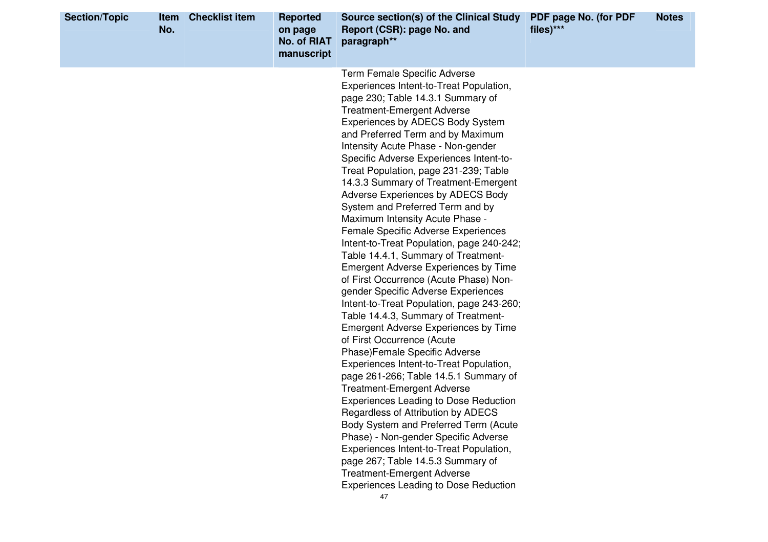| Section/Topic | Item No. | Checklist item | Reported on page No. of RIAT manuscript | Source section(s) of the Clinical Study Report (CSR): page No. and paragraph** | PDF page No. (for PDF files)*** | Notes |
|---|---|---|---|---|---|---|
| | | | | Term Female Specific Adverse Experiences Intent-to-Treat Population, page 230; Table 14.3.1 Summary of Treatment-Emergent Adverse Experiences by ADECS Body System and Preferred Term and by Maximum Intensity Acute Phase - Non-gender Specific Adverse Experiences Intent-to-Treat Population, page 231-239; Table 14.3.3 Summary of Treatment-Emergent Adverse Experiences by ADECS Body System and Preferred Term and by Maximum Intensity Acute Phase - Female Specific Adverse Experiences Intent-to-Treat Population, page 240-242; Table 14.4.1, Summary of Treatment-Emergent Adverse Experiences by Time of First Occurrence (Acute Phase) Non-gender Specific Adverse Experiences Intent-to-Treat Population, page 243-260; Table 14.4.3, Summary of Treatment-Emergent Adverse Experiences by Time of First Occurrence (Acute Phase)Female Specific Adverse Experiences Intent-to-Treat Population, page 261-266; Table 14.5.1 Summary of Treatment-Emergent Adverse Experiences Leading to Dose Reduction Regardless of Attribution by ADECS Body System and Preferred Term (Acute Phase) - Non-gender Specific Adverse Experiences Intent-to-Treat Population, page 267; Table 14.5.3 Summary of Treatment-Emergent Adverse Experiences Leading to Dose Reduction | | |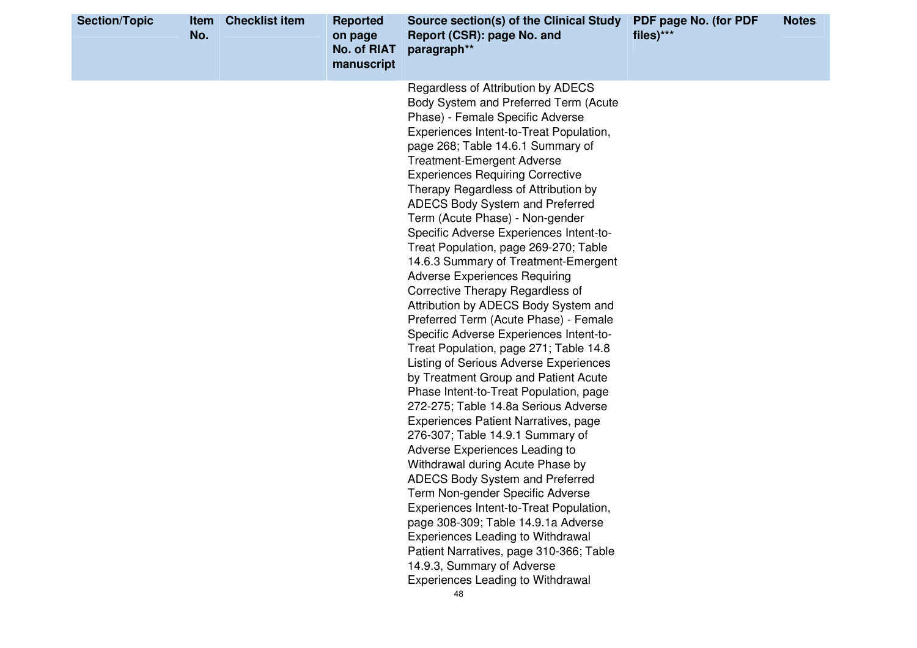| Section/Topic | Item No. | Checklist item | Reported on page No. of RIAT manuscript | Source section(s) of the Clinical Study Report (CSR): page No. and paragraph** | PDF page No. (for PDF files)*** | Notes |
|---|---|---|---|---|---|---|
| | | | | Regardless of Attribution by ADECS Body System and Preferred Term (Acute Phase) - Female Specific Adverse Experiences Intent-to-Treat Population, page 268; Table 14.6.1 Summary of Treatment-Emergent Adverse Experiences Requiring Corrective Therapy Regardless of Attribution by ADECS Body System and Preferred Term (Acute Phase) - Non-gender Specific Adverse Experiences Intent-to-Treat Population, page 269-270; Table 14.6.3 Summary of Treatment-Emergent Adverse Experiences Requiring Corrective Therapy Regardless of Attribution by ADECS Body System and Preferred Term (Acute Phase) - Female Specific Adverse Experiences Intent-to-Treat Population, page 271; Table 14.8 Listing of Serious Adverse Experiences by Treatment Group and Patient Acute Phase Intent-to-Treat Population, page 272-275; Table 14.8a Serious Adverse Experiences Patient Narratives, page 276-307; Table 14.9.1 Summary of Adverse Experiences Leading to Withdrawal during Acute Phase by ADECS Body System and Preferred Term Non-gender Specific Adverse Experiences Intent-to-Treat Population, page 308-309; Table 14.9.1a Adverse Experiences Leading to Withdrawal Patient Narratives, page 310-366; Table 14.9.3, Summary of Adverse Experiences Leading to Withdrawal | | |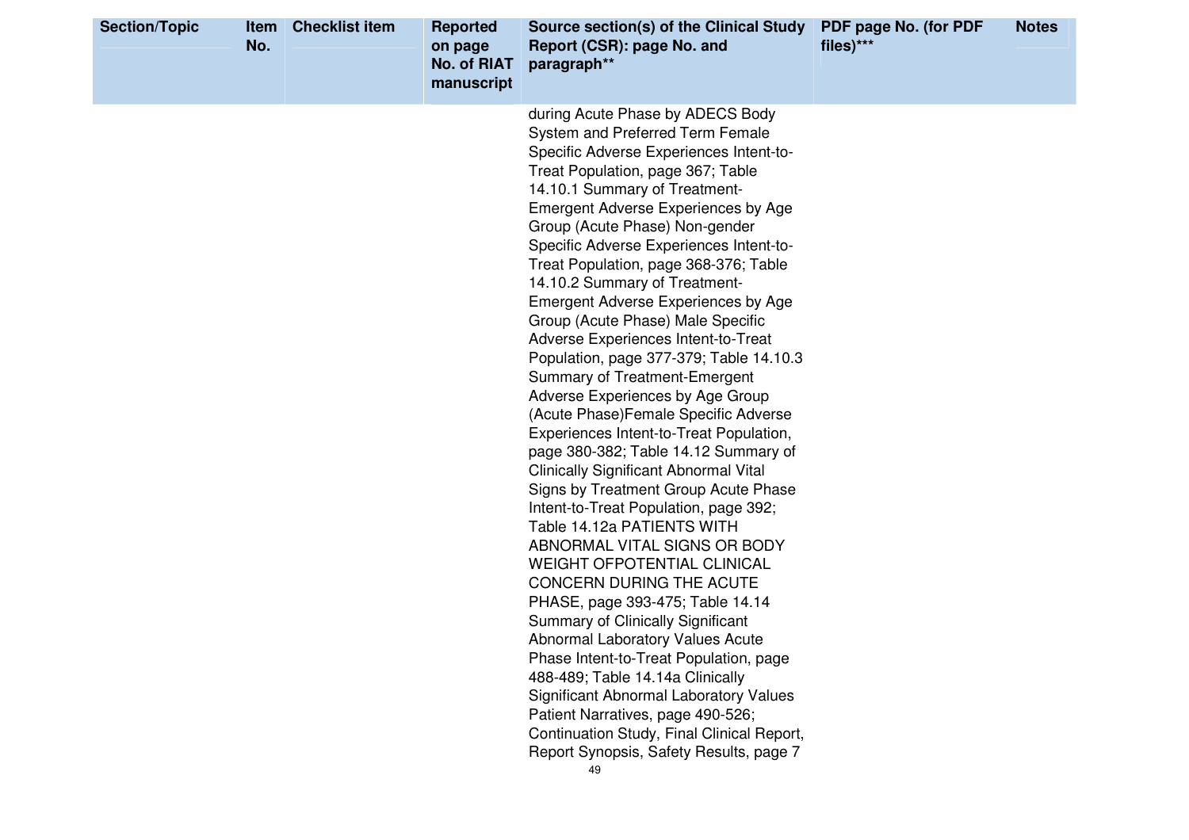| Section/Topic | Item No. | Checklist item | Reported on page No. of RIAT manuscript | Source section(s) of the Clinical Study Report (CSR): page No. and paragraph** | PDF page No. (for PDF files)*** | Notes |
|---|---|---|---|---|---|---|
| | | | | during Acute Phase by ADECS Body System and Preferred Term Female Specific Adverse Experiences Intent-to-Treat Population, page 367; Table 14.10.1 Summary of Treatment-Emergent Adverse Experiences by Age Group (Acute Phase) Non-gender Specific Adverse Experiences Intent-to-Treat Population, page 368-376; Table 14.10.2 Summary of Treatment-Emergent Adverse Experiences by Age Group (Acute Phase) Male Specific Adverse Experiences Intent-to-Treat Population, page 377-379; Table 14.10.3 Summary of Treatment-Emergent Adverse Experiences by Age Group (Acute Phase)Female Specific Adverse Experiences Intent-to-Treat Population, page 380-382; Table 14.12 Summary of Clinically Significant Abnormal Vital Signs by Treatment Group Acute Phase Intent-to-Treat Population, page 392; Table 14.12a PATIENTS WITH ABNORMAL VITAL SIGNS OR BODY WEIGHT OFPOTENTIAL CLINICAL CONCERN DURING THE ACUTE PHASE, page 393-475; Table 14.14 Summary of Clinically Significant Abnormal Laboratory Values Acute Phase Intent-to-Treat Population, page 488-489; Table 14.14a Clinically Significant Abnormal Laboratory Values Patient Narratives, page 490-526; Continuation Study, Final Clinical Report, Report Synopsis, Safety Results, page 7 | | |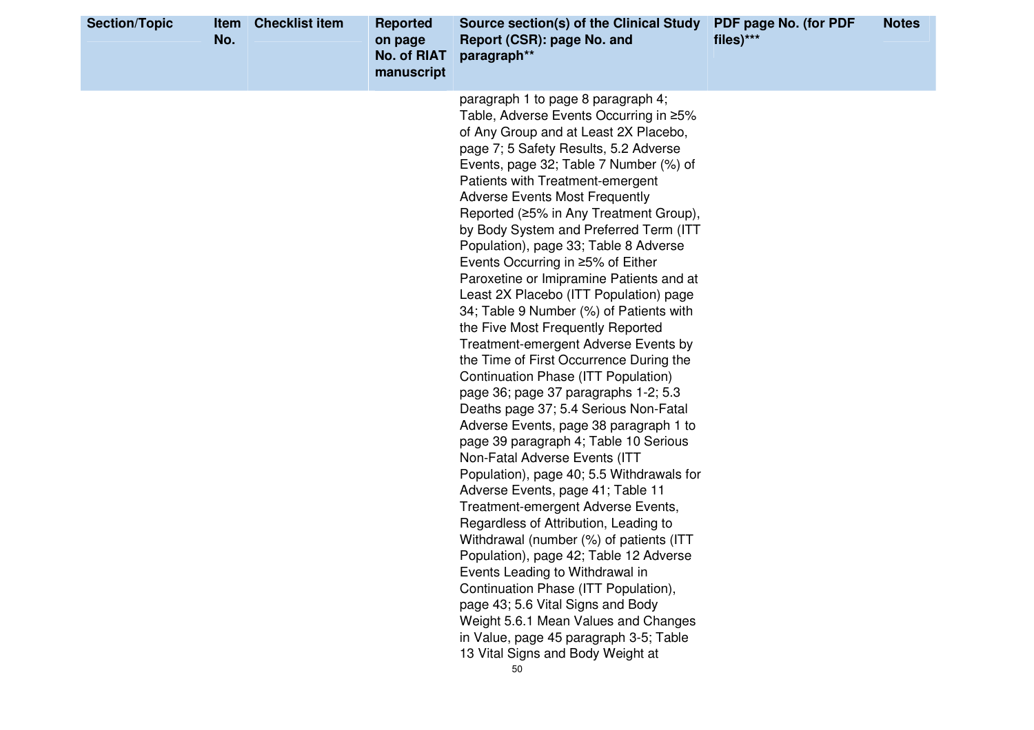| Section/Topic | Item No. | Checklist item | Reported on page No. of RIAT manuscript | Source section(s) of the Clinical Study Report (CSR): page No. and paragraph** | PDF page No. (for PDF files)*** | Notes |
|---|---|---|---|---|---|---|
| | | | | paragraph 1 to page 8 paragraph 4; Table, Adverse Events Occurring in ≥5% of Any Group and at Least 2X Placebo, page 7; 5 Safety Results, 5.2 Adverse Events, page 32; Table 7 Number (%) of Patients with Treatment-emergent Adverse Events Most Frequently Reported (≥5% in Any Treatment Group), by Body System and Preferred Term (ITT Population), page 33; Table 8 Adverse Events Occurring in ≥5% of Either Paroxetine or Imipramine Patients and at Least 2X Placebo (ITT Population) page 34; Table 9 Number (%) of Patients with the Five Most Frequently Reported Treatment-emergent Adverse Events by the Time of First Occurrence During the Continuation Phase (ITT Population) page 36; page 37 paragraphs 1-2; 5.3 Deaths page 37; 5.4 Serious Non-Fatal Adverse Events, page 38 paragraph 1 to page 39 paragraph 4; Table 10 Serious Non-Fatal Adverse Events (ITT Population), page 40; 5.5 Withdrawals for Adverse Events, page 41; Table 11 Treatment-emergent Adverse Events, Regardless of Attribution, Leading to Withdrawal (number (%) of patients (ITT Population), page 42; Table 12 Adverse Events Leading to Withdrawal in Continuation Phase (ITT Population), page 43; 5.6 Vital Signs and Body Weight 5.6.1 Mean Values and Changes in Value, page 45 paragraph 3-5; Table 13 Vital Signs and Body Weight at | | |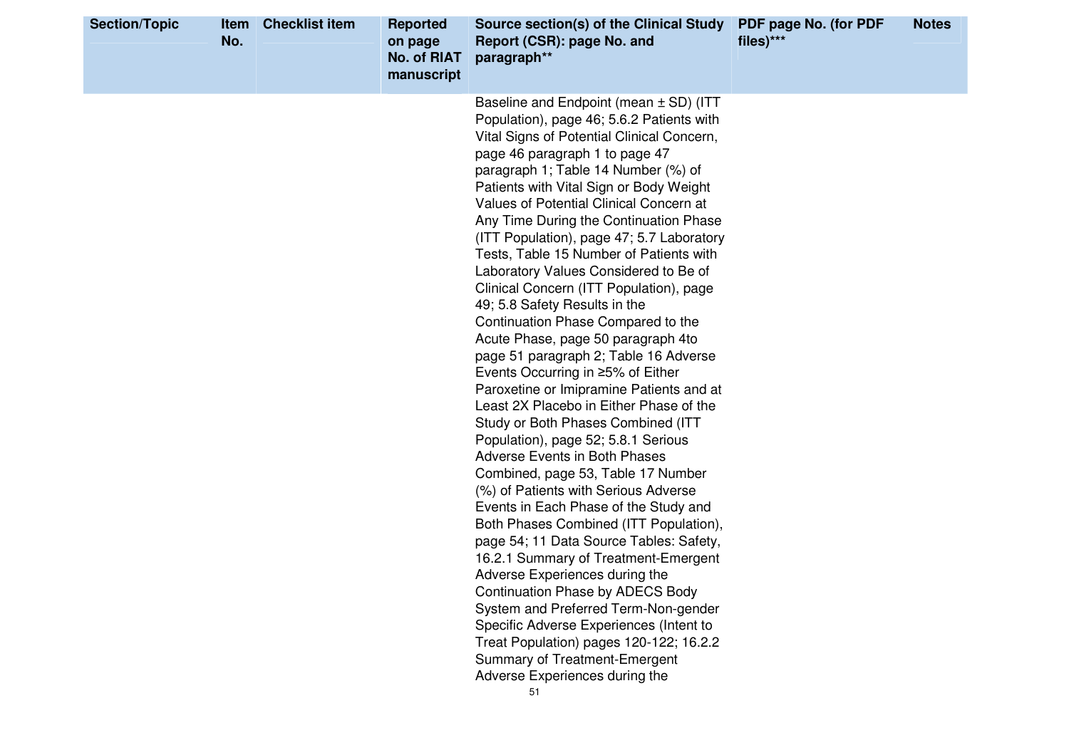| Section/Topic | Item No. | Checklist item | Reported on page No. of RIAT manuscript | Source section(s) of the Clinical Study Report (CSR): page No. and paragraph** | PDF page No. (for PDF files)*** | Notes |
|---|---|---|---|---|---|---|
| | | | | Baseline and Endpoint (mean ± SD) (ITT Population), page 46; 5.6.2 Patients with Vital Signs of Potential Clinical Concern, page 46 paragraph 1 to page 47 paragraph 1; Table 14 Number (%) of Patients with Vital Sign or Body Weight Values of Potential Clinical Concern at Any Time During the Continuation Phase (ITT Population), page 47; 5.7 Laboratory Tests, Table 15 Number of Patients with Laboratory Values Considered to Be of Clinical Concern (ITT Population), page 49; 5.8 Safety Results in the Continuation Phase Compared to the Acute Phase, page 50 paragraph 4to page 51 paragraph 2; Table 16 Adverse Events Occurring in ≥5% of Either Paroxetine or Imipramine Patients and at Least 2X Placebo in Either Phase of the Study or Both Phases Combined (ITT Population), page 52; 5.8.1 Serious Adverse Events in Both Phases Combined, page 53, Table 17 Number (%) of Patients with Serious Adverse Events in Each Phase of the Study and Both Phases Combined (ITT Population), page 54; 11 Data Source Tables: Safety, 16.2.1 Summary of Treatment-Emergent Adverse Experiences during the Continuation Phase by ADECS Body System and Preferred Term-Non-gender Specific Adverse Experiences (Intent to Treat Population) pages 120-122; 16.2.2 Summary of Treatment-Emergent Adverse Experiences during the | | |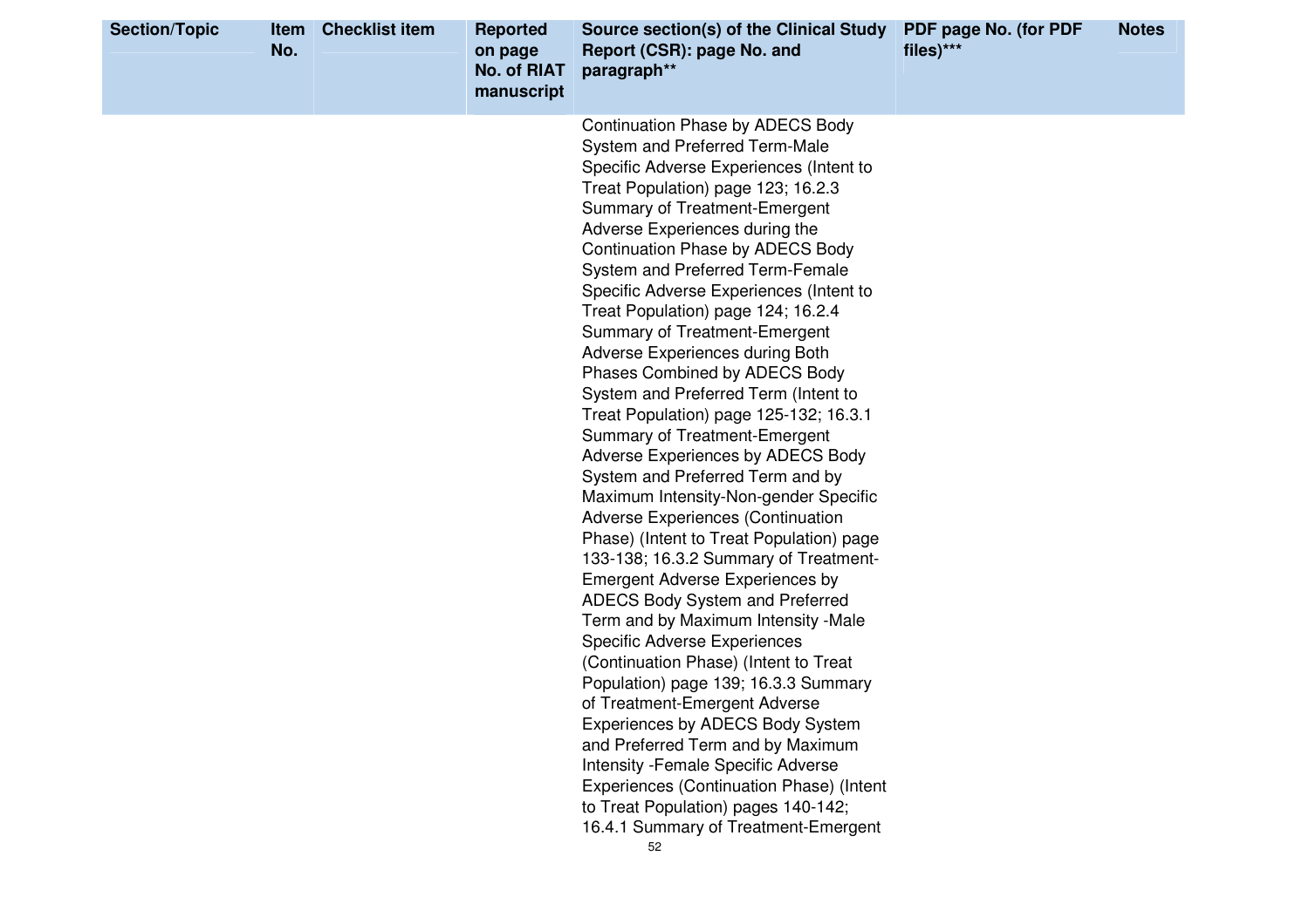| Section/Topic | Item No. | Checklist item | Reported on page No. of RIAT manuscript | Source section(s) of the Clinical Study Report (CSR): page No. and paragraph** | PDF page No. (for PDF files)*** | Notes |
|---|---|---|---|---|---|---|
| | | | | Continuation Phase by ADECS Body System and Preferred Term-Male Specific Adverse Experiences (Intent to Treat Population) page 123; 16.2.3 Summary of Treatment-Emergent Adverse Experiences during the Continuation Phase by ADECS Body System and Preferred Term-Female Specific Adverse Experiences (Intent to Treat Population) page 124; 16.2.4 Summary of Treatment-Emergent Adverse Experiences during Both Phases Combined by ADECS Body System and Preferred Term (Intent to Treat Population) page 125-132; 16.3.1 Summary of Treatment-Emergent Adverse Experiences by ADECS Body System and Preferred Term and by Maximum Intensity-Non-gender Specific Adverse Experiences (Continuation Phase) (Intent to Treat Population) page 133-138; 16.3.2 Summary of Treatment-Emergent Adverse Experiences by ADECS Body System and Preferred Term and by Maximum Intensity -Male Specific Adverse Experiences (Continuation Phase) (Intent to Treat Population) page 139; 16.3.3 Summary of Treatment-Emergent Adverse Experiences by ADECS Body System and Preferred Term and by Maximum Intensity -Female Specific Adverse Experiences (Continuation Phase) (Intent to Treat Population) pages 140-142; 16.4.1 Summary of Treatment-Emergent | | |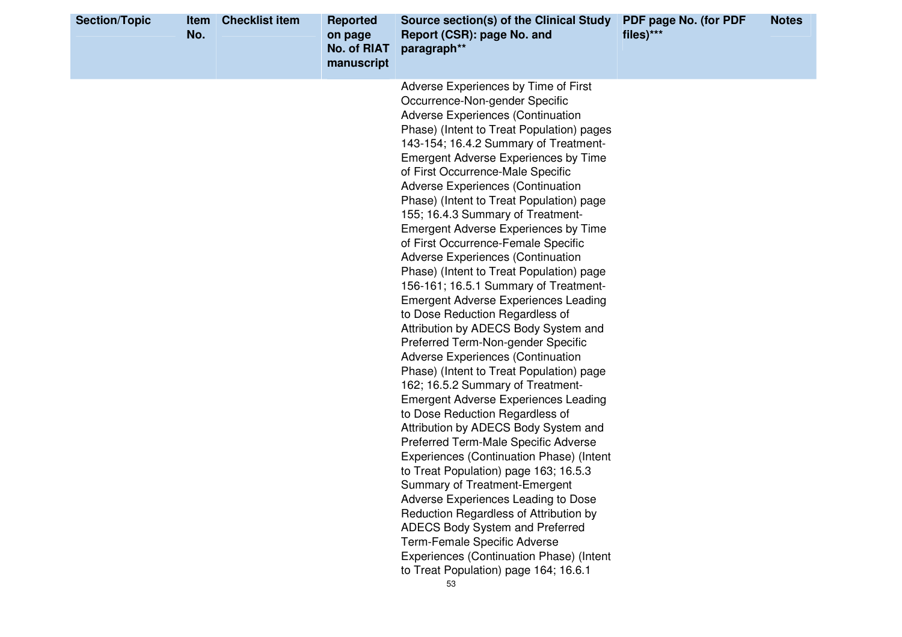| Section/Topic | Item No. | Checklist item | Reported on page No. of RIAT manuscript | Source section(s) of the Clinical Study Report (CSR): page No. and paragraph** | PDF page No. (for PDF files)*** | Notes |
|---|---|---|---|---|---|---|
| | | | | Adverse Experiences by Time of First Occurrence-Non-gender Specific Adverse Experiences (Continuation Phase) (Intent to Treat Population) pages 143-154; 16.4.2 Summary of Treatment-Emergent Adverse Experiences by Time of First Occurrence-Male Specific Adverse Experiences (Continuation Phase) (Intent to Treat Population) page 155; 16.4.3 Summary of Treatment-Emergent Adverse Experiences by Time of First Occurrence-Female Specific Adverse Experiences (Continuation Phase) (Intent to Treat Population) page 156-161; 16.5.1 Summary of Treatment-Emergent Adverse Experiences Leading to Dose Reduction Regardless of Attribution by ADECS Body System and Preferred Term-Non-gender Specific Adverse Experiences (Continuation Phase) (Intent to Treat Population) page 162; 16.5.2 Summary of Treatment-Emergent Adverse Experiences Leading to Dose Reduction Regardless of Attribution by ADECS Body System and Preferred Term-Male Specific Adverse Experiences (Continuation Phase) (Intent to Treat Population) page 163; 16.5.3 Summary of Treatment-Emergent Adverse Experiences Leading to Dose Reduction Regardless of Attribution by ADECS Body System and Preferred Term-Female Specific Adverse Experiences (Continuation Phase) (Intent to Treat Population) page 164; 16.6.1 | | |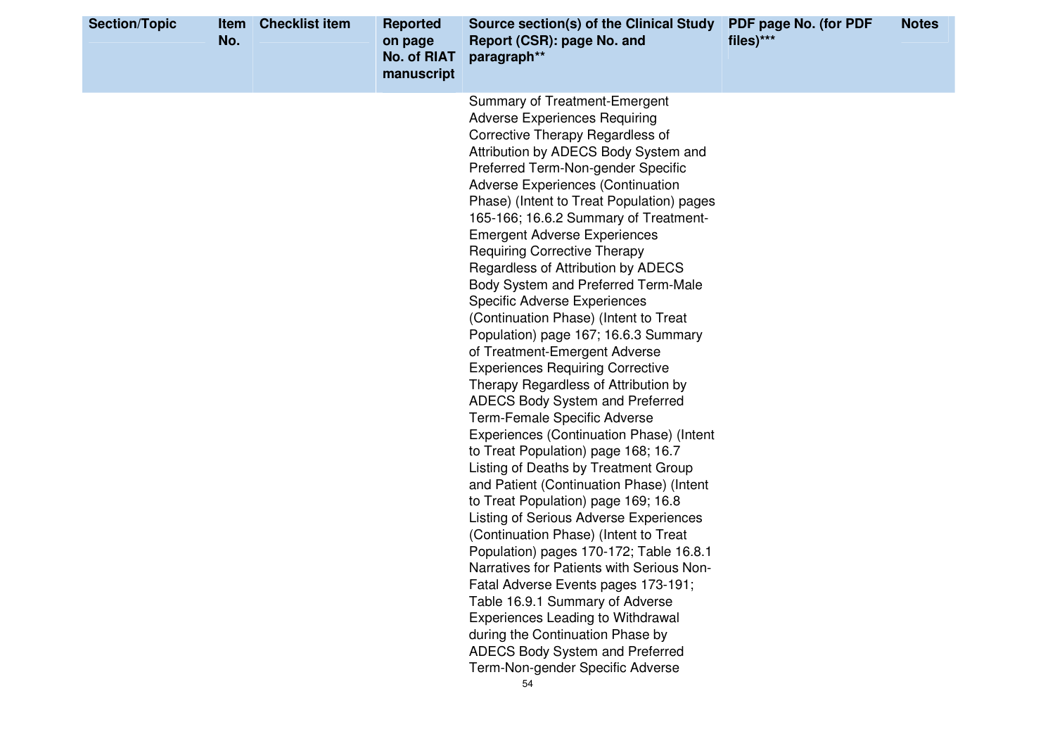| Section/Topic | Item No. | Checklist item | Reported on page No. of RIAT manuscript | Source section(s) of the Clinical Study Report (CSR): page No. and paragraph** | PDF page No. (for PDF files)*** | Notes |
|---|---|---|---|---|---|---|
| | | | | Summary of Treatment-Emergent Adverse Experiences Requiring Corrective Therapy Regardless of Attribution by ADECS Body System and Preferred Term-Non-gender Specific Adverse Experiences (Continuation Phase) (Intent to Treat Population) pages 165-166; 16.6.2 Summary of Treatment-Emergent Adverse Experiences Requiring Corrective Therapy Regardless of Attribution by ADECS Body System and Preferred Term-Male Specific Adverse Experiences (Continuation Phase) (Intent to Treat Population) page 167; 16.6.3 Summary of Treatment-Emergent Adverse Experiences Requiring Corrective Therapy Regardless of Attribution by ADECS Body System and Preferred Term-Female Specific Adverse Experiences (Continuation Phase) (Intent to Treat Population) page 168; 16.7 Listing of Deaths by Treatment Group and Patient (Continuation Phase) (Intent to Treat Population) page 169; 16.8 Listing of Serious Adverse Experiences (Continuation Phase) (Intent to Treat Population) pages 170-172; Table 16.8.1 Narratives for Patients with Serious Non-Fatal Adverse Events pages 173-191; Table 16.9.1 Summary of Adverse Experiences Leading to Withdrawal during the Continuation Phase by ADECS Body System and Preferred Term-Non-gender Specific Adverse | | |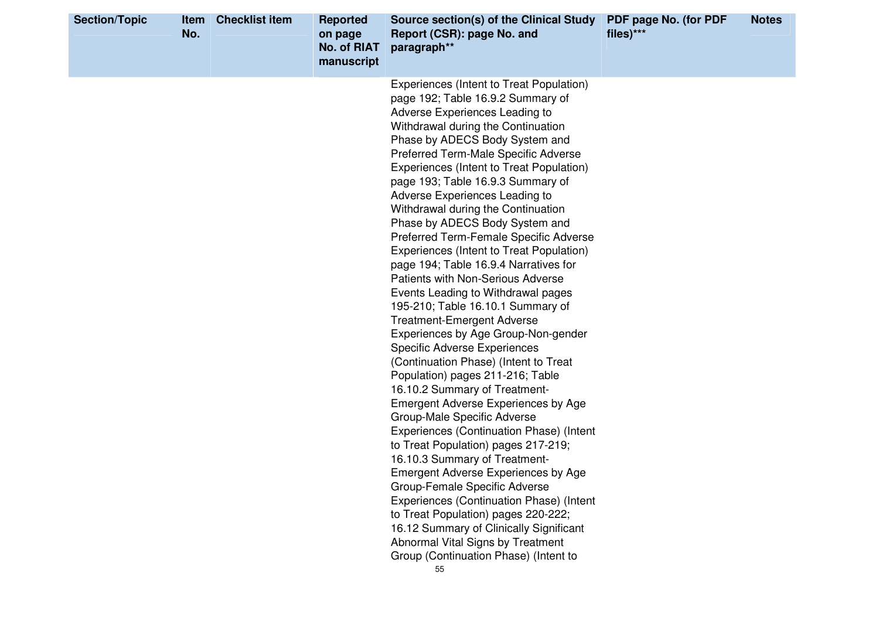| Section/Topic | Item No. | Checklist item | Reported on page No. of RIAT manuscript | Source section(s) of the Clinical Study Report (CSR): page No. and paragraph** | PDF page No. (for PDF files)*** | Notes |
|---|---|---|---|---|---|---|
| | | | | Experiences (Intent to Treat Population) page 192; Table 16.9.2 Summary of Adverse Experiences Leading to Withdrawal during the Continuation Phase by ADECS Body System and Preferred Term-Male Specific Adverse Experiences (Intent to Treat Population) page 193; Table 16.9.3 Summary of Adverse Experiences Leading to Withdrawal during the Continuation Phase by ADECS Body System and Preferred Term-Female Specific Adverse Experiences (Intent to Treat Population) page 194; Table 16.9.4 Narratives for Patients with Non-Serious Adverse Events Leading to Withdrawal pages 195-210; Table 16.10.1 Summary of Treatment-Emergent Adverse Experiences by Age Group-Non-gender Specific Adverse Experiences (Continuation Phase) (Intent to Treat Population) pages 211-216; Table 16.10.2 Summary of Treatment-Emergent Adverse Experiences by Age Group-Male Specific Adverse Experiences (Continuation Phase) (Intent to Treat Population) pages 217-219; 16.10.3 Summary of Treatment-Emergent Adverse Experiences by Age Group-Female Specific Adverse Experiences (Continuation Phase) (Intent to Treat Population) pages 220-222; 16.12 Summary of Clinically Significant Abnormal Vital Signs by Treatment Group (Continuation Phase) (Intent to | | |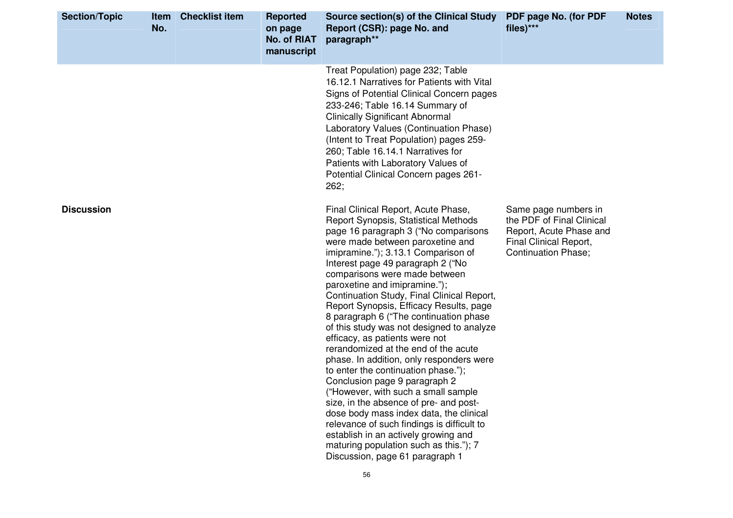| Section/Topic | Item No. | Checklist item | Reported on page No. of RIAT manuscript | Source section(s) of the Clinical Study Report (CSR): page No. and paragraph** | PDF page No. (for PDF files)*** | Notes |
|---|---|---|---|---|---|---|
| | | | | Treat Population) page 232; Table 16.12.1 Narratives for Patients with Vital Signs of Potential Clinical Concern pages 233-246; Table 16.14 Summary of Clinically Significant Abnormal Laboratory Values (Continuation Phase) (Intent to Treat Population) pages 259-260; Table 16.14.1 Narratives for Patients with Laboratory Values of Potential Clinical Concern pages 261-262; | | |
| **Discussion** | | | | Final Clinical Report, Acute Phase, Report Synopsis, Statistical Methods page 16 paragraph 3 ("No comparisons were made between paroxetine and imipramine."); 3.13.1 Comparison of Interest page 49 paragraph 2 ("No comparisons were made between paroxetine and imipramine."); Continuation Study, Final Clinical Report, Report Synopsis, Efficacy Results, page 8 paragraph 6 ("The continuation phase of this study was not designed to analyze efficacy, as patients were not rerandomized at the end of the acute phase. In addition, only responders were to enter the continuation phase."); Conclusion page 9 paragraph 2 ("However, with such a small sample size, in the absence of pre- and post-dose body mass index data, the clinical relevance of such findings is difficult to establish in an actively growing and maturing population such as this."); 7 Discussion, page 61 paragraph 1 | Same page numbers in the PDF of Final Clinical Report, Acute Phase and Final Clinical Report, Continuation Phase; | |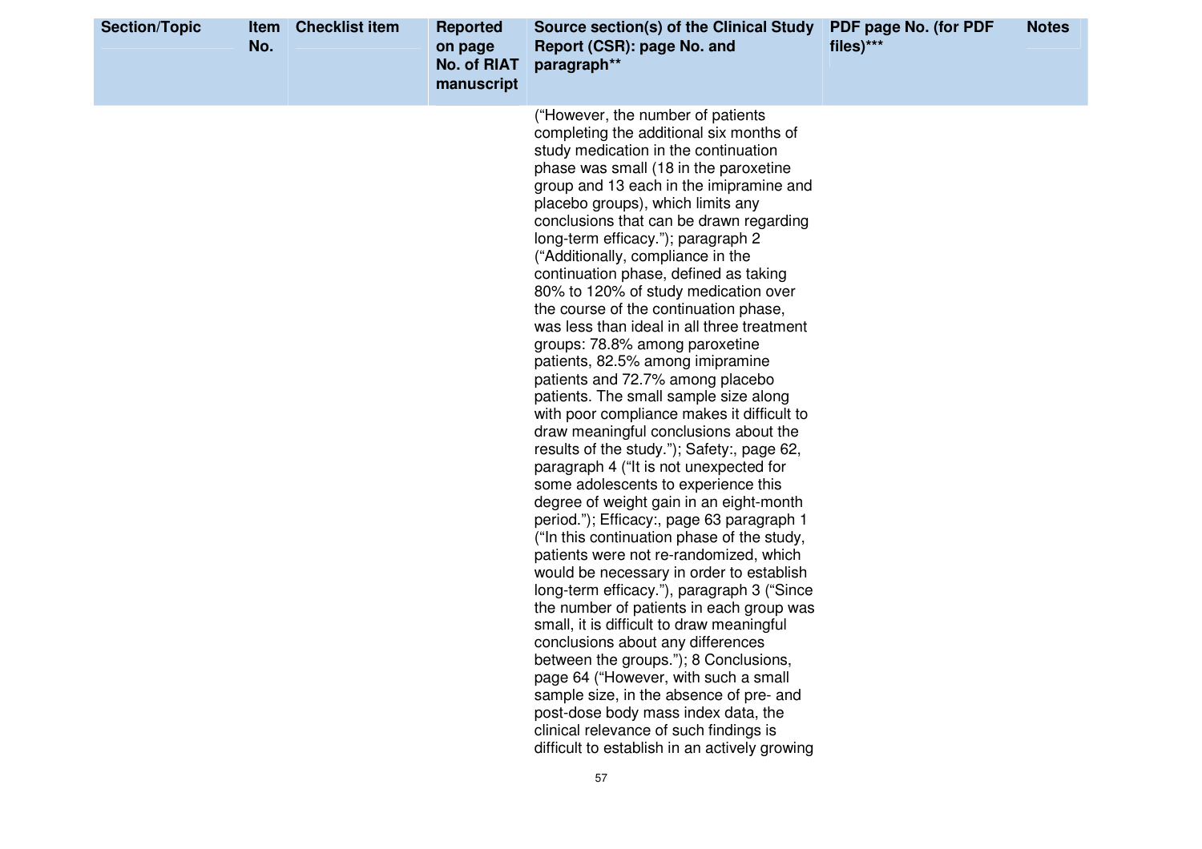| Section/Topic | Item No. | Checklist item | Reported on page No. of RIAT manuscript | Source section(s) of the Clinical Study Report (CSR): page No. and paragraph** | PDF page No. (for PDF files)*** | Notes |
|---|---|---|---|---|---|---|
| | | | | ("However, the number of patients completing the additional six months of study medication in the continuation phase was small (18 in the paroxetine group and 13 each in the imipramine and placebo groups), which limits any conclusions that can be drawn regarding long-term efficacy."); paragraph 2 ("Additionally, compliance in the continuation phase, defined as taking 80% to 120% of study medication over the course of the continuation phase, was less than ideal in all three treatment groups: 78.8% among paroxetine patients, 82.5% among imipramine patients and 72.7% among placebo patients. The small sample size along with poor compliance makes it difficult to draw meaningful conclusions about the results of the study."); Safety:, page 62, paragraph 4 ("It is not unexpected for some adolescents to experience this degree of weight gain in an eight-month period."); Efficacy:, page 63 paragraph 1 ("In this continuation phase of the study, patients were not re-randomized, which would be necessary in order to establish long-term efficacy."), paragraph 3 ("Since the number of patients in each group was small, it is difficult to draw meaningful conclusions about any differences between the groups."); 8 Conclusions, page 64 ("However, with such a small sample size, in the absence of pre- and post-dose body mass index data, the clinical relevance of such findings is difficult to establish in an actively growing | | |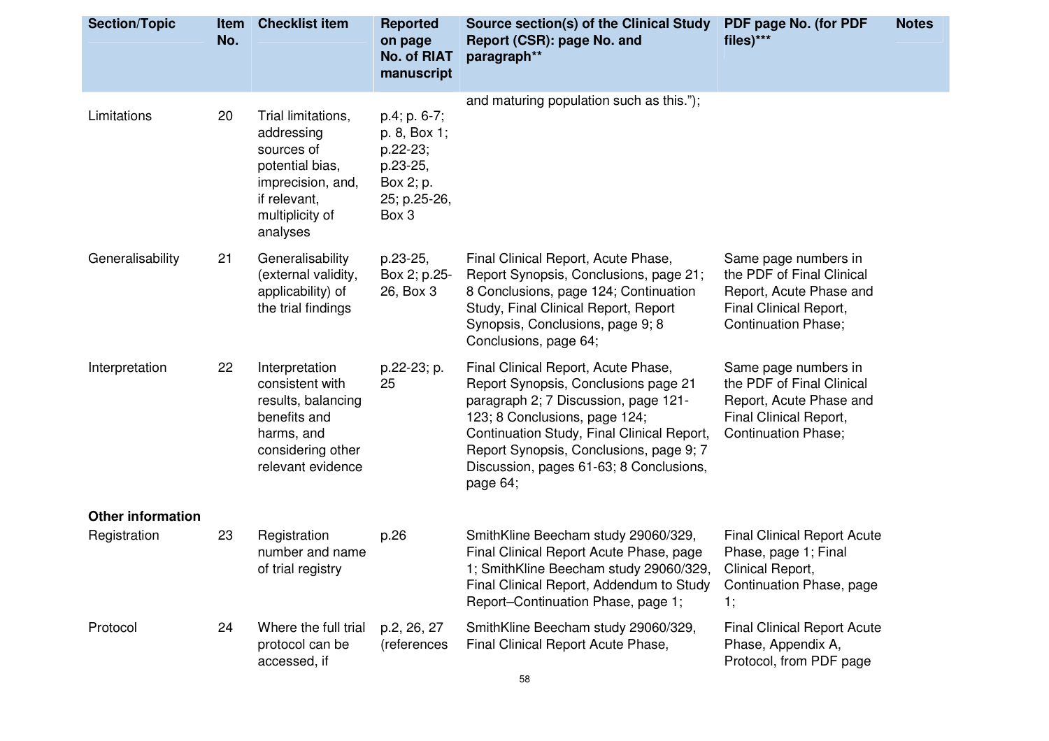| Section/Topic | Item No. | Checklist item | Reported on page No. of RIAT manuscript | Source section(s) of the Clinical Study Report (CSR): page No. and paragraph** | PDF page No. (for PDF files)*** | Notes |
|---|---|---|---|---|---|---|
| | | | | and maturing population such as this."); | | |
| Limitations | 20 | Trial limitations, addressing sources of potential bias, imprecision, and, if relevant, multiplicity of analyses | p.4; p. 6-7; p. 8, Box 1; p.22-23; p.23-25, Box 2; p. 25; p.25-26, Box 3 | | | |
| Generalisability | 21 | Generalisability (external validity, applicability) of the trial findings | p.23-25, Box 2; p.25-26, Box 3 | Final Clinical Report, Acute Phase, Report Synopsis, Conclusions, page 21; 8 Conclusions, page 124; Continuation Study, Final Clinical Report, Report Synopsis, Conclusions, page 9; 8 Conclusions, page 64; | Same page numbers in the PDF of Final Clinical Report, Acute Phase and Final Clinical Report, Continuation Phase; | |
| Interpretation | 22 | Interpretation consistent with results, balancing benefits and harms, and considering other relevant evidence | p.22-23; p. 25 | Final Clinical Report, Acute Phase, Report Synopsis, Conclusions page 21 paragraph 2; 7 Discussion, page 121-123; 8 Conclusions, page 124; Continuation Study, Final Clinical Report, Report Synopsis, Conclusions, page 9; 7 Discussion, pages 61-63; 8 Conclusions, page 64; | Same page numbers in the PDF of Final Clinical Report, Acute Phase and Final Clinical Report, Continuation Phase; | |
| **Other information** | | | | | | |
| Registration | 23 | Registration number and name of trial registry | p.26 | SmithKline Beecham study 29060/329, Final Clinical Report Acute Phase, page 1; SmithKline Beecham study 29060/329, Final Clinical Report, Addendum to Study Report–Continuation Phase, page 1; | Final Clinical Report Acute Phase, page 1; Final Clinical Report, Continuation Phase, page 1; | |
| Protocol | 24 | Where the full trial protocol can be accessed, if | p.2, 26, 27 (references | SmithKline Beecham study 29060/329, Final Clinical Report Acute Phase, | Final Clinical Report Acute Phase, Appendix A, Protocol, from PDF page | |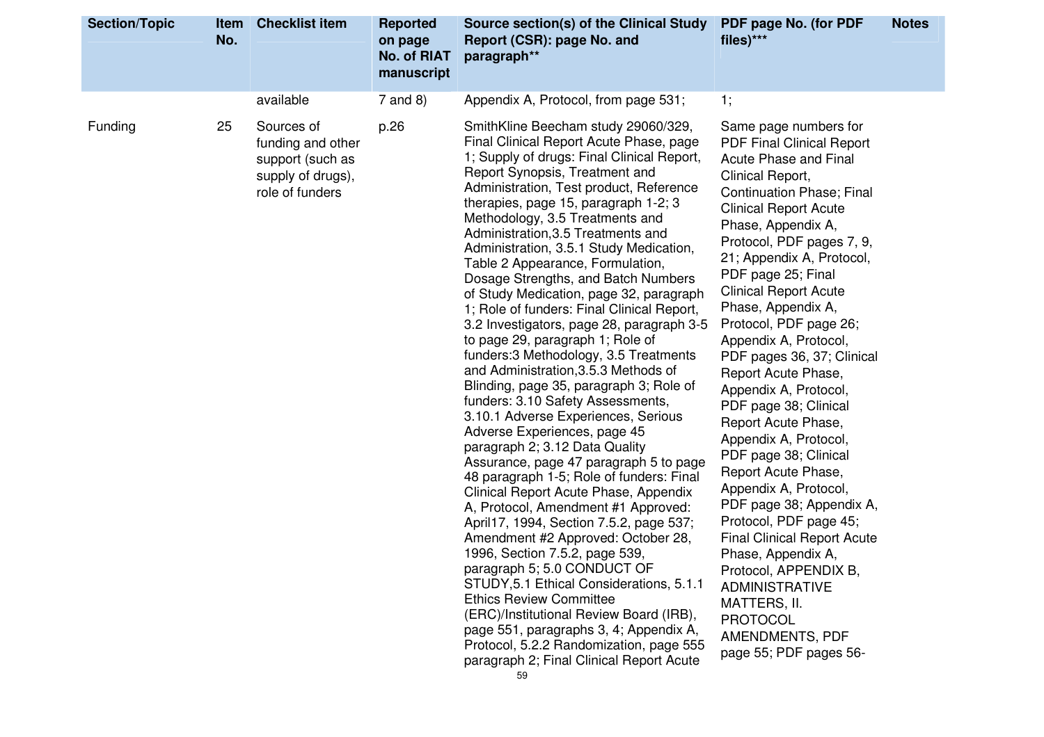| Section/Topic | Item No. | Checklist item | Reported on page No. of RIAT manuscript | Source section(s) of the Clinical Study Report (CSR): page No. and paragraph** | PDF page No. (for PDF files)*** | Notes |
|---|---|---|---|---|---|---|
| | | available | 7 and 8) | Appendix A, Protocol, from page 531; | 1; | |
| Funding | 25 | Sources of funding and other support (such as supply of drugs), role of funders | p.26 | SmithKline Beecham study 29060/329, Final Clinical Report Acute Phase, page 1; Supply of drugs: Final Clinical Report, Report Synopsis, Treatment and Administration, Test product, Reference therapies, page 15, paragraph 1-2; 3 Methodology, 3.5 Treatments and Administration,3.5 Treatments and Administration, 3.5.1 Study Medication, Table 2 Appearance, Formulation, Dosage Strengths, and Batch Numbers of Study Medication, page 32, paragraph 1; Role of funders: Final Clinical Report, 3.2 Investigators, page 28, paragraph 3-5 to page 29, paragraph 1; Role of funders:3 Methodology, 3.5 Treatments and Administration,3.5.3 Methods of Blinding, page 35, paragraph 3; Role of funders: 3.10 Safety Assessments, 3.10.1 Adverse Experiences, Serious Adverse Experiences, page 45 paragraph 2; 3.12 Data Quality Assurance, page 47 paragraph 5 to page 48 paragraph 1-5; Role of funders: Final Clinical Report Acute Phase, Appendix A, Protocol, Amendment #1 Approved: April17, 1994, Section 7.5.2, page 537; Amendment #2 Approved: October 28, 1996, Section 7.5.2, page 539, paragraph 5; 5.0 CONDUCT OF STUDY,5.1 Ethical Considerations, 5.1.1 Ethics Review Committee (ERC)/Institutional Review Board (IRB), page 551, paragraphs 3, 4; Appendix A, Protocol, 5.2.2 Randomization, page 555 paragraph 2; Final Clinical Report Acute | Same page numbers for PDF Final Clinical Report Acute Phase and Final Clinical Report, Continuation Phase; Final Clinical Report Acute Phase, Appendix A, Protocol, PDF pages 7, 9, 21; Appendix A, Protocol, PDF page 25; Final Clinical Report Acute Phase, Appendix A, Protocol, PDF page 26; Appendix A, Protocol, PDF pages 36, 37; Clinical Report Acute Phase, Appendix A, Protocol, PDF page 38; Clinical Report Acute Phase, Appendix A, Protocol, PDF page 38; Clinical Report Acute Phase, Appendix A, Protocol, PDF page 38; Appendix A, Protocol, PDF page 45; Final Clinical Report Acute Phase, Appendix A, Protocol, APPENDIX B, ADMINISTRATIVE MATTERS, II. PROTOCOL AMENDMENTS, PDF page 55; PDF pages 56- | |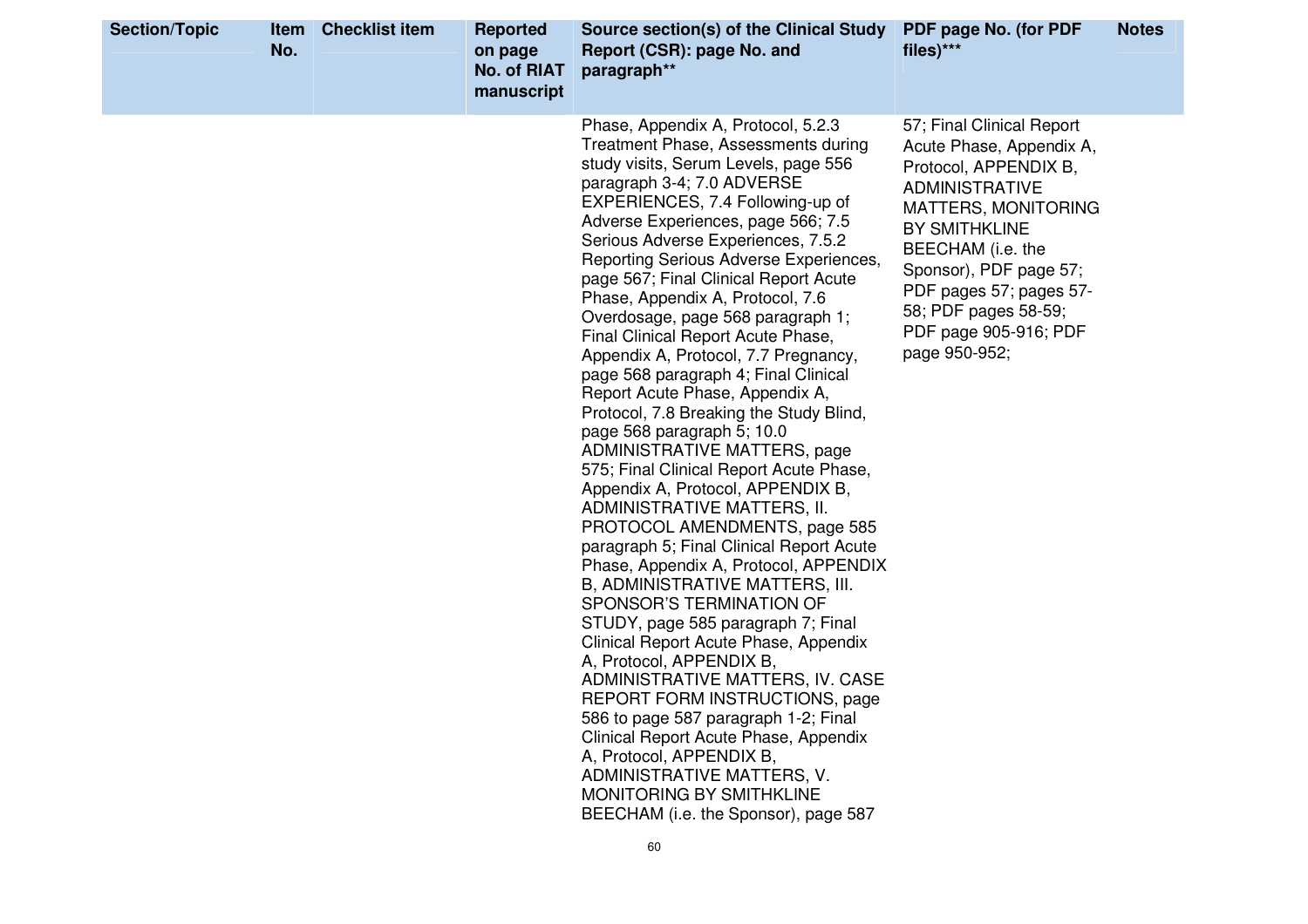| Section/Topic | Item No. | Checklist item | Reported on page No. of RIAT manuscript | Source section(s) of the Clinical Study Report (CSR): page No. and paragraph** | PDF page No. (for PDF files)*** | Notes |
|---|---|---|---|---|---|---|
| | | | | Phase, Appendix A, Protocol, 5.2.3 Treatment Phase, Assessments during study visits, Serum Levels, page 556 paragraph 3-4; 7.0 ADVERSE EXPERIENCES, 7.4 Following-up of Adverse Experiences, page 566; 7.5 Serious Adverse Experiences, 7.5.2 Reporting Serious Adverse Experiences, page 567; Final Clinical Report Acute Phase, Appendix A, Protocol, 7.6 Overdosage, page 568 paragraph 1; Final Clinical Report Acute Phase, Appendix A, Protocol, 7.7 Pregnancy, page 568 paragraph 4; Final Clinical Report Acute Phase, Appendix A, Protocol, 7.8 Breaking the Study Blind, page 568 paragraph 5; 10.0 ADMINISTRATIVE MATTERS, page 575; Final Clinical Report Acute Phase, Appendix A, Protocol, APPENDIX B, ADMINISTRATIVE MATTERS, II. PROTOCOL AMENDMENTS, page 585 paragraph 5; Final Clinical Report Acute Phase, Appendix A, Protocol, APPENDIX B, ADMINISTRATIVE MATTERS, III. SPONSOR'S TERMINATION OF STUDY, page 585 paragraph 7; Final Clinical Report Acute Phase, Appendix A, Protocol, APPENDIX B, ADMINISTRATIVE MATTERS, IV. CASE REPORT FORM INSTRUCTIONS, page 586 to page 587 paragraph 1-2; Final Clinical Report Acute Phase, Appendix A, Protocol, APPENDIX B, ADMINISTRATIVE MATTERS, V. MONITORING BY SMITHKLINE BEECHAM (i.e. the Sponsor), page 587 | 57; Final Clinical Report Acute Phase, Appendix A, Protocol, APPENDIX B, ADMINISTRATIVE MATTERS, MONITORING BY SMITHKLINE BEECHAM (i.e. the Sponsor), PDF page 57; PDF pages 57; pages 57-58; PDF pages 58-59; PDF page 905-916; PDF page 950-952; | |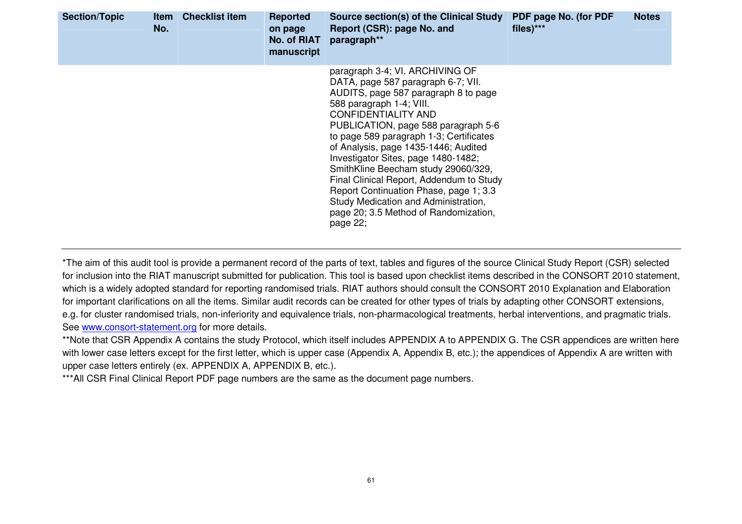| Section/Topic | Item No. | Checklist item | Reported on page No. of RIAT manuscript | Source section(s) of the Clinical Study Report (CSR): page No. and paragraph** | PDF page No. (for PDF files)*** | Notes |
|---|---|---|---|---|---|---|
| | | | | paragraph 3-4; VI. ARCHIVING OF DATA, page 587 paragraph 6-7; VII. AUDITS, page 587 paragraph 8 to page 588 paragraph 1-4; VIII. CONFIDENTIALITY AND PUBLICATION, page 588 paragraph 5-6 to page 589 paragraph 1-3; Certificates of Analysis, page 1435-1446; Audited Investigator Sites, page 1480-1482; SmithKline Beecham study 29060/329, Final Clinical Report, Addendum to Study Report Continuation Phase, page 1; 3.3 Study Medication and Administration, page 20; 3.5 Method of Randomization, page 22; | | |

*The aim of this audit tool is provide a permanent record of the parts of text, tables and figures of the source Clinical Study Report (CSR) selected for inclusion into the RIAT manuscript submitted for publication. This tool is based upon checklist items described in the CONSORT 2010 statement, which is a widely adopted standard for reporting randomised trials. RIAT authors should consult the CONSORT 2010 Explanation and Elaboration for important clarifications on all the items. Similar audit records can be created for other types of trials by adapting other CONSORT extensions, e.g. for cluster randomised trials, non-inferiority and equivalence trials, non-pharmacological treatments, herbal interventions, and pragmatic trials. See www.consort-statement.org for more details.

**Note that CSR Appendix A contains the study Protocol, which itself includes APPENDIX A to APPENDIX G. The CSR appendices are written here with lower case letters except for the first letter, which is upper case (Appendix A, Appendix B, etc.); the appendices of Appendix A are written with upper case letters entirely (ex. APPENDIX A, APPENDIX B, etc.).

***All CSR Final Clinical Report PDF page numbers are the same as the document page numbers.